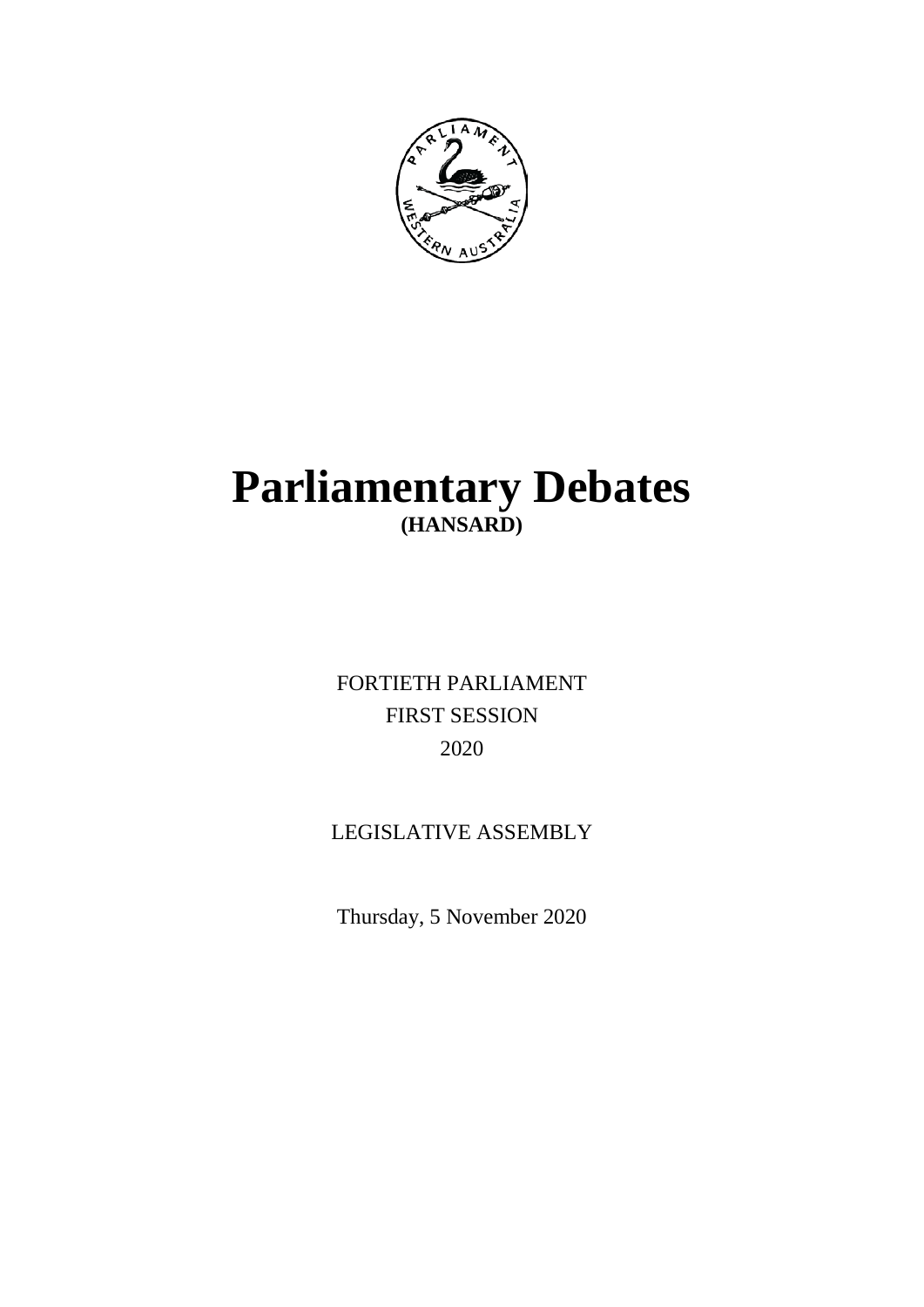# Parliamentary Debates

**(HANSARD)**

FORTIETH PARLIAMENT

FIRST SESSION

2020

LEGISLATIVE ASSEMBLY

Thursday, 5 November 2020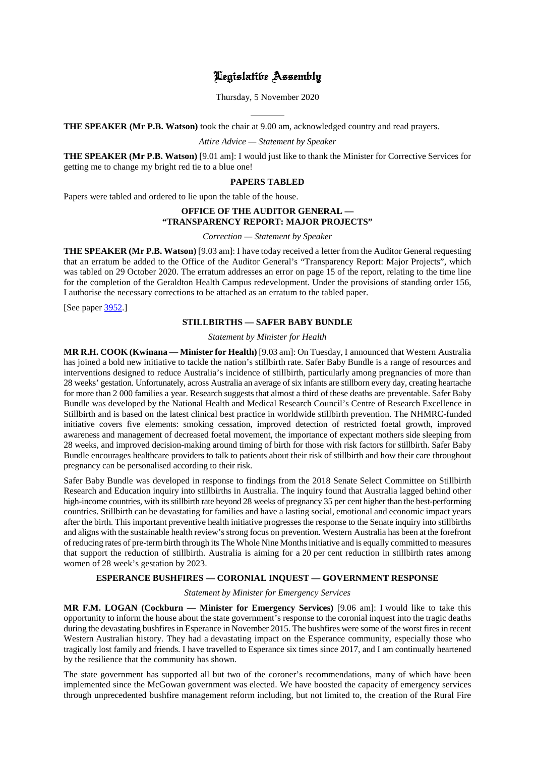# Legislative Assembly

Thursday, 5 November 2020

**THE SPEAKER (Mr P.B. Watson)** took the chair at 9.00 am, acknowledged country and read prayers.

*Attire Advice — Statement by Speaker*

**THE SPEAKER (Mr P.B. Watson)** [9.01 am]: I would just like to thank the Minister for Corrective Services for getting me to change my bright red tie to a blue one!

## PAPERS TABLED

Papers were tabled and ordered to lie upon the table of the house.

## OFFICE OF THE AUDITOR GENERAL — "TRANSPARENCY REPORT: MAJOR PROJECTS"

*Correction — Statement by Speaker*

**THE SPEAKER (Mr P.B. Watson)** [9.03 am]: I have today received a letter from the Auditor General requesting that an erratum be added to the Office of the Auditor General's "Transparency Report: Major Projects", which was tabled on 29 October 2020. The erratum addresses an error on page 15 of the report, relating to the time line for the completion of the Geraldton Health Campus redevelopment. Under the provisions of standing order 156, I authorise the necessary corrections to be attached as an erratum to the tabled paper.

[See paper 3952.]

## STILLBIRTHS — SAFER BABY BUNDLE

*Statement by Minister for Health*

**MR R.H. COOK (Kwinana — Minister for Health)** [9.03 am]: On Tuesday, I announced that Western Australia has joined a bold new initiative to tackle the nation's stillbirth rate. Safer Baby Bundle is a range of resources and interventions designed to reduce Australia's incidence of stillbirth, particularly among pregnancies of more than 28 weeks' gestation. Unfortunately, across Australia an average of six infants are stillborn every day, creating heartache for more than 2 000 families a year. Research suggests that almost a third of these deaths are preventable. Safer Baby Bundle was developed by the National Health and Medical Research Council's Centre of Research Excellence in Stillbirth and is based on the latest clinical best practice in worldwide stillbirth prevention. The NHMRC-funded initiative covers five elements: smoking cessation, improved detection of restricted foetal growth, improved awareness and management of decreased foetal movement, the importance of expectant mothers side sleeping from 28 weeks, and improved decision-making around timing of birth for those with risk factors for stillbirth. Safer Baby Bundle encourages healthcare providers to talk to patients about their risk of stillbirth and how their care throughout pregnancy can be personalised according to their risk.

Safer Baby Bundle was developed in response to findings from the 2018 Senate Select Committee on Stillbirth Research and Education inquiry into stillbirths in Australia. The inquiry found that Australia lagged behind other high-income countries, with its stillbirth rate beyond 28 weeks of pregnancy 35 per cent higher than the best-performing countries. Stillbirth can be devastating for families and have a lasting social, emotional and economic impact years after the birth. This important preventive health initiative progresses the response to the Senate inquiry into stillbirths and aligns with the sustainable health review's strong focus on prevention. Western Australia has been at the forefront of reducing rates of pre-term birth through its The Whole Nine Months initiative and is equally committed to measures that support the reduction of stillbirth. Australia is aiming for a 20 per cent reduction in stillbirth rates among women of 28 week's gestation by 2023.

## ESPERANCE BUSHFIRES — CORONIAL INQUEST — GOVERNMENT RESPONSE

*Statement by Minister for Emergency Services*

**MR F.M. LOGAN (Cockburn — Minister for Emergency Services)** [9.06 am]: I would like to take this opportunity to inform the house about the state government's response to the coronial inquest into the tragic deaths during the devastating bushfires in Esperance in November 2015. The bushfires were some of the worst fires in recent Western Australian history. They had a devastating impact on the Esperance community, especially those who tragically lost family and friends. I have travelled to Esperance six times since 2017, and I am continually heartened by the resilience that the community has shown.

The state government has supported all but two of the coroner's recommendations, many of which have been implemented since the McGowan government was elected. We have boosted the capacity of emergency services through unprecedented bushfire management reform including, but not limited to, the creation of the Rural Fire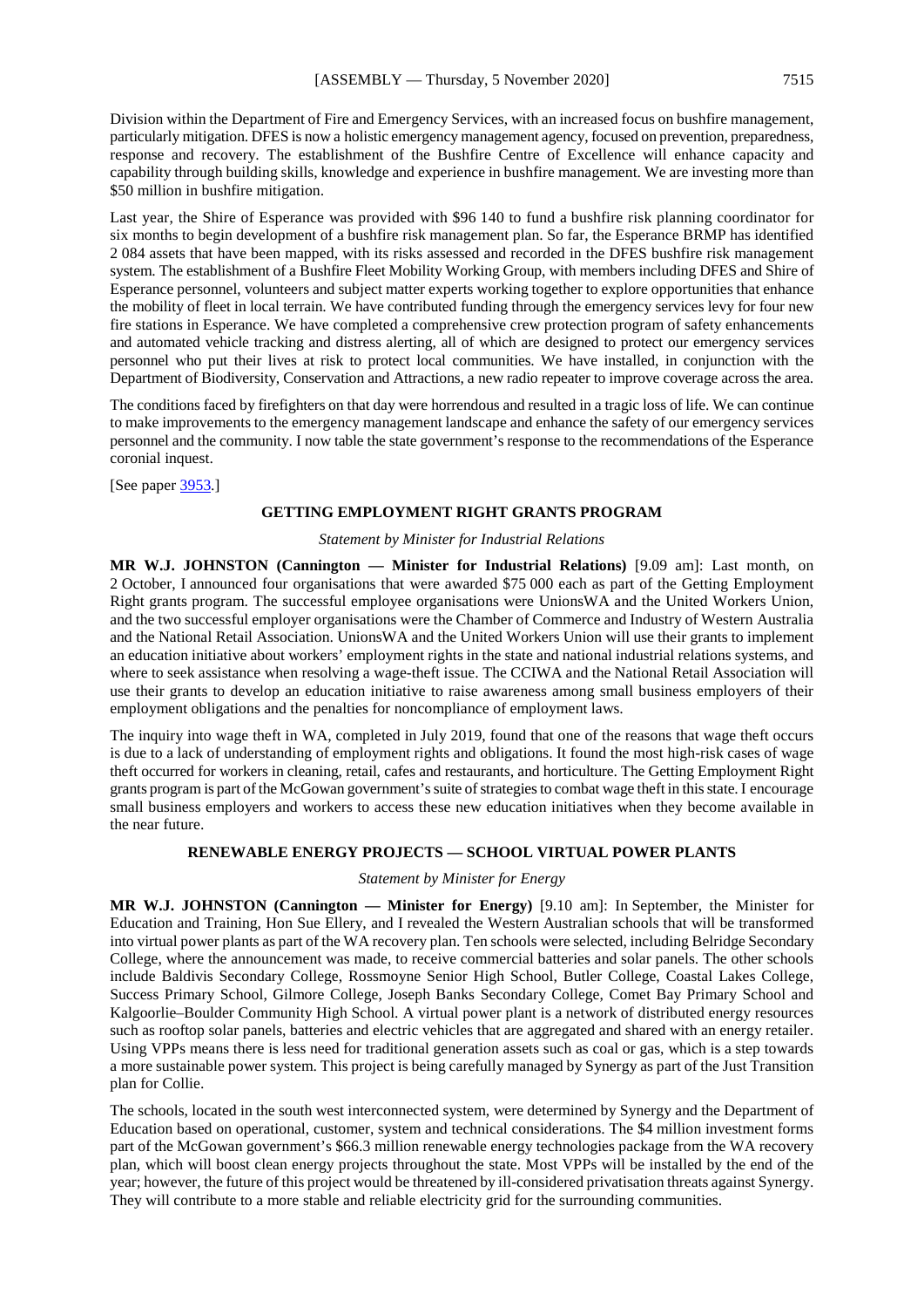Division within the Department of Fire and Emergency Services, with an increased focus on bushfire management, particularly mitigation. DFES is now a holistic emergency management agency, focused on prevention, preparedness, response and recovery. The establishment of the Bushfire Centre of Excellence will enhance capacity and capability through building skills, knowledge and experience in bushfire management. We are investing more than $50 million in bushfire mitigation.

Last year, the Shire of Esperance was provided with $96 140 to fund a bushfire risk planning coordinator for six months to begin development of a bushfire risk management plan. So far, the Esperance BRMP has identified 2 084 assets that have been mapped, with its risks assessed and recorded in the DFES bushfire risk management system. The establishment of a Bushfire Fleet Mobility Working Group, with members including DFES and Shire of Esperance personnel, volunteers and subject matter experts working together to explore opportunities that enhance the mobility of fleet in local terrain. We have contributed funding through the emergency services levy for four new fire stations in Esperance. We have completed a comprehensive crew protection program of safety enhancements and automated vehicle tracking and distress alerting, all of which are designed to protect our emergency services personnel who put their lives at risk to protect local communities. We have installed, in conjunction with the Department of Biodiversity, Conservation and Attractions, a new radio repeater to improve coverage across the area.

The conditions faced by firefighters on that day were horrendous and resulted in a tragic loss of life. We can continue to make improvements to the emergency management landscape and enhance the safety of our emergency services personnel and the community. I now table the state government's response to the recommendations of the Esperance coronial inquest.

[See paper 3953.]

## GETTING EMPLOYMENT RIGHT GRANTS PROGRAM

*Statement by Minister for Industrial Relations*

**MR W.J. JOHNSTON (Cannington — Minister for Industrial Relations)** [9.09 am]: Last month, on 2 October, I announced four organisations that were awarded $75 000 each as part of the Getting Employment Right grants program. The successful employee organisations were UnionsWA and the United Workers Union, and the two successful employer organisations were the Chamber of Commerce and Industry of Western Australia and the National Retail Association. UnionsWA and the United Workers Union will use their grants to implement an education initiative about workers' employment rights in the state and national industrial relations systems, and where to seek assistance when resolving a wage-theft issue. The CCIWA and the National Retail Association will use their grants to develop an education initiative to raise awareness among small business employers of their employment obligations and the penalties for noncompliance of employment laws.

The inquiry into wage theft in WA, completed in July 2019, found that one of the reasons that wage theft occurs is due to a lack of understanding of employment rights and obligations. It found the most high-risk cases of wage theft occurred for workers in cleaning, retail, cafes and restaurants, and horticulture. The Getting Employment Right grants program is part of the McGowan government's suite of strategies to combat wage theft in this state. I encourage small business employers and workers to access these new education initiatives when they become available in the near future.

## RENEWABLE ENERGY PROJECTS — SCHOOL VIRTUAL POWER PLANTS

*Statement by Minister for Energy*

**MR W.J. JOHNSTON (Cannington — Minister for Energy)** [9.10 am]: In September, the Minister for Education and Training, Hon Sue Ellery, and I revealed the Western Australian schools that will be transformed into virtual power plants as part of the WA recovery plan. Ten schools were selected, including Belridge Secondary College, where the announcement was made, to receive commercial batteries and solar panels. The other schools include Baldivis Secondary College, Rossmoyne Senior High School, Butler College, Coastal Lakes College, Success Primary School, Gilmore College, Joseph Banks Secondary College, Comet Bay Primary School and Kalgoorlie–Boulder Community High School. A virtual power plant is a network of distributed energy resources such as rooftop solar panels, batteries and electric vehicles that are aggregated and shared with an energy retailer. Using VPPs means there is less need for traditional generation assets such as coal or gas, which is a step towards a more sustainable power system. This project is being carefully managed by Synergy as part of the Just Transition plan for Collie.

The schools, located in the south west interconnected system, were determined by Synergy and the Department of Education based on operational, customer, system and technical considerations. The $4 million investment forms part of the McGowan government's $66.3 million renewable energy technologies package from the WA recovery plan, which will boost clean energy projects throughout the state. Most VPPs will be installed by the end of the year; however, the future of this project would be threatened by ill-considered privatisation threats against Synergy. They will contribute to a more stable and reliable electricity grid for the surrounding communities.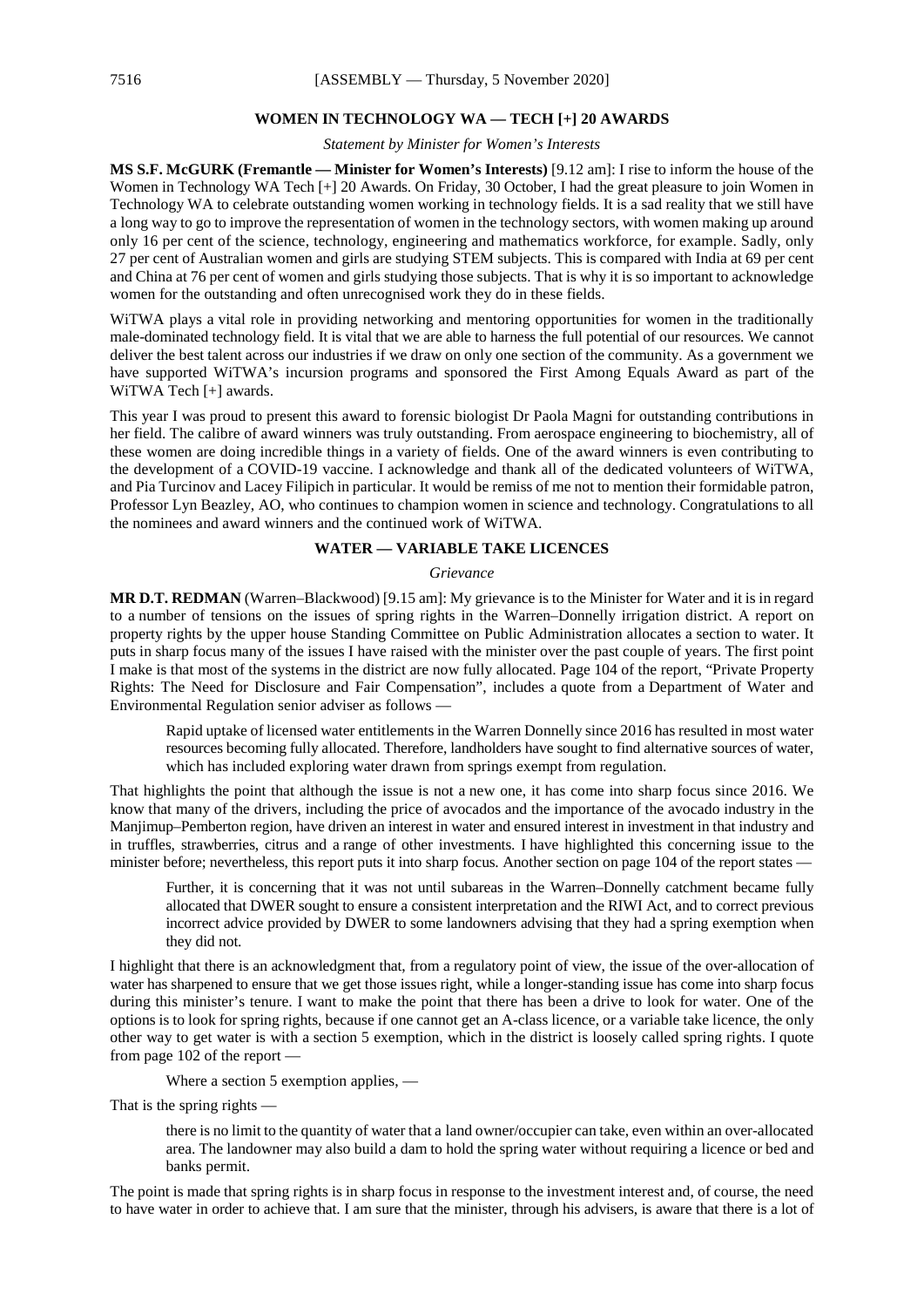## WOMEN IN TECHNOLOGY WA — TECH [+] 20 AWARDS

*Statement by Minister for Women's Interests*

**MS S.F. McGURK (Fremantle — Minister for Women's Interests)** [9.12 am]: I rise to inform the house of the Women in Technology WA Tech [+] 20 Awards. On Friday, 30 October, I had the great pleasure to join Women in Technology WA to celebrate outstanding women working in technology fields. It is a sad reality that we still have a long way to go to improve the representation of women in the technology sectors, with women making up around only 16 per cent of the science, technology, engineering and mathematics workforce, for example. Sadly, only 27 per cent of Australian women and girls are studying STEM subjects. This is compared with India at 69 per cent and China at 76 per cent of women and girls studying those subjects. That is why it is so important to acknowledge women for the outstanding and often unrecognised work they do in these fields.

WiTWA plays a vital role in providing networking and mentoring opportunities for women in the traditionally male-dominated technology field. It is vital that we are able to harness the full potential of our resources. We cannot deliver the best talent across our industries if we draw on only one section of the community. As a government we have supported WiTWA's incursion programs and sponsored the First Among Equals Award as part of the WiTWA Tech [+] awards.

This year I was proud to present this award to forensic biologist Dr Paola Magni for outstanding contributions in her field. The calibre of award winners was truly outstanding. From aerospace engineering to biochemistry, all of these women are doing incredible things in a variety of fields. One of the award winners is even contributing to the development of a COVID-19 vaccine. I acknowledge and thank all of the dedicated volunteers of WiTWA, and Pia Turcinov and Lacey Filipich in particular. It would be remiss of me not to mention their formidable patron, Professor Lyn Beazley, AO, who continues to champion women in science and technology. Congratulations to all the nominees and award winners and the continued work of WiTWA.

## WATER — VARIABLE TAKE LICENCES

*Grievance*

**MR D.T. REDMAN** (Warren–Blackwood) [9.15 am]: My grievance is to the Minister for Water and it is in regard to a number of tensions on the issues of spring rights in the Warren–Donnelly irrigation district. A report on property rights by the upper house Standing Committee on Public Administration allocates a section to water. It puts in sharp focus many of the issues I have raised with the minister over the past couple of years. The first point I make is that most of the systems in the district are now fully allocated. Page 104 of the report, "Private Property Rights: The Need for Disclosure and Fair Compensation", includes a quote from a Department of Water and Environmental Regulation senior adviser as follows —

> Rapid uptake of licensed water entitlements in the Warren Donnelly since 2016 has resulted in most water resources becoming fully allocated. Therefore, landholders have sought to find alternative sources of water, which has included exploring water drawn from springs exempt from regulation.

That highlights the point that although the issue is not a new one, it has come into sharp focus since 2016. We know that many of the drivers, including the price of avocados and the importance of the avocado industry in the Manjimup–Pemberton region, have driven an interest in water and ensured interest in investment in that industry and in truffles, strawberries, citrus and a range of other investments. I have highlighted this concerning issue to the minister before; nevertheless, this report puts it into sharp focus. Another section on page 104 of the report states —

> Further, it is concerning that it was not until subareas in the Warren–Donnelly catchment became fully allocated that DWER sought to ensure a consistent interpretation and the RIWI Act, and to correct previous incorrect advice provided by DWER to some landowners advising that they had a spring exemption when they did not.

I highlight that there is an acknowledgment that, from a regulatory point of view, the issue of the over-allocation of water has sharpened to ensure that we get those issues right, while a longer-standing issue has come into sharp focus during this minister's tenure. I want to make the point that there has been a drive to look for water. One of the options is to look for spring rights, because if one cannot get an A-class licence, or a variable take licence, the only other way to get water is with a section 5 exemption, which in the district is loosely called spring rights. I quote from page 102 of the report —

> Where a section 5 exemption applies, —

That is the spring rights —

> there is no limit to the quantity of water that a land owner/occupier can take, even within an over-allocated area. The landowner may also build a dam to hold the spring water without requiring a licence or bed and banks permit.

The point is made that spring rights is in sharp focus in response to the investment interest and, of course, the need to have water in order to achieve that. I am sure that the minister, through his advisers, is aware that there is a lot of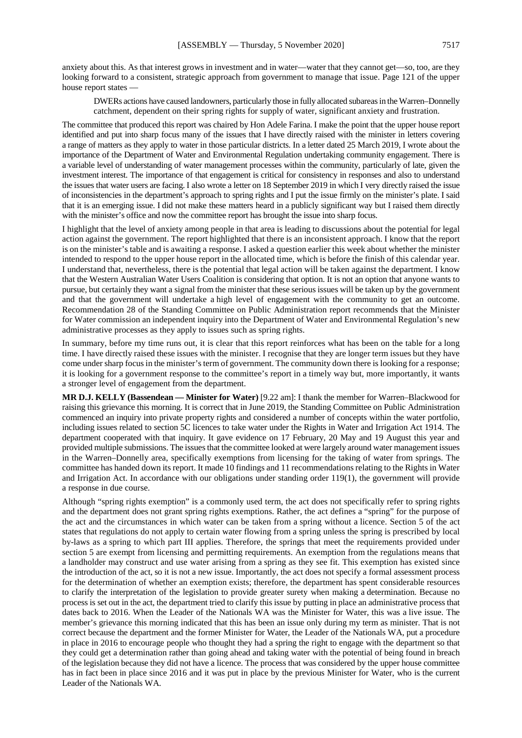anxiety about this. As that interest grows in investment and in water—water that they cannot get—so, too, are they looking forward to a consistent, strategic approach from government to manage that issue. Page 121 of the upper house report states —

> DWERs actions have caused landowners, particularly those in fully allocated subareas in the Warren–Donnelly catchment, dependent on their spring rights for supply of water, significant anxiety and frustration.

The committee that produced this report was chaired by Hon Adele Farina. I make the point that the upper house report identified and put into sharp focus many of the issues that I have directly raised with the minister in letters covering a range of matters as they apply to water in those particular districts. In a letter dated 25 March 2019, I wrote about the importance of the Department of Water and Environmental Regulation undertaking community engagement. There is a variable level of understanding of water management processes within the community, particularly of late, given the investment interest. The importance of that engagement is critical for consistency in responses and also to understand the issues that water users are facing. I also wrote a letter on 18 September 2019 in which I very directly raised the issue of inconsistencies in the department's approach to spring rights and I put the issue firmly on the minister's plate. I said that it is an emerging issue. I did not make these matters heard in a publicly significant way but I raised them directly with the minister's office and now the committee report has brought the issue into sharp focus.

I highlight that the level of anxiety among people in that area is leading to discussions about the potential for legal action against the government. The report highlighted that there is an inconsistent approach. I know that the report is on the minister's table and is awaiting a response. I asked a question earlier this week about whether the minister intended to respond to the upper house report in the allocated time, which is before the finish of this calendar year. I understand that, nevertheless, there is the potential that legal action will be taken against the department. I know that the Western Australian Water Users Coalition is considering that option. It is not an option that anyone wants to pursue, but certainly they want a signal from the minister that these serious issues will be taken up by the government and that the government will undertake a high level of engagement with the community to get an outcome. Recommendation 28 of the Standing Committee on Public Administration report recommends that the Minister for Water commission an independent inquiry into the Department of Water and Environmental Regulation's new administrative processes as they apply to issues such as spring rights.

In summary, before my time runs out, it is clear that this report reinforces what has been on the table for a long time. I have directly raised these issues with the minister. I recognise that they are longer term issues but they have come under sharp focus in the minister's term of government. The community down there is looking for a response; it is looking for a government response to the committee's report in a timely way but, more importantly, it wants a stronger level of engagement from the department.

**MR D.J. KELLY (Bassendean — Minister for Water)** [9.22 am]: I thank the member for Warren–Blackwood for raising this grievance this morning. It is correct that in June 2019, the Standing Committee on Public Administration commenced an inquiry into private property rights and considered a number of concepts within the water portfolio, including issues related to section 5C licences to take water under the Rights in Water and Irrigation Act 1914. The department cooperated with that inquiry. It gave evidence on 17 February, 20 May and 19 August this year and provided multiple submissions. The issues that the committee looked at were largely around water management issues in the Warren–Donnelly area, specifically exemptions from licensing for the taking of water from springs. The committee has handed down its report. It made 10 findings and 11 recommendations relating to the Rights in Water and Irrigation Act. In accordance with our obligations under standing order 119(1), the government will provide a response in due course.

Although "spring rights exemption" is a commonly used term, the act does not specifically refer to spring rights and the department does not grant spring rights exemptions. Rather, the act defines a "spring" for the purpose of the act and the circumstances in which water can be taken from a spring without a licence. Section 5 of the act states that regulations do not apply to certain water flowing from a spring unless the spring is prescribed by local by-laws as a spring to which part III applies. Therefore, the springs that meet the requirements provided under section 5 are exempt from licensing and permitting requirements. An exemption from the regulations means that a landholder may construct and use water arising from a spring as they see fit. This exemption has existed since the introduction of the act, so it is not a new issue. Importantly, the act does not specify a formal assessment process for the determination of whether an exemption exists; therefore, the department has spent considerable resources to clarify the interpretation of the legislation to provide greater surety when making a determination. Because no process is set out in the act, the department tried to clarify this issue by putting in place an administrative process that dates back to 2016. When the Leader of the Nationals WA was the Minister for Water, this was a live issue. The member's grievance this morning indicated that this has been an issue only during my term as minister. That is not correct because the department and the former Minister for Water, the Leader of the Nationals WA, put a procedure in place in 2016 to encourage people who thought they had a spring the right to engage with the department so that they could get a determination rather than going ahead and taking water with the potential of being found in breach of the legislation because they did not have a licence. The process that was considered by the upper house committee has in fact been in place since 2016 and it was put in place by the previous Minister for Water, who is the current Leader of the Nationals WA.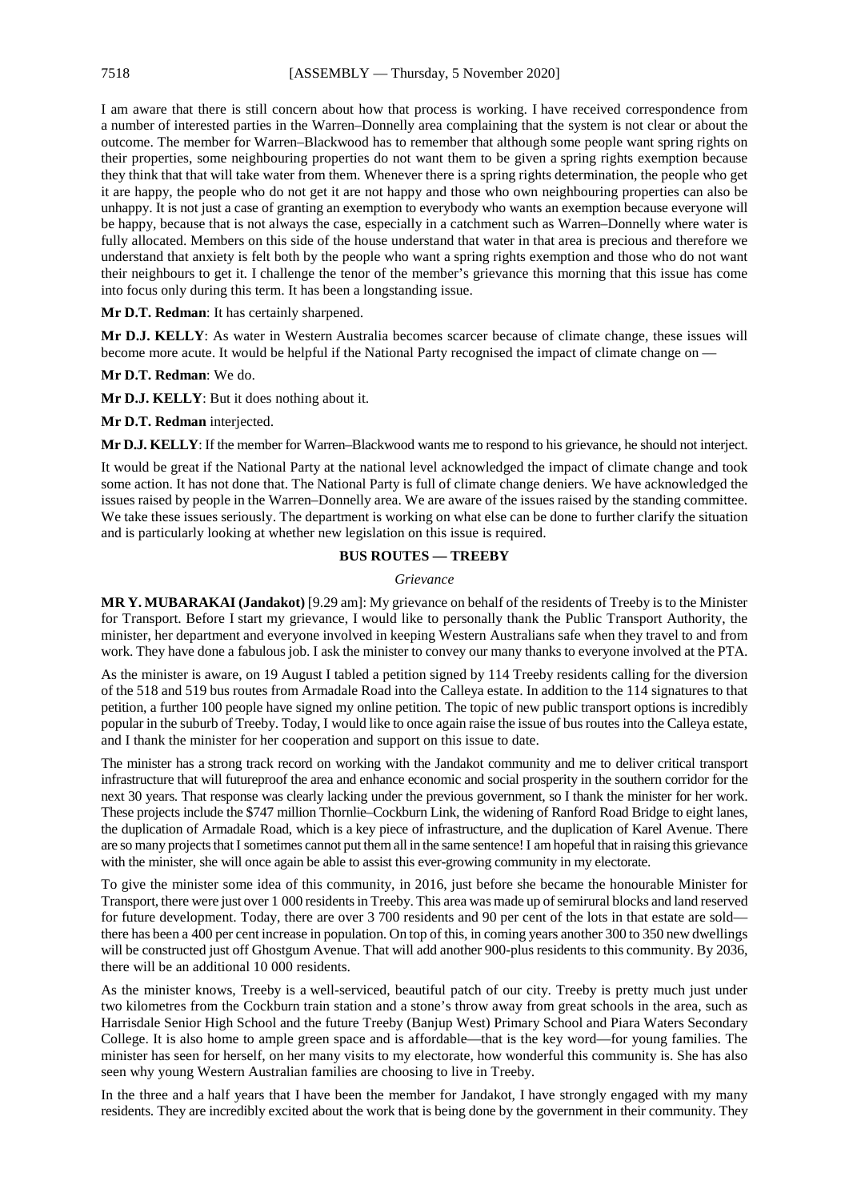I am aware that there is still concern about how that process is working. I have received correspondence from a number of interested parties in the Warren–Donnelly area complaining that the system is not clear or about the outcome. The member for Warren–Blackwood has to remember that although some people want spring rights on their properties, some neighbouring properties do not want them to be given a spring rights exemption because they think that that will take water from them. Whenever there is a spring rights determination, the people who get it are happy, the people who do not get it are not happy and those who own neighbouring properties can also be unhappy. It is not just a case of granting an exemption to everybody who wants an exemption because everyone will be happy, because that is not always the case, especially in a catchment such as Warren–Donnelly where water is fully allocated. Members on this side of the house understand that water in that area is precious and therefore we understand that anxiety is felt both by the people who want a spring rights exemption and those who do not want their neighbours to get it. I challenge the tenor of the member's grievance this morning that this issue has come into focus only during this term. It has been a longstanding issue.

**Mr D.T. Redman**: It has certainly sharpened.

**Mr D.J. KELLY**: As water in Western Australia becomes scarcer because of climate change, these issues will become more acute. It would be helpful if the National Party recognised the impact of climate change on —

**Mr D.T. Redman**: We do.

**Mr D.J. KELLY**: But it does nothing about it.

**Mr D.T. Redman** interjected.

**Mr D.J. KELLY**: If the member for Warren–Blackwood wants me to respond to his grievance, he should not interject.

It would be great if the National Party at the national level acknowledged the impact of climate change and took some action. It has not done that. The National Party is full of climate change deniers. We have acknowledged the issues raised by people in the Warren–Donnelly area. We are aware of the issues raised by the standing committee. We take these issues seriously. The department is working on what else can be done to further clarify the situation and is particularly looking at whether new legislation on this issue is required.

## BUS ROUTES — TREEBY

*Grievance*

**MR Y. MUBARAKAI (Jandakot)** [9.29 am]: My grievance on behalf of the residents of Treeby is to the Minister for Transport. Before I start my grievance, I would like to personally thank the Public Transport Authority, the minister, her department and everyone involved in keeping Western Australians safe when they travel to and from work. They have done a fabulous job. I ask the minister to convey our many thanks to everyone involved at the PTA.

As the minister is aware, on 19 August I tabled a petition signed by 114 Treeby residents calling for the diversion of the 518 and 519 bus routes from Armadale Road into the Calleya estate. In addition to the 114 signatures to that petition, a further 100 people have signed my online petition. The topic of new public transport options is incredibly popular in the suburb of Treeby. Today, I would like to once again raise the issue of bus routes into the Calleya estate, and I thank the minister for her cooperation and support on this issue to date.

The minister has a strong track record on working with the Jandakot community and me to deliver critical transport infrastructure that will futureproof the area and enhance economic and social prosperity in the southern corridor for the next 30 years. That response was clearly lacking under the previous government, so I thank the minister for her work. These projects include the $747 million Thornlie–Cockburn Link, the widening of Ranford Road Bridge to eight lanes, the duplication of Armadale Road, which is a key piece of infrastructure, and the duplication of Karel Avenue. There are so many projects that I sometimes cannot put them all in the same sentence! I am hopeful that in raising this grievance with the minister, she will once again be able to assist this ever-growing community in my electorate.

To give the minister some idea of this community, in 2016, just before she became the honourable Minister for Transport, there were just over 1 000 residents in Treeby. This area was made up of semirural blocks and land reserved for future development. Today, there are over 3 700 residents and 90 per cent of the lots in that estate are sold—there has been a 400 per cent increase in population. On top of this, in coming years another 300 to 350 new dwellings will be constructed just off Ghostgum Avenue. That will add another 900-plus residents to this community. By 2036, there will be an additional 10 000 residents.

As the minister knows, Treeby is a well-serviced, beautiful patch of our city. Treeby is pretty much just under two kilometres from the Cockburn train station and a stone's throw away from great schools in the area, such as Harrisdale Senior High School and the future Treeby (Banjup West) Primary School and Piara Waters Secondary College. It is also home to ample green space and is affordable—that is the key word—for young families. The minister has seen for herself, on her many visits to my electorate, how wonderful this community is. She has also seen why young Western Australian families are choosing to live in Treeby.

In the three and a half years that I have been the member for Jandakot, I have strongly engaged with my many residents. They are incredibly excited about the work that is being done by the government in their community. They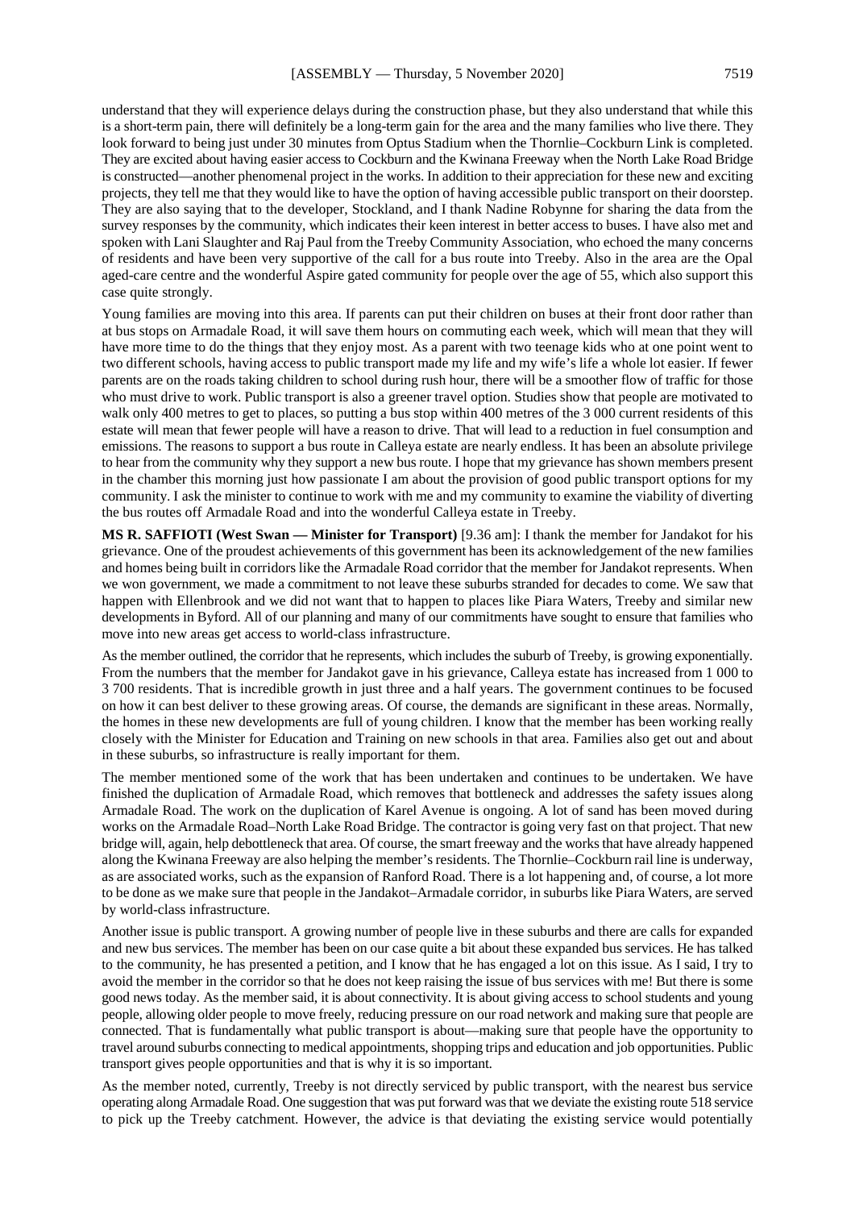understand that they will experience delays during the construction phase, but they also understand that while this is a short-term pain, there will definitely be a long-term gain for the area and the many families who live there. They look forward to being just under 30 minutes from Optus Stadium when the Thornlie–Cockburn Link is completed. They are excited about having easier access to Cockburn and the Kwinana Freeway when the North Lake Road Bridge is constructed—another phenomenal project in the works. In addition to their appreciation for these new and exciting projects, they tell me that they would like to have the option of having accessible public transport on their doorstep. They are also saying that to the developer, Stockland, and I thank Nadine Robynne for sharing the data from the survey responses by the community, which indicates their keen interest in better access to buses. I have also met and spoken with Lani Slaughter and Raj Paul from the Treeby Community Association, who echoed the many concerns of residents and have been very supportive of the call for a bus route into Treeby. Also in the area are the Opal aged-care centre and the wonderful Aspire gated community for people over the age of 55, which also support this case quite strongly.

Young families are moving into this area. If parents can put their children on buses at their front door rather than at bus stops on Armadale Road, it will save them hours on commuting each week, which will mean that they will have more time to do the things that they enjoy most. As a parent with two teenage kids who at one point went to two different schools, having access to public transport made my life and my wife's life a whole lot easier. If fewer parents are on the roads taking children to school during rush hour, there will be a smoother flow of traffic for those who must drive to work. Public transport is also a greener travel option. Studies show that people are motivated to walk only 400 metres to get to places, so putting a bus stop within 400 metres of the 3 000 current residents of this estate will mean that fewer people will have a reason to drive. That will lead to a reduction in fuel consumption and emissions. The reasons to support a bus route in Calleya estate are nearly endless. It has been an absolute privilege to hear from the community why they support a new bus route. I hope that my grievance has shown members present in the chamber this morning just how passionate I am about the provision of good public transport options for my community. I ask the minister to continue to work with me and my community to examine the viability of diverting the bus routes off Armadale Road and into the wonderful Calleya estate in Treeby.

**MS R. SAFFIOTI (West Swan — Minister for Transport)** [9.36 am]: I thank the member for Jandakot for his grievance. One of the proudest achievements of this government has been its acknowledgement of the new families and homes being built in corridors like the Armadale Road corridor that the member for Jandakot represents. When we won government, we made a commitment to not leave these suburbs stranded for decades to come. We saw that happen with Ellenbrook and we did not want that to happen to places like Piara Waters, Treeby and similar new developments in Byford. All of our planning and many of our commitments have sought to ensure that families who move into new areas get access to world-class infrastructure.

As the member outlined, the corridor that he represents, which includes the suburb of Treeby, is growing exponentially. From the numbers that the member for Jandakot gave in his grievance, Calleya estate has increased from 1 000 to 3 700 residents. That is incredible growth in just three and a half years. The government continues to be focused on how it can best deliver to these growing areas. Of course, the demands are significant in these areas. Normally, the homes in these new developments are full of young children. I know that the member has been working really closely with the Minister for Education and Training on new schools in that area. Families also get out and about in these suburbs, so infrastructure is really important for them.

The member mentioned some of the work that has been undertaken and continues to be undertaken. We have finished the duplication of Armadale Road, which removes that bottleneck and addresses the safety issues along Armadale Road. The work on the duplication of Karel Avenue is ongoing. A lot of sand has been moved during works on the Armadale Road–North Lake Road Bridge. The contractor is going very fast on that project. That new bridge will, again, help debottleneck that area. Of course, the smart freeway and the works that have already happened along the Kwinana Freeway are also helping the member's residents. The Thornlie–Cockburn rail line is underway, as are associated works, such as the expansion of Ranford Road. There is a lot happening and, of course, a lot more to be done as we make sure that people in the Jandakot–Armadale corridor, in suburbs like Piara Waters, are served by world-class infrastructure.

Another issue is public transport. A growing number of people live in these suburbs and there are calls for expanded and new bus services. The member has been on our case quite a bit about these expanded bus services. He has talked to the community, he has presented a petition, and I know that he has engaged a lot on this issue. As I said, I try to avoid the member in the corridor so that he does not keep raising the issue of bus services with me! But there is some good news today. As the member said, it is about connectivity. It is about giving access to school students and young people, allowing older people to move freely, reducing pressure on our road network and making sure that people are connected. That is fundamentally what public transport is about—making sure that people have the opportunity to travel around suburbs connecting to medical appointments, shopping trips and education and job opportunities. Public transport gives people opportunities and that is why it is so important.

As the member noted, currently, Treeby is not directly serviced by public transport, with the nearest bus service operating along Armadale Road. One suggestion that was put forward was that we deviate the existing route 518 service to pick up the Treeby catchment. However, the advice is that deviating the existing service would potentially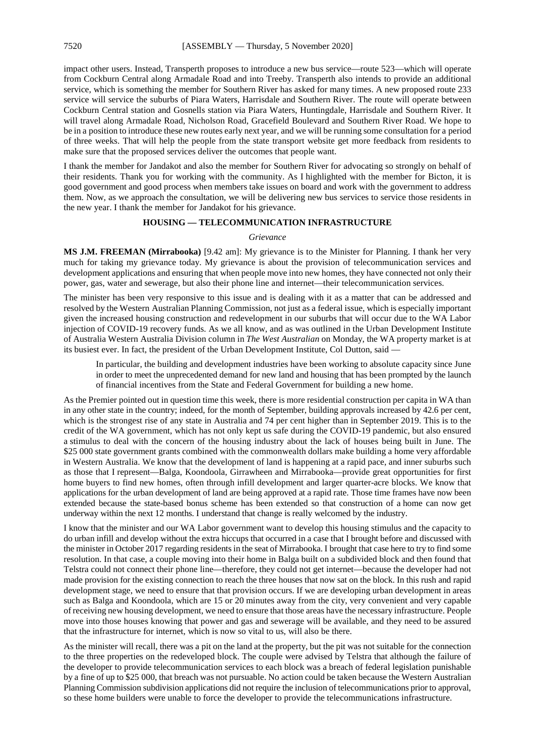impact other users. Instead, Transperth proposes to introduce a new bus service—route 523—which will operate from Cockburn Central along Armadale Road and into Treeby. Transperth also intends to provide an additional service, which is something the member for Southern River has asked for many times. A new proposed route 233 service will service the suburbs of Piara Waters, Harrisdale and Southern River. The route will operate between Cockburn Central station and Gosnells station via Piara Waters, Huntingdale, Harrisdale and Southern River. It will travel along Armadale Road, Nicholson Road, Gracefield Boulevard and Southern River Road. We hope to be in a position to introduce these new routes early next year, and we will be running some consultation for a period of three weeks. That will help the people from the state transport website get more feedback from residents to make sure that the proposed services deliver the outcomes that people want.

I thank the member for Jandakot and also the member for Southern River for advocating so strongly on behalf of their residents. Thank you for working with the community. As I highlighted with the member for Bicton, it is good government and good process when members take issues on board and work with the government to address them. Now, as we approach the consultation, we will be delivering new bus services to service those residents in the new year. I thank the member for Jandakot for his grievance.

## HOUSING — TELECOMMUNICATION INFRASTRUCTURE

*Grievance*

**MS J.M. FREEMAN (Mirrabooka)** [9.42 am]: My grievance is to the Minister for Planning. I thank her very much for taking my grievance today. My grievance is about the provision of telecommunication services and development applications and ensuring that when people move into new homes, they have connected not only their power, gas, water and sewerage, but also their phone line and internet—their telecommunication services.

The minister has been very responsive to this issue and is dealing with it as a matter that can be addressed and resolved by the Western Australian Planning Commission, not just as a federal issue, which is especially important given the increased housing construction and redevelopment in our suburbs that will occur due to the WA Labor injection of COVID-19 recovery funds. As we all know, and as was outlined in the Urban Development Institute of Australia Western Australia Division column in *The West Australian* on Monday, the WA property market is at its busiest ever. In fact, the president of the Urban Development Institute, Col Dutton, said —

> In particular, the building and development industries have been working to absolute capacity since June in order to meet the unprecedented demand for new land and housing that has been prompted by the launch of financial incentives from the State and Federal Government for building a new home.

As the Premier pointed out in question time this week, there is more residential construction per capita in WA than in any other state in the country; indeed, for the month of September, building approvals increased by 42.6 per cent, which is the strongest rise of any state in Australia and 74 per cent higher than in September 2019. This is to the credit of the WA government, which has not only kept us safe during the COVID-19 pandemic, but also ensured a stimulus to deal with the concern of the housing industry about the lack of houses being built in June. The $25 000 state government grants combined with the commonwealth dollars make building a home very affordable in Western Australia. We know that the development of land is happening at a rapid pace, and inner suburbs such as those that I represent—Balga, Koondoola, Girrawheen and Mirrabooka—provide great opportunities for first home buyers to find new homes, often through infill development and larger quarter-acre blocks. We know that applications for the urban development of land are being approved at a rapid rate. Those time frames have now been extended because the state-based bonus scheme has been extended so that construction of a home can now get underway within the next 12 months. I understand that change is really welcomed by the industry.

I know that the minister and our WA Labor government want to develop this housing stimulus and the capacity to do urban infill and develop without the extra hiccups that occurred in a case that I brought before and discussed with the minister in October 2017 regarding residents in the seat of Mirrabooka. I brought that case here to try to find some resolution. In that case, a couple moving into their home in Balga built on a subdivided block and then found that Telstra could not connect their phone line—therefore, they could not get internet—because the developer had not made provision for the existing connection to reach the three houses that now sat on the block. In this rush and rapid development stage, we need to ensure that that provision occurs. If we are developing urban development in areas such as Balga and Koondoola, which are 15 or 20 minutes away from the city, very convenient and very capable of receiving new housing development, we need to ensure that those areas have the necessary infrastructure. People move into those houses knowing that power and gas and sewerage will be available, and they need to be assured that the infrastructure for internet, which is now so vital to us, will also be there.

As the minister will recall, there was a pit on the land at the property, but the pit was not suitable for the connection to the three properties on the redeveloped block. The couple were advised by Telstra that although the failure of the developer to provide telecommunication services to each block was a breach of federal legislation punishable by a fine of up to $25 000, that breach was not pursuable. No action could be taken because the Western Australian Planning Commission subdivision applications did not require the inclusion of telecommunications prior to approval, so these home builders were unable to force the developer to provide the telecommunications infrastructure.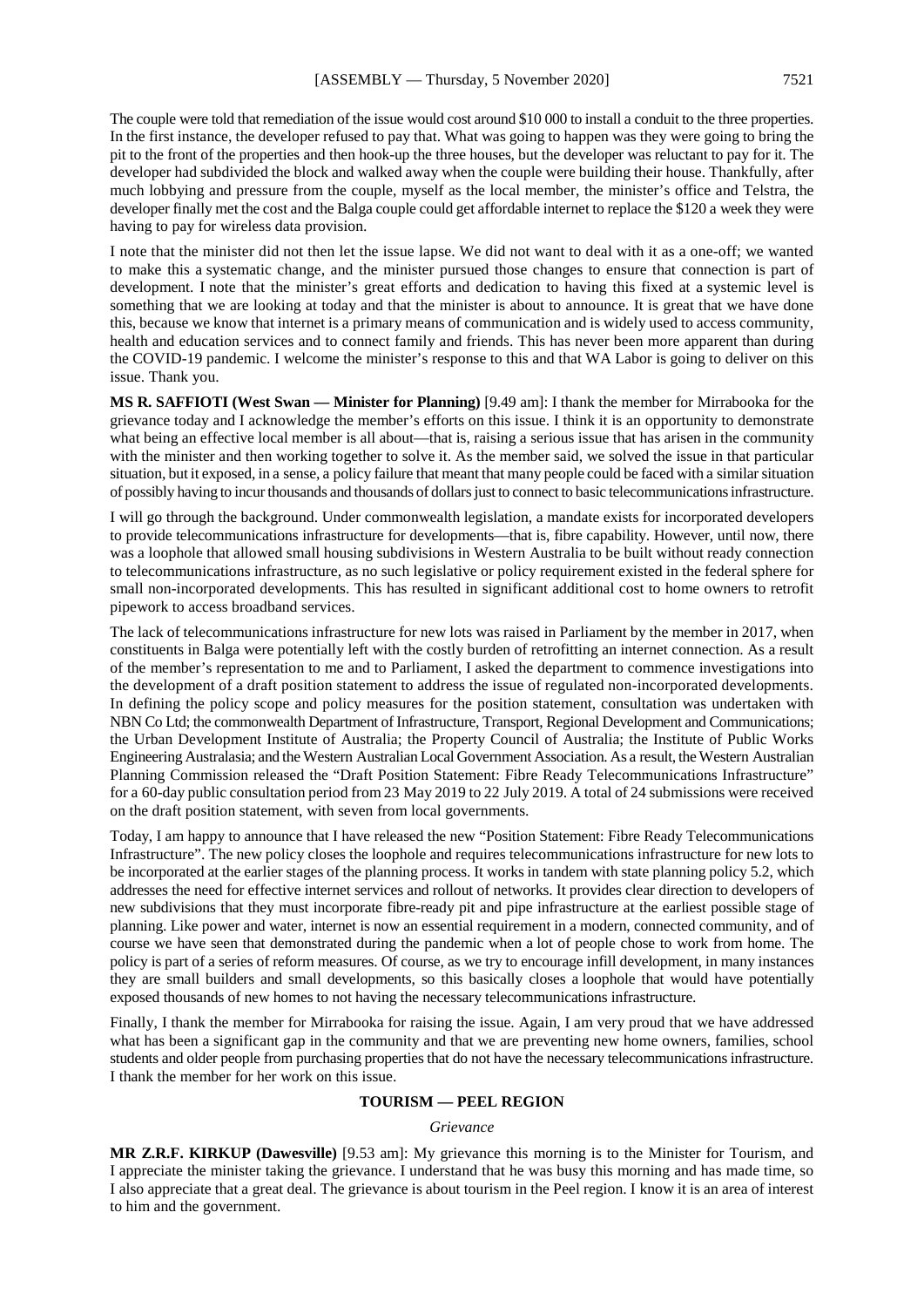The couple were told that remediation of the issue would cost around $10 000 to install a conduit to the three properties. In the first instance, the developer refused to pay that. What was going to happen was they were going to bring the pit to the front of the properties and then hook-up the three houses, but the developer was reluctant to pay for it. The developer had subdivided the block and walked away when the couple were building their house. Thankfully, after much lobbying and pressure from the couple, myself as the local member, the minister's office and Telstra, the developer finally met the cost and the Balga couple could get affordable internet to replace the $120 a week they were having to pay for wireless data provision.

I note that the minister did not then let the issue lapse. We did not want to deal with it as a one-off; we wanted to make this a systematic change, and the minister pursued those changes to ensure that connection is part of development. I note that the minister's great efforts and dedication to having this fixed at a systemic level is something that we are looking at today and that the minister is about to announce. It is great that we have done this, because we know that internet is a primary means of communication and is widely used to access community, health and education services and to connect family and friends. This has never been more apparent than during the COVID-19 pandemic. I welcome the minister's response to this and that WA Labor is going to deliver on this issue. Thank you.

**MS R. SAFFIOTI (West Swan — Minister for Planning)** [9.49 am]: I thank the member for Mirrabooka for the grievance today and I acknowledge the member's efforts on this issue. I think it is an opportunity to demonstrate what being an effective local member is all about—that is, raising a serious issue that has arisen in the community with the minister and then working together to solve it. As the member said, we solved the issue in that particular situation, but it exposed, in a sense, a policy failure that meant that many people could be faced with a similar situation of possibly having to incur thousands and thousands of dollars just to connect to basic telecommunications infrastructure.

I will go through the background. Under commonwealth legislation, a mandate exists for incorporated developers to provide telecommunications infrastructure for developments—that is, fibre capability. However, until now, there was a loophole that allowed small housing subdivisions in Western Australia to be built without ready connection to telecommunications infrastructure, as no such legislative or policy requirement existed in the federal sphere for small non-incorporated developments. This has resulted in significant additional cost to home owners to retrofit pipework to access broadband services.

The lack of telecommunications infrastructure for new lots was raised in Parliament by the member in 2017, when constituents in Balga were potentially left with the costly burden of retrofitting an internet connection. As a result of the member's representation to me and to Parliament, I asked the department to commence investigations into the development of a draft position statement to address the issue of regulated non-incorporated developments. In defining the policy scope and policy measures for the position statement, consultation was undertaken with NBN Co Ltd; the commonwealth Department of Infrastructure, Transport, Regional Development and Communications; the Urban Development Institute of Australia; the Property Council of Australia; the Institute of Public Works Engineering Australasia; and the Western Australian Local Government Association. As a result, the Western Australian Planning Commission released the "Draft Position Statement: Fibre Ready Telecommunications Infrastructure" for a 60-day public consultation period from 23 May 2019 to 22 July 2019. A total of 24 submissions were received on the draft position statement, with seven from local governments.

Today, I am happy to announce that I have released the new "Position Statement: Fibre Ready Telecommunications Infrastructure". The new policy closes the loophole and requires telecommunications infrastructure for new lots to be incorporated at the earlier stages of the planning process. It works in tandem with state planning policy 5.2, which addresses the need for effective internet services and rollout of networks. It provides clear direction to developers of new subdivisions that they must incorporate fibre-ready pit and pipe infrastructure at the earliest possible stage of planning. Like power and water, internet is now an essential requirement in a modern, connected community, and of course we have seen that demonstrated during the pandemic when a lot of people chose to work from home. The policy is part of a series of reform measures. Of course, as we try to encourage infill development, in many instances they are small builders and small developments, so this basically closes a loophole that would have potentially exposed thousands of new homes to not having the necessary telecommunications infrastructure.

Finally, I thank the member for Mirrabooka for raising the issue. Again, I am very proud that we have addressed what has been a significant gap in the community and that we are preventing new home owners, families, school students and older people from purchasing properties that do not have the necessary telecommunications infrastructure. I thank the member for her work on this issue.

## TOURISM — PEEL REGION

*Grievance*

**MR Z.R.F. KIRKUP (Dawesville)** [9.53 am]: My grievance this morning is to the Minister for Tourism, and I appreciate the minister taking the grievance. I understand that he was busy this morning and has made time, so I also appreciate that a great deal. The grievance is about tourism in the Peel region. I know it is an area of interest to him and the government.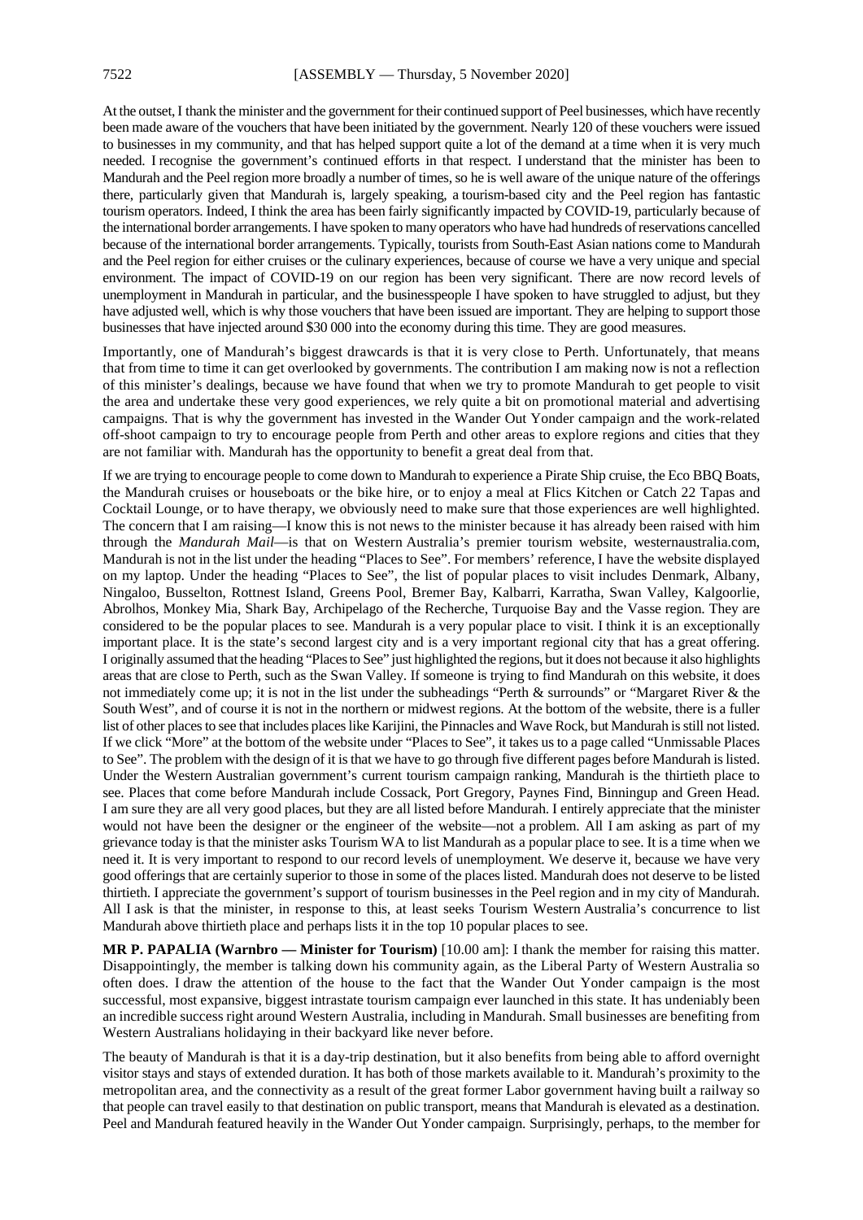At the outset, I thank the minister and the government for their continued support of Peel businesses, which have recently been made aware of the vouchers that have been initiated by the government. Nearly 120 of these vouchers were issued to businesses in my community, and that has helped support quite a lot of the demand at a time when it is very much needed. I recognise the government's continued efforts in that respect. I understand that the minister has been to Mandurah and the Peel region more broadly a number of times, so he is well aware of the unique nature of the offerings there, particularly given that Mandurah is, largely speaking, a tourism-based city and the Peel region has fantastic tourism operators. Indeed, I think the area has been fairly significantly impacted by COVID-19, particularly because of the international border arrangements. I have spoken to many operators who have had hundreds of reservations cancelled because of the international border arrangements. Typically, tourists from South-East Asian nations come to Mandurah and the Peel region for either cruises or the culinary experiences, because of course we have a very unique and special environment. The impact of COVID-19 on our region has been very significant. There are now record levels of unemployment in Mandurah in particular, and the businesspeople I have spoken to have struggled to adjust, but they have adjusted well, which is why those vouchers that have been issued are important. They are helping to support those businesses that have injected around $30 000 into the economy during this time. They are good measures.

Importantly, one of Mandurah's biggest drawcards is that it is very close to Perth. Unfortunately, that means that from time to time it can get overlooked by governments. The contribution I am making now is not a reflection of this minister's dealings, because we have found that when we try to promote Mandurah to get people to visit the area and undertake these very good experiences, we rely quite a bit on promotional material and advertising campaigns. That is why the government has invested in the Wander Out Yonder campaign and the work-related off-shoot campaign to try to encourage people from Perth and other areas to explore regions and cities that they are not familiar with. Mandurah has the opportunity to benefit a great deal from that.

If we are trying to encourage people to come down to Mandurah to experience a Pirate Ship cruise, the Eco BBQ Boats, the Mandurah cruises or houseboats or the bike hire, or to enjoy a meal at Flics Kitchen or Catch 22 Tapas and Cocktail Lounge, or to have therapy, we obviously need to make sure that those experiences are well highlighted. The concern that I am raising—I know this is not news to the minister because it has already been raised with him through the *Mandurah Mail*—is that on Western Australia's premier tourism website, westernaustralia.com, Mandurah is not in the list under the heading "Places to See". For members' reference, I have the website displayed on my laptop. Under the heading "Places to See", the list of popular places to visit includes Denmark, Albany, Ningaloo, Busselton, Rottnest Island, Greens Pool, Bremer Bay, Kalbarri, Karratha, Swan Valley, Kalgoorlie, Abrolhos, Monkey Mia, Shark Bay, Archipelago of the Recherche, Turquoise Bay and the Vasse region. They are considered to be the popular places to see. Mandurah is a very popular place to visit. I think it is an exceptionally important place. It is the state's second largest city and is a very important regional city that has a great offering. I originally assumed that the heading "Places to See" just highlighted the regions, but it does not because it also highlights areas that are close to Perth, such as the Swan Valley. If someone is trying to find Mandurah on this website, it does not immediately come up; it is not in the list under the subheadings "Perth & surrounds" or "Margaret River & the South West", and of course it is not in the northern or midwest regions. At the bottom of the website, there is a fuller list of other places to see that includes places like Karijini, the Pinnacles and Wave Rock, but Mandurah is still not listed. If we click "More" at the bottom of the website under "Places to See", it takes us to a page called "Unmissable Places to See". The problem with the design of it is that we have to go through five different pages before Mandurah is listed. Under the Western Australian government's current tourism campaign ranking, Mandurah is the thirtieth place to see. Places that come before Mandurah include Cossack, Port Gregory, Paynes Find, Binningup and Green Head. I am sure they are all very good places, but they are all listed before Mandurah. I entirely appreciate that the minister would not have been the designer or the engineer of the website—not a problem. All I am asking as part of my grievance today is that the minister asks Tourism WA to list Mandurah as a popular place to see. It is a time when we need it. It is very important to respond to our record levels of unemployment. We deserve it, because we have very good offerings that are certainly superior to those in some of the places listed. Mandurah does not deserve to be listed thirtieth. I appreciate the government's support of tourism businesses in the Peel region and in my city of Mandurah. All I ask is that the minister, in response to this, at least seeks Tourism Western Australia's concurrence to list Mandurah above thirtieth place and perhaps lists it in the top 10 popular places to see.

**MR P. PAPALIA (Warnbro — Minister for Tourism)** [10.00 am]: I thank the member for raising this matter. Disappointingly, the member is talking down his community again, as the Liberal Party of Western Australia so often does. I draw the attention of the house to the fact that the Wander Out Yonder campaign is the most successful, most expansive, biggest intrastate tourism campaign ever launched in this state. It has undeniably been an incredible success right around Western Australia, including in Mandurah. Small businesses are benefiting from Western Australians holidaying in their backyard like never before.

The beauty of Mandurah is that it is a day-trip destination, but it also benefits from being able to afford overnight visitor stays and stays of extended duration. It has both of those markets available to it. Mandurah's proximity to the metropolitan area, and the connectivity as a result of the great former Labor government having built a railway so that people can travel easily to that destination on public transport, means that Mandurah is elevated as a destination. Peel and Mandurah featured heavily in the Wander Out Yonder campaign. Surprisingly, perhaps, to the member for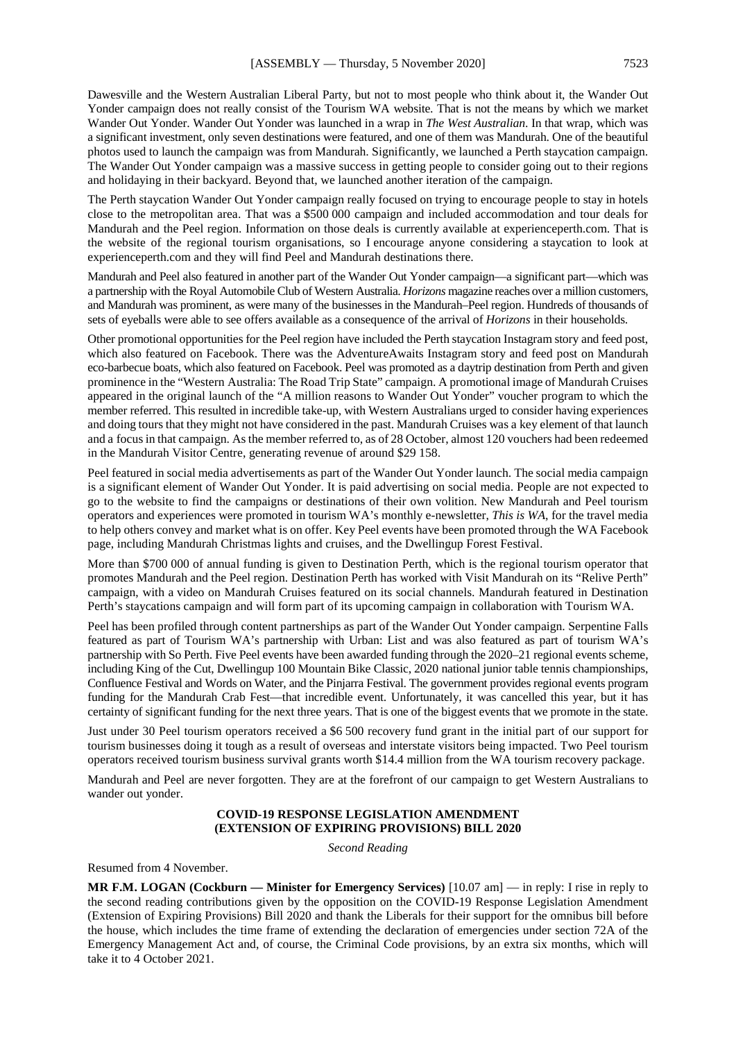Dawesville and the Western Australian Liberal Party, but not to most people who think about it, the Wander Out Yonder campaign does not really consist of the Tourism WA website. That is not the means by which we market Wander Out Yonder. Wander Out Yonder was launched in a wrap in *The West Australian*. In that wrap, which was a significant investment, only seven destinations were featured, and one of them was Mandurah. One of the beautiful photos used to launch the campaign was from Mandurah. Significantly, we launched a Perth staycation campaign. The Wander Out Yonder campaign was a massive success in getting people to consider going out to their regions and holidaying in their backyard. Beyond that, we launched another iteration of the campaign.

The Perth staycation Wander Out Yonder campaign really focused on trying to encourage people to stay in hotels close to the metropolitan area. That was a $500 000 campaign and included accommodation and tour deals for Mandurah and the Peel region. Information on those deals is currently available at experienceperth.com. That is the website of the regional tourism organisations, so I encourage anyone considering a staycation to look at experienceperth.com and they will find Peel and Mandurah destinations there.

Mandurah and Peel also featured in another part of the Wander Out Yonder campaign—a significant part—which was a partnership with the Royal Automobile Club of Western Australia. *Horizons* magazine reaches over a million customers, and Mandurah was prominent, as were many of the businesses in the Mandurah–Peel region. Hundreds of thousands of sets of eyeballs were able to see offers available as a consequence of the arrival of *Horizons* in their households.

Other promotional opportunities for the Peel region have included the Perth staycation Instagram story and feed post, which also featured on Facebook. There was the AdventureAwaits Instagram story and feed post on Mandurah eco-barbecue boats, which also featured on Facebook. Peel was promoted as a daytrip destination from Perth and given prominence in the "Western Australia: The Road Trip State" campaign. A promotional image of Mandurah Cruises appeared in the original launch of the "A million reasons to Wander Out Yonder" voucher program to which the member referred. This resulted in incredible take-up, with Western Australians urged to consider having experiences and doing tours that they might not have considered in the past. Mandurah Cruises was a key element of that launch and a focus in that campaign. As the member referred to, as of 28 October, almost 120 vouchers had been redeemed in the Mandurah Visitor Centre, generating revenue of around $29 158.

Peel featured in social media advertisements as part of the Wander Out Yonder launch. The social media campaign is a significant element of Wander Out Yonder. It is paid advertising on social media. People are not expected to go to the website to find the campaigns or destinations of their own volition. New Mandurah and Peel tourism operators and experiences were promoted in tourism WA's monthly e-newsletter, *This is WA*, for the travel media to help others convey and market what is on offer. Key Peel events have been promoted through the WA Facebook page, including Mandurah Christmas lights and cruises, and the Dwellingup Forest Festival.

More than $700 000 of annual funding is given to Destination Perth, which is the regional tourism operator that promotes Mandurah and the Peel region. Destination Perth has worked with Visit Mandurah on its "Relive Perth" campaign, with a video on Mandurah Cruises featured on its social channels. Mandurah featured in Destination Perth's staycations campaign and will form part of its upcoming campaign in collaboration with Tourism WA.

Peel has been profiled through content partnerships as part of the Wander Out Yonder campaign. Serpentine Falls featured as part of Tourism WA's partnership with Urban: List and was also featured as part of tourism WA's partnership with So Perth. Five Peel events have been awarded funding through the 2020–21 regional events scheme, including King of the Cut, Dwellingup 100 Mountain Bike Classic, 2020 national junior table tennis championships, Confluence Festival and Words on Water, and the Pinjarra Festival. The government provides regional events program funding for the Mandurah Crab Fest—that incredible event. Unfortunately, it was cancelled this year, but it has certainty of significant funding for the next three years. That is one of the biggest events that we promote in the state.

Just under 30 Peel tourism operators received a $6 500 recovery fund grant in the initial part of our support for tourism businesses doing it tough as a result of overseas and interstate visitors being impacted. Two Peel tourism operators received tourism business survival grants worth $14.4 million from the WA tourism recovery package.

Mandurah and Peel are never forgotten. They are at the forefront of our campaign to get Western Australians to wander out yonder.

## COVID-19 RESPONSE LEGISLATION AMENDMENT (EXTENSION OF EXPIRING PROVISIONS) BILL 2020

*Second Reading*

Resumed from 4 November.

**MR F.M. LOGAN (Cockburn — Minister for Emergency Services)** [10.07 am] — in reply: I rise in reply to the second reading contributions given by the opposition on the COVID-19 Response Legislation Amendment (Extension of Expiring Provisions) Bill 2020 and thank the Liberals for their support for the omnibus bill before the house, which includes the time frame of extending the declaration of emergencies under section 72A of the Emergency Management Act and, of course, the Criminal Code provisions, by an extra six months, which will take it to 4 October 2021.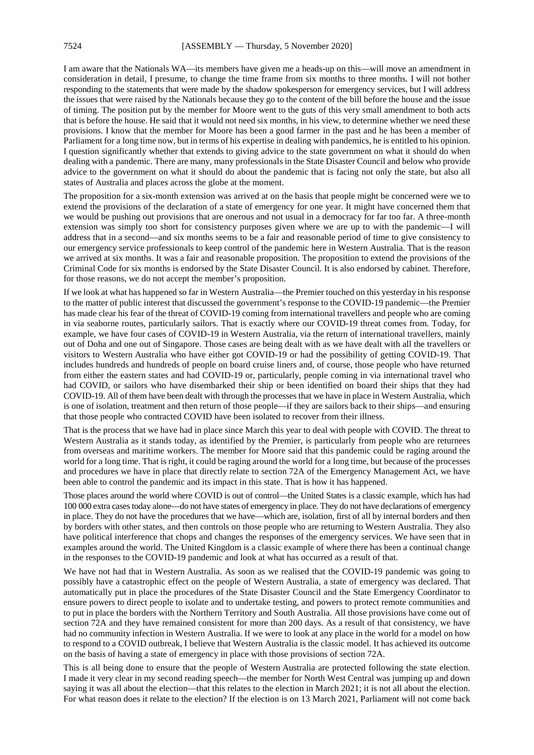I am aware that the Nationals WA—its members have given me a heads-up on this—will move an amendment in consideration in detail, I presume, to change the time frame from six months to three months. I will not bother responding to the statements that were made by the shadow spokesperson for emergency services, but I will address the issues that were raised by the Nationals because they go to the content of the bill before the house and the issue of timing. The position put by the member for Moore went to the guts of this very small amendment to both acts that is before the house. He said that it would not need six months, in his view, to determine whether we need these provisions. I know that the member for Moore has been a good farmer in the past and he has been a member of Parliament for a long time now, but in terms of his expertise in dealing with pandemics, he is entitled to his opinion. I question significantly whether that extends to giving advice to the state government on what it should do when dealing with a pandemic. There are many, many professionals in the State Disaster Council and below who provide advice to the government on what it should do about the pandemic that is facing not only the state, but also all states of Australia and places across the globe at the moment.

The proposition for a six-month extension was arrived at on the basis that people might be concerned were we to extend the provisions of the declaration of a state of emergency for one year. It might have concerned them that we would be pushing out provisions that are onerous and not usual in a democracy for far too far. A three-month extension was simply too short for consistency purposes given where we are up to with the pandemic—I will address that in a second—and six months seems to be a fair and reasonable period of time to give consistency to our emergency service professionals to keep control of the pandemic here in Western Australia. That is the reason we arrived at six months. It was a fair and reasonable proposition. The proposition to extend the provisions of the Criminal Code for six months is endorsed by the State Disaster Council. It is also endorsed by cabinet. Therefore, for those reasons, we do not accept the member's proposition.

If we look at what has happened so far in Western Australia—the Premier touched on this yesterday in his response to the matter of public interest that discussed the government's response to the COVID-19 pandemic—the Premier has made clear his fear of the threat of COVID-19 coming from international travellers and people who are coming in via seaborne routes, particularly sailors. That is exactly where our COVID-19 threat comes from. Today, for example, we have four cases of COVID-19 in Western Australia, via the return of international travellers, mainly out of Doha and one out of Singapore. Those cases are being dealt with as we have dealt with all the travellers or visitors to Western Australia who have either got COVID-19 or had the possibility of getting COVID-19. That includes hundreds and hundreds of people on board cruise liners and, of course, those people who have returned from either the eastern states and had COVID-19 or, particularly, people coming in via international travel who had COVID, or sailors who have disembarked their ship or been identified on board their ships that they had COVID-19. All of them have been dealt with through the processes that we have in place in Western Australia, which is one of isolation, treatment and then return of those people—if they are sailors back to their ships—and ensuring that those people who contracted COVID have been isolated to recover from their illness.

That is the process that we have had in place since March this year to deal with people with COVID. The threat to Western Australia as it stands today, as identified by the Premier, is particularly from people who are returnees from overseas and maritime workers. The member for Moore said that this pandemic could be raging around the world for a long time. That is right, it could be raging around the world for a long time, but because of the processes and procedures we have in place that directly relate to section 72A of the Emergency Management Act, we have been able to control the pandemic and its impact in this state. That is how it has happened.

Those places around the world where COVID is out of control—the United States is a classic example, which has had 100 000 extra cases today alone—do not have states of emergency in place. They do not have declarations of emergency in place. They do not have the procedures that we have—which are, isolation, first of all by internal borders and then by borders with other states, and then controls on those people who are returning to Western Australia. They also have political interference that chops and changes the responses of the emergency services. We have seen that in examples around the world. The United Kingdom is a classic example of where there has been a continual change in the responses to the COVID-19 pandemic and look at what has occurred as a result of that.

We have not had that in Western Australia. As soon as we realised that the COVID-19 pandemic was going to possibly have a catastrophic effect on the people of Western Australia, a state of emergency was declared. That automatically put in place the procedures of the State Disaster Council and the State Emergency Coordinator to ensure powers to direct people to isolate and to undertake testing, and powers to protect remote communities and to put in place the borders with the Northern Territory and South Australia. All those provisions have come out of section 72A and they have remained consistent for more than 200 days. As a result of that consistency, we have had no community infection in Western Australia. If we were to look at any place in the world for a model on how to respond to a COVID outbreak, I believe that Western Australia is the classic model. It has achieved its outcome on the basis of having a state of emergency in place with those provisions of section 72A.

This is all being done to ensure that the people of Western Australia are protected following the state election. I made it very clear in my second reading speech—the member for North West Central was jumping up and down saying it was all about the election—that this relates to the election in March 2021; it is not all about the election. For what reason does it relate to the election? If the election is on 13 March 2021, Parliament will not come back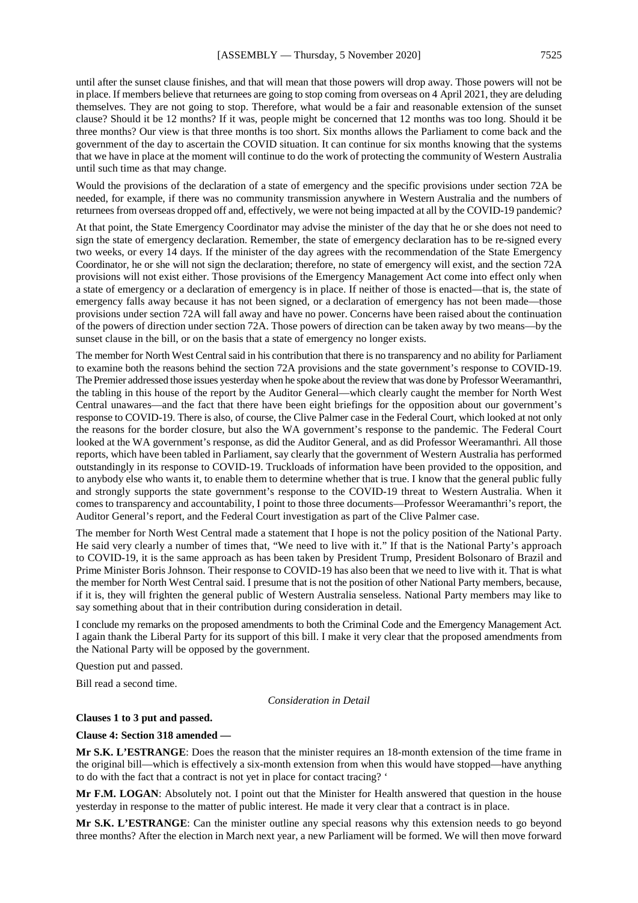until after the sunset clause finishes, and that will mean that those powers will drop away. Those powers will not be in place. If members believe that returnees are going to stop coming from overseas on 4 April 2021, they are deluding themselves. They are not going to stop. Therefore, what would be a fair and reasonable extension of the sunset clause? Should it be 12 months? If it was, people might be concerned that 12 months was too long. Should it be three months? Our view is that three months is too short. Six months allows the Parliament to come back and the government of the day to ascertain the COVID situation. It can continue for six months knowing that the systems that we have in place at the moment will continue to do the work of protecting the community of Western Australia until such time as that may change.

Would the provisions of the declaration of a state of emergency and the specific provisions under section 72A be needed, for example, if there was no community transmission anywhere in Western Australia and the numbers of returnees from overseas dropped off and, effectively, we were not being impacted at all by the COVID-19 pandemic?

At that point, the State Emergency Coordinator may advise the minister of the day that he or she does not need to sign the state of emergency declaration. Remember, the state of emergency declaration has to be re-signed every two weeks, or every 14 days. If the minister of the day agrees with the recommendation of the State Emergency Coordinator, he or she will not sign the declaration; therefore, no state of emergency will exist, and the section 72A provisions will not exist either. Those provisions of the Emergency Management Act come into effect only when a state of emergency or a declaration of emergency is in place. If neither of those is enacted—that is, the state of emergency falls away because it has not been signed, or a declaration of emergency has not been made—those provisions under section 72A will fall away and have no power. Concerns have been raised about the continuation of the powers of direction under section 72A. Those powers of direction can be taken away by two means—by the sunset clause in the bill, or on the basis that a state of emergency no longer exists.

The member for North West Central said in his contribution that there is no transparency and no ability for Parliament to examine both the reasons behind the section 72A provisions and the state government's response to COVID-19. The Premier addressed those issues yesterday when he spoke about the review that was done by Professor Weeramanthri, the tabling in this house of the report by the Auditor General—which clearly caught the member for North West Central unawares—and the fact that there have been eight briefings for the opposition about our government's response to COVID-19. There is also, of course, the Clive Palmer case in the Federal Court, which looked at not only the reasons for the border closure, but also the WA government's response to the pandemic. The Federal Court looked at the WA government's response, as did the Auditor General, and as did Professor Weeramanthri. All those reports, which have been tabled in Parliament, say clearly that the government of Western Australia has performed outstandingly in its response to COVID-19. Truckloads of information have been provided to the opposition, and to anybody else who wants it, to enable them to determine whether that is true. I know that the general public fully and strongly supports the state government's response to the COVID-19 threat to Western Australia. When it comes to transparency and accountability, I point to those three documents—Professor Weeramanthri's report, the Auditor General's report, and the Federal Court investigation as part of the Clive Palmer case.

The member for North West Central made a statement that I hope is not the policy position of the National Party. He said very clearly a number of times that, "We need to live with it." If that is the National Party's approach to COVID-19, it is the same approach as has been taken by President Trump, President Bolsonaro of Brazil and Prime Minister Boris Johnson. Their response to COVID-19 has also been that we need to live with it. That is what the member for North West Central said. I presume that is not the position of other National Party members, because, if it is, they will frighten the general public of Western Australia senseless. National Party members may like to say something about that in their contribution during consideration in detail.

I conclude my remarks on the proposed amendments to both the Criminal Code and the Emergency Management Act. I again thank the Liberal Party for its support of this bill. I make it very clear that the proposed amendments from the National Party will be opposed by the government.

Question put and passed.

Bill read a second time.

*Consideration in Detail*

**Clauses 1 to 3 put and passed.**

**Clause 4: Section 318 amended —**

**Mr S.K. L'ESTRANGE**: Does the reason that the minister requires an 18-month extension of the time frame in the original bill—which is effectively a six-month extension from when this would have stopped—have anything to do with the fact that a contract is not yet in place for contact tracing? '

**Mr F.M. LOGAN**: Absolutely not. I point out that the Minister for Health answered that question in the house yesterday in response to the matter of public interest. He made it very clear that a contract is in place.

**Mr S.K. L'ESTRANGE**: Can the minister outline any special reasons why this extension needs to go beyond three months? After the election in March next year, a new Parliament will be formed. We will then move forward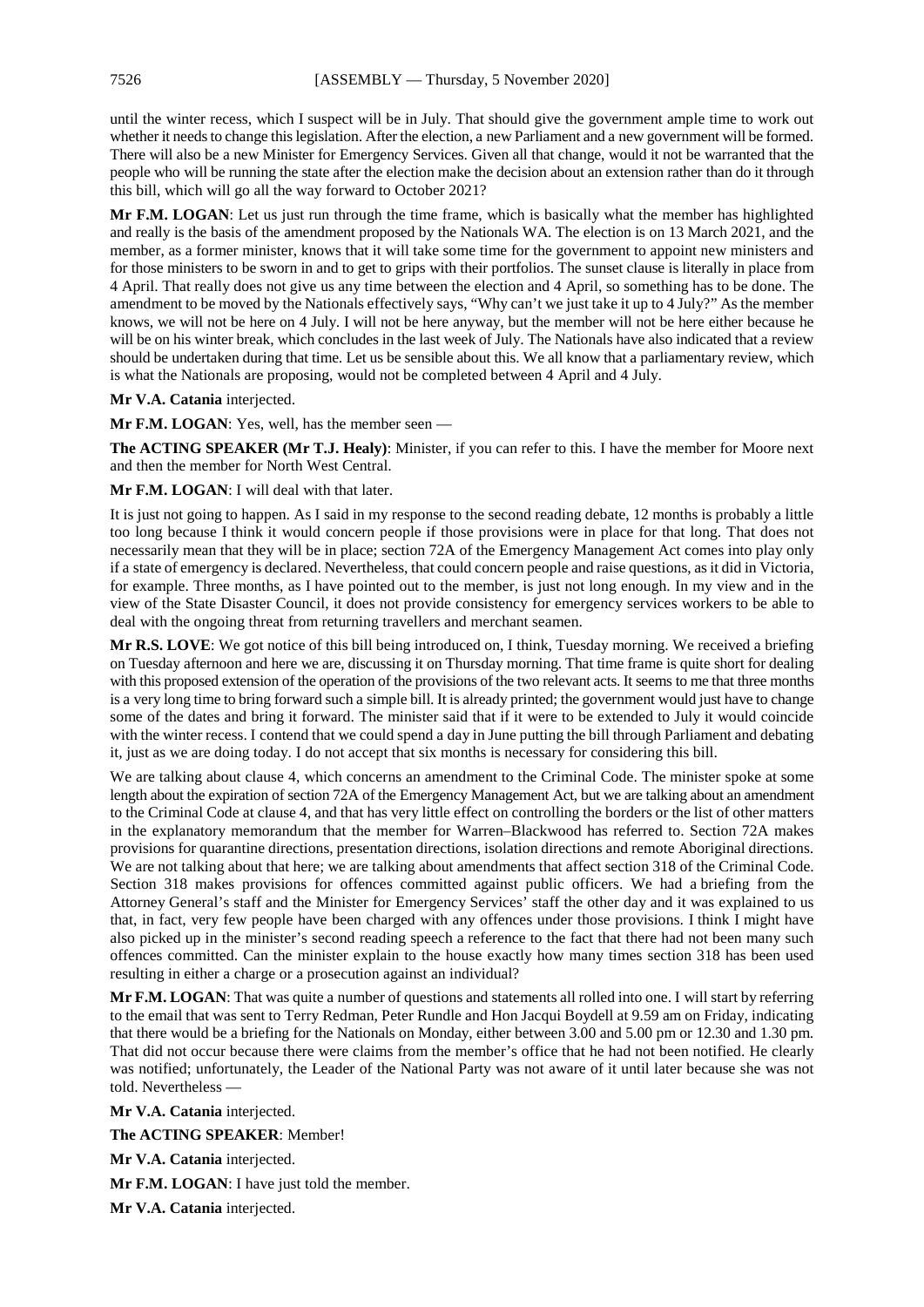until the winter recess, which I suspect will be in July. That should give the government ample time to work out whether it needs to change this legislation. After the election, a new Parliament and a new government will be formed. There will also be a new Minister for Emergency Services. Given all that change, would it not be warranted that the people who will be running the state after the election make the decision about an extension rather than do it through this bill, which will go all the way forward to October 2021?

**Mr F.M. LOGAN**: Let us just run through the time frame, which is basically what the member has highlighted and really is the basis of the amendment proposed by the Nationals WA. The election is on 13 March 2021, and the member, as a former minister, knows that it will take some time for the government to appoint new ministers and for those ministers to be sworn in and to get to grips with their portfolios. The sunset clause is literally in place from 4 April. That really does not give us any time between the election and 4 April, so something has to be done. The amendment to be moved by the Nationals effectively says, "Why can't we just take it up to 4 July?" As the member knows, we will not be here on 4 July. I will not be here anyway, but the member will not be here either because he will be on his winter break, which concludes in the last week of July. The Nationals have also indicated that a review should be undertaken during that time. Let us be sensible about this. We all know that a parliamentary review, which is what the Nationals are proposing, would not be completed between 4 April and 4 July.

**Mr V.A. Catania** interjected.

**Mr F.M. LOGAN**: Yes, well, has the member seen —

**The ACTING SPEAKER (Mr T.J. Healy)**: Minister, if you can refer to this. I have the member for Moore next and then the member for North West Central.

**Mr F.M. LOGAN**: I will deal with that later.

It is just not going to happen. As I said in my response to the second reading debate, 12 months is probably a little too long because I think it would concern people if those provisions were in place for that long. That does not necessarily mean that they will be in place; section 72A of the Emergency Management Act comes into play only if a state of emergency is declared. Nevertheless, that could concern people and raise questions, as it did in Victoria, for example. Three months, as I have pointed out to the member, is just not long enough. In my view and in the view of the State Disaster Council, it does not provide consistency for emergency services workers to be able to deal with the ongoing threat from returning travellers and merchant seamen.

**Mr R.S. LOVE**: We got notice of this bill being introduced on, I think, Tuesday morning. We received a briefing on Tuesday afternoon and here we are, discussing it on Thursday morning. That time frame is quite short for dealing with this proposed extension of the operation of the provisions of the two relevant acts. It seems to me that three months is a very long time to bring forward such a simple bill. It is already printed; the government would just have to change some of the dates and bring it forward. The minister said that if it were to be extended to July it would coincide with the winter recess. I contend that we could spend a day in June putting the bill through Parliament and debating it, just as we are doing today. I do not accept that six months is necessary for considering this bill.

We are talking about clause 4, which concerns an amendment to the Criminal Code. The minister spoke at some length about the expiration of section 72A of the Emergency Management Act, but we are talking about an amendment to the Criminal Code at clause 4, and that has very little effect on controlling the borders or the list of other matters in the explanatory memorandum that the member for Warren–Blackwood has referred to. Section 72A makes provisions for quarantine directions, presentation directions, isolation directions and remote Aboriginal directions. We are not talking about that here; we are talking about amendments that affect section 318 of the Criminal Code. Section 318 makes provisions for offences committed against public officers. We had a briefing from the Attorney General's staff and the Minister for Emergency Services' staff the other day and it was explained to us that, in fact, very few people have been charged with any offences under those provisions. I think I might have also picked up in the minister's second reading speech a reference to the fact that there had not been many such offences committed. Can the minister explain to the house exactly how many times section 318 has been used resulting in either a charge or a prosecution against an individual?

**Mr F.M. LOGAN**: That was quite a number of questions and statements all rolled into one. I will start by referring to the email that was sent to Terry Redman, Peter Rundle and Hon Jacqui Boydell at 9.59 am on Friday, indicating that there would be a briefing for the Nationals on Monday, either between 3.00 and 5.00 pm or 12.30 and 1.30 pm. That did not occur because there were claims from the member's office that he had not been notified. He clearly was notified; unfortunately, the Leader of the National Party was not aware of it until later because she was not told. Nevertheless —

**Mr V.A. Catania** interjected.

**The ACTING SPEAKER**: Member!

**Mr V.A. Catania** interjected.

**Mr F.M. LOGAN**: I have just told the member.

**Mr V.A. Catania** interjected.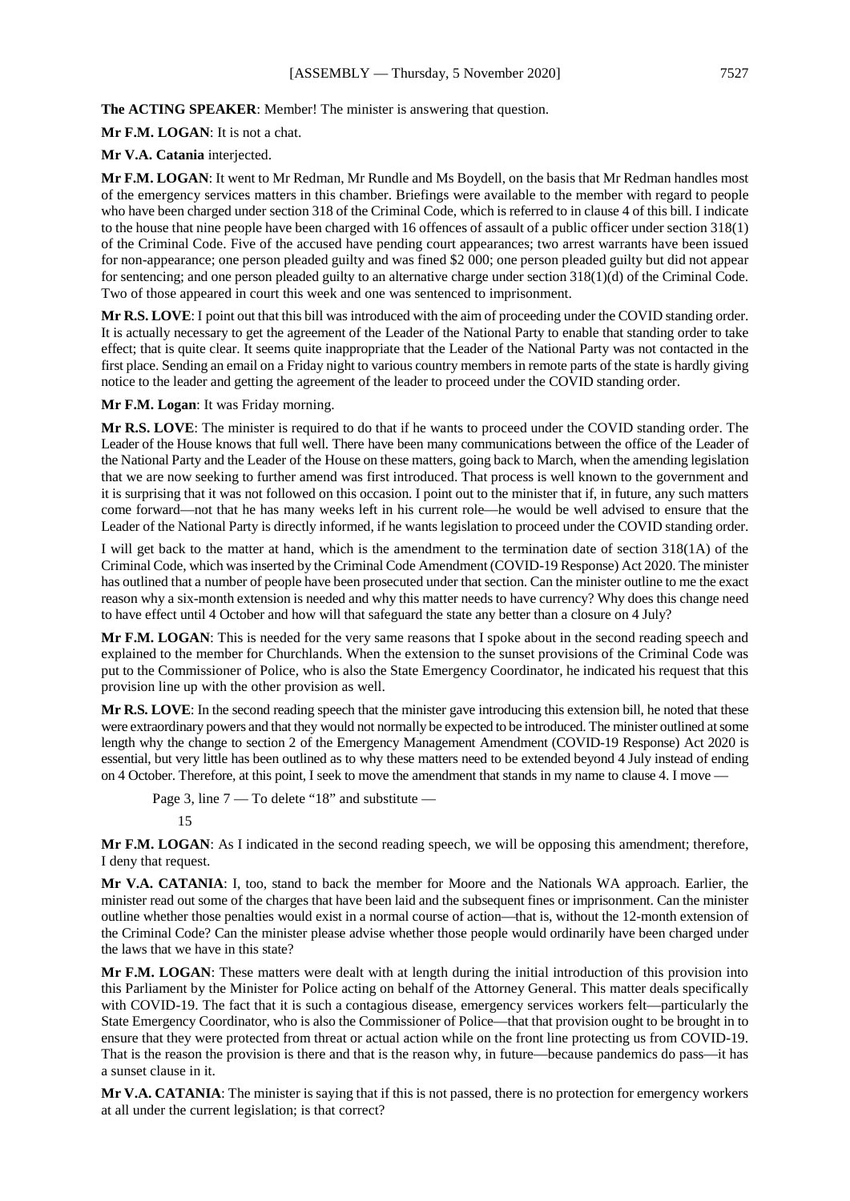**The ACTING SPEAKER**: Member! The minister is answering that question.

**Mr F.M. LOGAN**: It is not a chat.

**Mr V.A. Catania** interjected.

**Mr F.M. LOGAN**: It went to Mr Redman, Mr Rundle and Ms Boydell, on the basis that Mr Redman handles most of the emergency services matters in this chamber. Briefings were available to the member with regard to people who have been charged under section 318 of the Criminal Code, which is referred to in clause 4 of this bill. I indicate to the house that nine people have been charged with 16 offences of assault of a public officer under section 318(1) of the Criminal Code. Five of the accused have pending court appearances; two arrest warrants have been issued for non-appearance; one person pleaded guilty and was fined $2 000; one person pleaded guilty but did not appear for sentencing; and one person pleaded guilty to an alternative charge under section 318(1)(d) of the Criminal Code. Two of those appeared in court this week and one was sentenced to imprisonment.

**Mr R.S. LOVE**: I point out that this bill was introduced with the aim of proceeding under the COVID standing order. It is actually necessary to get the agreement of the Leader of the National Party to enable that standing order to take effect; that is quite clear. It seems quite inappropriate that the Leader of the National Party was not contacted in the first place. Sending an email on a Friday night to various country members in remote parts of the state is hardly giving notice to the leader and getting the agreement of the leader to proceed under the COVID standing order.

**Mr F.M. Logan**: It was Friday morning.

**Mr R.S. LOVE**: The minister is required to do that if he wants to proceed under the COVID standing order. The Leader of the House knows that full well. There have been many communications between the office of the Leader of the National Party and the Leader of the House on these matters, going back to March, when the amending legislation that we are now seeking to further amend was first introduced. That process is well known to the government and it is surprising that it was not followed on this occasion. I point out to the minister that if, in future, any such matters come forward—not that he has many weeks left in his current role—he would be well advised to ensure that the Leader of the National Party is directly informed, if he wants legislation to proceed under the COVID standing order.

I will get back to the matter at hand, which is the amendment to the termination date of section 318(1A) of the Criminal Code, which was inserted by the Criminal Code Amendment (COVID-19 Response) Act 2020. The minister has outlined that a number of people have been prosecuted under that section. Can the minister outline to me the exact reason why a six-month extension is needed and why this matter needs to have currency? Why does this change need to have effect until 4 October and how will that safeguard the state any better than a closure on 4 July?

**Mr F.M. LOGAN**: This is needed for the very same reasons that I spoke about in the second reading speech and explained to the member for Churchlands. When the extension to the sunset provisions of the Criminal Code was put to the Commissioner of Police, who is also the State Emergency Coordinator, he indicated his request that this provision line up with the other provision as well.

**Mr R.S. LOVE**: In the second reading speech that the minister gave introducing this extension bill, he noted that these were extraordinary powers and that they would not normally be expected to be introduced. The minister outlined at some length why the change to section 2 of the Emergency Management Amendment (COVID-19 Response) Act 2020 is essential, but very little has been outlined as to why these matters need to be extended beyond 4 July instead of ending on 4 October. Therefore, at this point, I seek to move the amendment that stands in my name to clause 4. I move —

> Page 3, line 7 — To delete "18" and substitute —
>
> 15

**Mr F.M. LOGAN**: As I indicated in the second reading speech, we will be opposing this amendment; therefore, I deny that request.

**Mr V.A. CATANIA**: I, too, stand to back the member for Moore and the Nationals WA approach. Earlier, the minister read out some of the charges that have been laid and the subsequent fines or imprisonment. Can the minister outline whether those penalties would exist in a normal course of action—that is, without the 12-month extension of the Criminal Code? Can the minister please advise whether those people would ordinarily have been charged under the laws that we have in this state?

**Mr F.M. LOGAN**: These matters were dealt with at length during the initial introduction of this provision into this Parliament by the Minister for Police acting on behalf of the Attorney General. This matter deals specifically with COVID-19. The fact that it is such a contagious disease, emergency services workers felt—particularly the State Emergency Coordinator, who is also the Commissioner of Police—that that provision ought to be brought in to ensure that they were protected from threat or actual action while on the front line protecting us from COVID-19. That is the reason the provision is there and that is the reason why, in future—because pandemics do pass—it has a sunset clause in it.

**Mr V.A. CATANIA**: The minister is saying that if this is not passed, there is no protection for emergency workers at all under the current legislation; is that correct?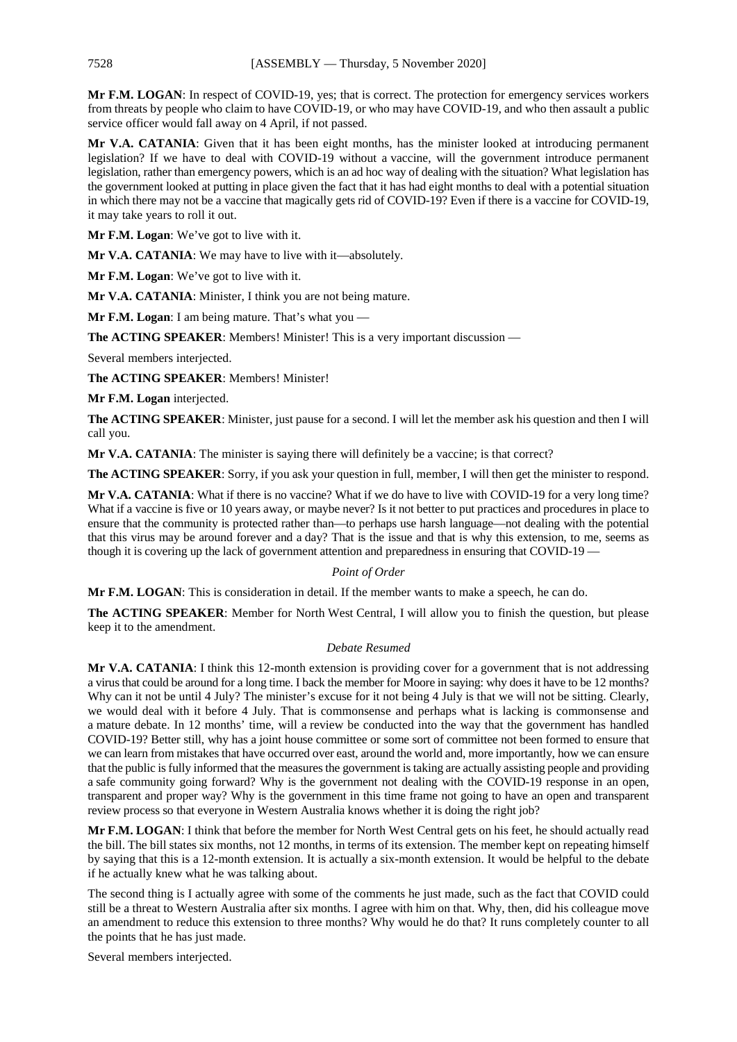**Mr F.M. LOGAN**: In respect of COVID-19, yes; that is correct. The protection for emergency services workers from threats by people who claim to have COVID-19, or who may have COVID-19, and who then assault a public service officer would fall away on 4 April, if not passed.

**Mr V.A. CATANIA**: Given that it has been eight months, has the minister looked at introducing permanent legislation? If we have to deal with COVID-19 without a vaccine, will the government introduce permanent legislation, rather than emergency powers, which is an ad hoc way of dealing with the situation? What legislation has the government looked at putting in place given the fact that it has had eight months to deal with a potential situation in which there may not be a vaccine that magically gets rid of COVID-19? Even if there is a vaccine for COVID-19, it may take years to roll it out.

**Mr F.M. Logan**: We've got to live with it.

**Mr V.A. CATANIA**: We may have to live with it—absolutely.

**Mr F.M. Logan**: We've got to live with it.

**Mr V.A. CATANIA**: Minister, I think you are not being mature.

**Mr F.M. Logan**: I am being mature. That's what you —

**The ACTING SPEAKER**: Members! Minister! This is a very important discussion —

Several members interjected.

**The ACTING SPEAKER**: Members! Minister!

**Mr F.M. Logan** interjected.

**The ACTING SPEAKER**: Minister, just pause for a second. I will let the member ask his question and then I will call you.

**Mr V.A. CATANIA**: The minister is saying there will definitely be a vaccine; is that correct?

**The ACTING SPEAKER**: Sorry, if you ask your question in full, member, I will then get the minister to respond.

**Mr V.A. CATANIA**: What if there is no vaccine? What if we do have to live with COVID-19 for a very long time? What if a vaccine is five or 10 years away, or maybe never? Is it not better to put practices and procedures in place to ensure that the community is protected rather than—to perhaps use harsh language—not dealing with the potential that this virus may be around forever and a day? That is the issue and that is why this extension, to me, seems as though it is covering up the lack of government attention and preparedness in ensuring that COVID-19 —

*Point of Order*

**Mr F.M. LOGAN**: This is consideration in detail. If the member wants to make a speech, he can do.

**The ACTING SPEAKER**: Member for North West Central, I will allow you to finish the question, but please keep it to the amendment.

*Debate Resumed*

**Mr V.A. CATANIA**: I think this 12-month extension is providing cover for a government that is not addressing a virus that could be around for a long time. I back the member for Moore in saying: why does it have to be 12 months? Why can it not be until 4 July? The minister's excuse for it not being 4 July is that we will not be sitting. Clearly, we would deal with it before 4 July. That is commonsense and perhaps what is lacking is commonsense and a mature debate. In 12 months' time, will a review be conducted into the way that the government has handled COVID-19? Better still, why has a joint house committee or some sort of committee not been formed to ensure that we can learn from mistakes that have occurred over east, around the world and, more importantly, how we can ensure that the public is fully informed that the measures the government is taking are actually assisting people and providing a safe community going forward? Why is the government not dealing with the COVID-19 response in an open, transparent and proper way? Why is the government in this time frame not going to have an open and transparent review process so that everyone in Western Australia knows whether it is doing the right job?

**Mr F.M. LOGAN**: I think that before the member for North West Central gets on his feet, he should actually read the bill. The bill states six months, not 12 months, in terms of its extension. The member kept on repeating himself by saying that this is a 12-month extension. It is actually a six-month extension. It would be helpful to the debate if he actually knew what he was talking about.

The second thing is I actually agree with some of the comments he just made, such as the fact that COVID could still be a threat to Western Australia after six months. I agree with him on that. Why, then, did his colleague move an amendment to reduce this extension to three months? Why would he do that? It runs completely counter to all the points that he has just made.

Several members interjected.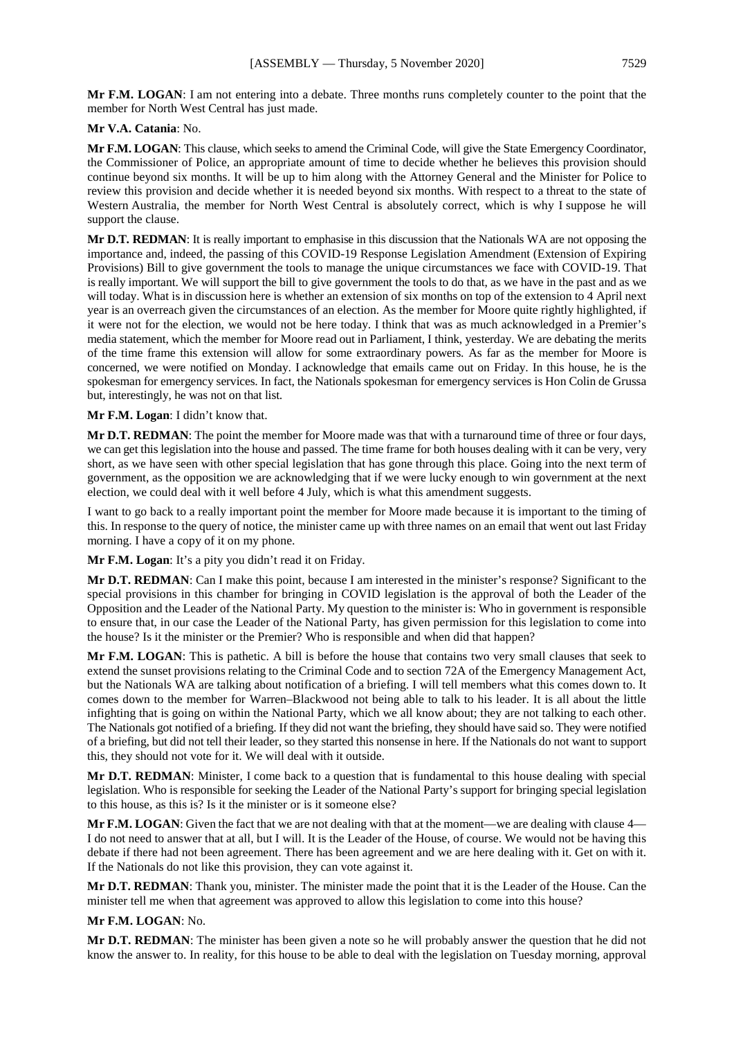**Mr F.M. LOGAN**: I am not entering into a debate. Three months runs completely counter to the point that the member for North West Central has just made.

**Mr V.A. Catania**: No.

**Mr F.M. LOGAN**: This clause, which seeks to amend the Criminal Code, will give the State Emergency Coordinator, the Commissioner of Police, an appropriate amount of time to decide whether he believes this provision should continue beyond six months. It will be up to him along with the Attorney General and the Minister for Police to review this provision and decide whether it is needed beyond six months. With respect to a threat to the state of Western Australia, the member for North West Central is absolutely correct, which is why I suppose he will support the clause.

**Mr D.T. REDMAN**: It is really important to emphasise in this discussion that the Nationals WA are not opposing the importance and, indeed, the passing of this COVID-19 Response Legislation Amendment (Extension of Expiring Provisions) Bill to give government the tools to manage the unique circumstances we face with COVID-19. That is really important. We will support the bill to give government the tools to do that, as we have in the past and as we will today. What is in discussion here is whether an extension of six months on top of the extension to 4 April next year is an overreach given the circumstances of an election. As the member for Moore quite rightly highlighted, if it were not for the election, we would not be here today. I think that was as much acknowledged in a Premier's media statement, which the member for Moore read out in Parliament, I think, yesterday. We are debating the merits of the time frame this extension will allow for some extraordinary powers. As far as the member for Moore is concerned, we were notified on Monday. I acknowledge that emails came out on Friday. In this house, he is the spokesman for emergency services. In fact, the Nationals spokesman for emergency services is Hon Colin de Grussa but, interestingly, he was not on that list.

**Mr F.M. Logan**: I didn't know that.

**Mr D.T. REDMAN**: The point the member for Moore made was that with a turnaround time of three or four days, we can get this legislation into the house and passed. The time frame for both houses dealing with it can be very, very short, as we have seen with other special legislation that has gone through this place. Going into the next term of government, as the opposition we are acknowledging that if we were lucky enough to win government at the next election, we could deal with it well before 4 July, which is what this amendment suggests.

I want to go back to a really important point the member for Moore made because it is important to the timing of this. In response to the query of notice, the minister came up with three names on an email that went out last Friday morning. I have a copy of it on my phone.

**Mr F.M. Logan**: It's a pity you didn't read it on Friday.

**Mr D.T. REDMAN**: Can I make this point, because I am interested in the minister's response? Significant to the special provisions in this chamber for bringing in COVID legislation is the approval of both the Leader of the Opposition and the Leader of the National Party. My question to the minister is: Who in government is responsible to ensure that, in our case the Leader of the National Party, has given permission for this legislation to come into the house? Is it the minister or the Premier? Who is responsible and when did that happen?

**Mr F.M. LOGAN**: This is pathetic. A bill is before the house that contains two very small clauses that seek to extend the sunset provisions relating to the Criminal Code and to section 72A of the Emergency Management Act, but the Nationals WA are talking about notification of a briefing. I will tell members what this comes down to. It comes down to the member for Warren–Blackwood not being able to talk to his leader. It is all about the little infighting that is going on within the National Party, which we all know about; they are not talking to each other. The Nationals got notified of a briefing. If they did not want the briefing, they should have said so. They were notified of a briefing, but did not tell their leader, so they started this nonsense in here. If the Nationals do not want to support this, they should not vote for it. We will deal with it outside.

**Mr D.T. REDMAN**: Minister, I come back to a question that is fundamental to this house dealing with special legislation. Who is responsible for seeking the Leader of the National Party's support for bringing special legislation to this house, as this is? Is it the minister or is it someone else?

**Mr F.M. LOGAN**: Given the fact that we are not dealing with that at the moment—we are dealing with clause 4—I do not need to answer that at all, but I will. It is the Leader of the House, of course. We would not be having this debate if there had not been agreement. There has been agreement and we are here dealing with it. Get on with it. If the Nationals do not like this provision, they can vote against it.

**Mr D.T. REDMAN**: Thank you, minister. The minister made the point that it is the Leader of the House. Can the minister tell me when that agreement was approved to allow this legislation to come into this house?

**Mr F.M. LOGAN**: No.

**Mr D.T. REDMAN**: The minister has been given a note so he will probably answer the question that he did not know the answer to. In reality, for this house to be able to deal with the legislation on Tuesday morning, approval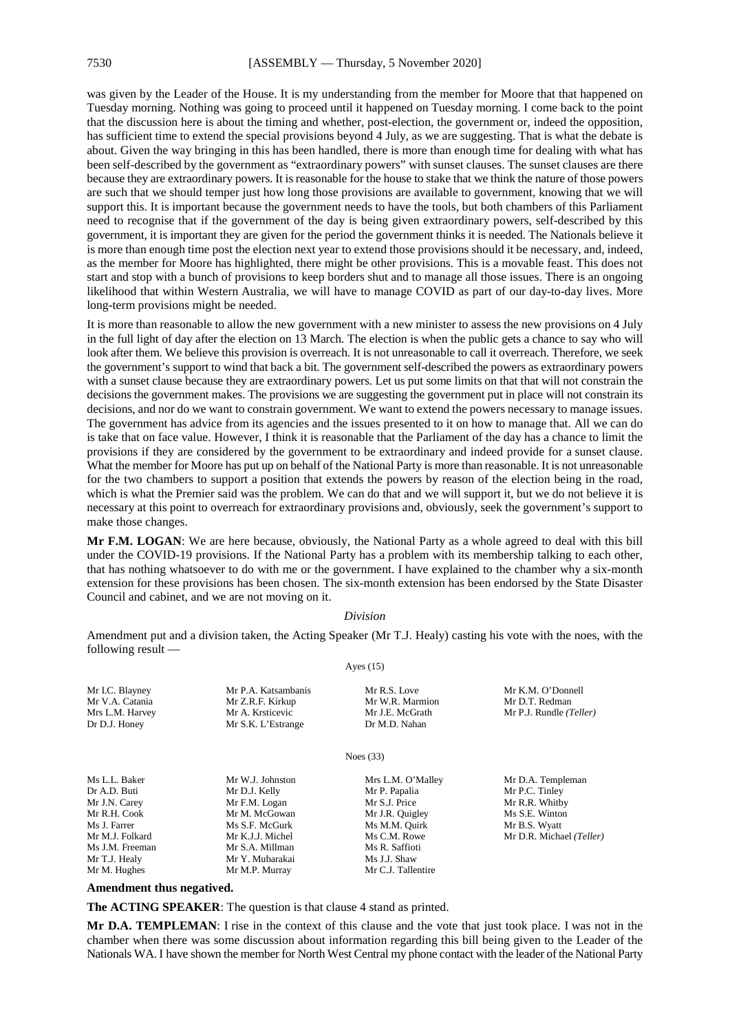was given by the Leader of the House. It is my understanding from the member for Moore that that happened on Tuesday morning. Nothing was going to proceed until it happened on Tuesday morning. I come back to the point that the discussion here is about the timing and whether, post-election, the government or, indeed the opposition, has sufficient time to extend the special provisions beyond 4 July, as we are suggesting. That is what the debate is about. Given the way bringing in this has been handled, there is more than enough time for dealing with what has been self-described by the government as "extraordinary powers" with sunset clauses. The sunset clauses are there because they are extraordinary powers. It is reasonable for the house to stake that we think the nature of those powers are such that we should temper just how long those provisions are available to government, knowing that we will support this. It is important because the government needs to have the tools, but both chambers of this Parliament need to recognise that if the government of the day is being given extraordinary powers, self-described by this government, it is important they are given for the period the government thinks it is needed. The Nationals believe it is more than enough time post the election next year to extend those provisions should it be necessary, and, indeed, as the member for Moore has highlighted, there might be other provisions. This is a movable feast. This does not start and stop with a bunch of provisions to keep borders shut and to manage all those issues. There is an ongoing likelihood that within Western Australia, we will have to manage COVID as part of our day-to-day lives. More long-term provisions might be needed.

It is more than reasonable to allow the new government with a new minister to assess the new provisions on 4 July in the full light of day after the election on 13 March. The election is when the public gets a chance to say who will look after them. We believe this provision is overreach. It is not unreasonable to call it overreach. Therefore, we seek the government's support to wind that back a bit. The government self-described the powers as extraordinary powers with a sunset clause because they are extraordinary powers. Let us put some limits on that that will not constrain the decisions the government makes. The provisions we are suggesting the government put in place will not constrain its decisions, and nor do we want to constrain government. We want to extend the powers necessary to manage issues. The government has advice from its agencies and the issues presented to it on how to manage that. All we can do is take that on face value. However, I think it is reasonable that the Parliament of the day has a chance to limit the provisions if they are considered by the government to be extraordinary and indeed provide for a sunset clause. What the member for Moore has put up on behalf of the National Party is more than reasonable. It is not unreasonable for the two chambers to support a position that extends the powers by reason of the election being in the road, which is what the Premier said was the problem. We can do that and we will support it, but we do not believe it is necessary at this point to overreach for extraordinary provisions and, obviously, seek the government's support to make those changes.

**Mr F.M. LOGAN**: We are here because, obviously, the National Party as a whole agreed to deal with this bill under the COVID-19 provisions. If the National Party has a problem with its membership talking to each other, that has nothing whatsoever to do with me or the government. I have explained to the chamber why a six-month extension for these provisions has been chosen. The six-month extension has been endorsed by the State Disaster Council and cabinet, and we are not moving on it.

*Division*

Amendment put and a division taken, the Acting Speaker (Mr T.J. Healy) casting his vote with the noes, with the following result —

Ayes (15)

| | | | |
|---|---|---|---|
| Mr I.C. Blayney | Mr P.A. Katsambanis | Mr R.S. Love | Mr K.M. O'Donnell |
| Mr V.A. Catania | Mr Z.R.F. Kirkup | Mr W.R. Marmion | Mr D.T. Redman |
| Mrs L.M. Harvey | Mr A. Krsticevic | Mr J.E. McGrath | Mr P.J. Rundle *(Teller)* |
| Dr D.J. Honey | Mr S.K. L'Estrange | Dr M.D. Nahan | |

Noes (33)

| | | | |
|---|---|---|---|
| Ms L.L. Baker | Mr W.J. Johnston | Mrs L.M. O'Malley | Mr D.A. Templeman |
| Dr A.D. Buti | Mr D.J. Kelly | Mr P. Papalia | Mr P.C. Tinley |
| Mr J.N. Carey | Mr F.M. Logan | Mr S.J. Price | Mr R.R. Whitby |
| Mr R.H. Cook | Mr M. McGowan | Mr J.R. Quigley | Ms S.E. Winton |
| Ms J. Farrer | Ms S.F. McGurk | Ms M.M. Quirk | Mr B.S. Wyatt |
| Mr M.J. Folkard | Mr K.J.J. Michel | Ms C.M. Rowe | Mr D.R. Michael *(Teller)* |
| Ms J.M. Freeman | Mr S.A. Millman | Ms R. Saffioti | |
| Mr T.J. Healy | Mr Y. Mubarakai | Ms J.J. Shaw | |
| Mr M. Hughes | Mr M.P. Murray | Mr C.J. Tallentire | |

**Amendment thus negatived.**

**The ACTING SPEAKER**: The question is that clause 4 stand as printed.

**Mr D.A. TEMPLEMAN**: I rise in the context of this clause and the vote that just took place. I was not in the chamber when there was some discussion about information regarding this bill being given to the Leader of the Nationals WA. I have shown the member for North West Central my phone contact with the leader of the National Party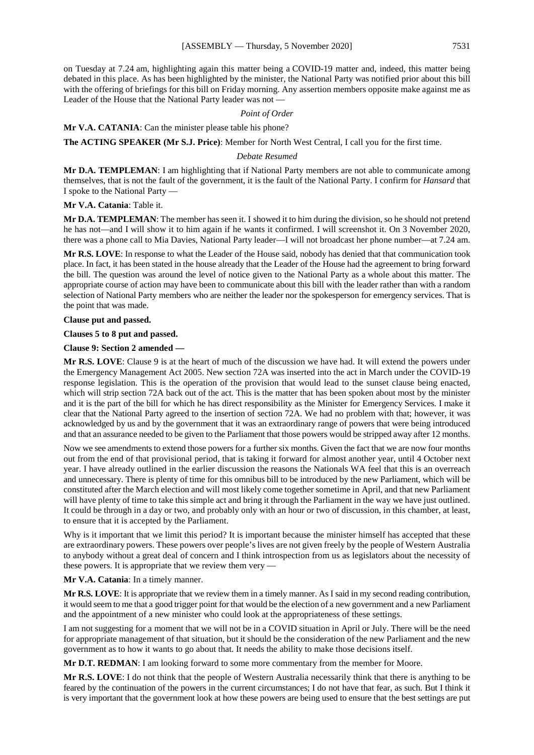on Tuesday at 7.24 am, highlighting again this matter being a COVID-19 matter and, indeed, this matter being debated in this place. As has been highlighted by the minister, the National Party was notified prior about this bill with the offering of briefings for this bill on Friday morning. Any assertion members opposite make against me as Leader of the House that the National Party leader was not —

*Point of Order*

**Mr V.A. CATANIA**: Can the minister please table his phone?

**The ACTING SPEAKER (Mr S.J. Price)**: Member for North West Central, I call you for the first time.

*Debate Resumed*

**Mr D.A. TEMPLEMAN**: I am highlighting that if National Party members are not able to communicate among themselves, that is not the fault of the government, it is the fault of the National Party. I confirm for *Hansard* that I spoke to the National Party —

**Mr V.A. Catania**: Table it.

**Mr D.A. TEMPLEMAN**: The member has seen it. I showed it to him during the division, so he should not pretend he has not—and I will show it to him again if he wants it confirmed. I will screenshot it. On 3 November 2020, there was a phone call to Mia Davies, National Party leader—I will not broadcast her phone number—at 7.24 am.

**Mr R.S. LOVE**: In response to what the Leader of the House said, nobody has denied that that communication took place. In fact, it has been stated in the house already that the Leader of the House had the agreement to bring forward the bill. The question was around the level of notice given to the National Party as a whole about this matter. The appropriate course of action may have been to communicate about this bill with the leader rather than with a random selection of National Party members who are neither the leader nor the spokesperson for emergency services. That is the point that was made.

**Clause put and passed.**

**Clauses 5 to 8 put and passed.**

**Clause 9: Section 2 amended —**

**Mr R.S. LOVE**: Clause 9 is at the heart of much of the discussion we have had. It will extend the powers under the Emergency Management Act 2005. New section 72A was inserted into the act in March under the COVID-19 response legislation. This is the operation of the provision that would lead to the sunset clause being enacted, which will strip section 72A back out of the act. This is the matter that has been spoken about most by the minister and it is the part of the bill for which he has direct responsibility as the Minister for Emergency Services. I make it clear that the National Party agreed to the insertion of section 72A. We had no problem with that; however, it was acknowledged by us and by the government that it was an extraordinary range of powers that were being introduced and that an assurance needed to be given to the Parliament that those powers would be stripped away after 12 months.

Now we see amendments to extend those powers for a further six months. Given the fact that we are now four months out from the end of that provisional period, that is taking it forward for almost another year, until 4 October next year. I have already outlined in the earlier discussion the reasons the Nationals WA feel that this is an overreach and unnecessary. There is plenty of time for this omnibus bill to be introduced by the new Parliament, which will be constituted after the March election and will most likely come together sometime in April, and that new Parliament will have plenty of time to take this simple act and bring it through the Parliament in the way we have just outlined. It could be through in a day or two, and probably only with an hour or two of discussion, in this chamber, at least, to ensure that it is accepted by the Parliament.

Why is it important that we limit this period? It is important because the minister himself has accepted that these are extraordinary powers. These powers over people's lives are not given freely by the people of Western Australia to anybody without a great deal of concern and I think introspection from us as legislators about the necessity of these powers. It is appropriate that we review them very —

**Mr V.A. Catania**: In a timely manner.

**Mr R.S. LOVE**: It is appropriate that we review them in a timely manner. As I said in my second reading contribution, it would seem to me that a good trigger point for that would be the election of a new government and a new Parliament and the appointment of a new minister who could look at the appropriateness of these settings.

I am not suggesting for a moment that we will not be in a COVID situation in April or July. There will be the need for appropriate management of that situation, but it should be the consideration of the new Parliament and the new government as to how it wants to go about that. It needs the ability to make those decisions itself.

**Mr D.T. REDMAN**: I am looking forward to some more commentary from the member for Moore.

**Mr R.S. LOVE**: I do not think that the people of Western Australia necessarily think that there is anything to be feared by the continuation of the powers in the current circumstances; I do not have that fear, as such. But I think it is very important that the government look at how these powers are being used to ensure that the best settings are put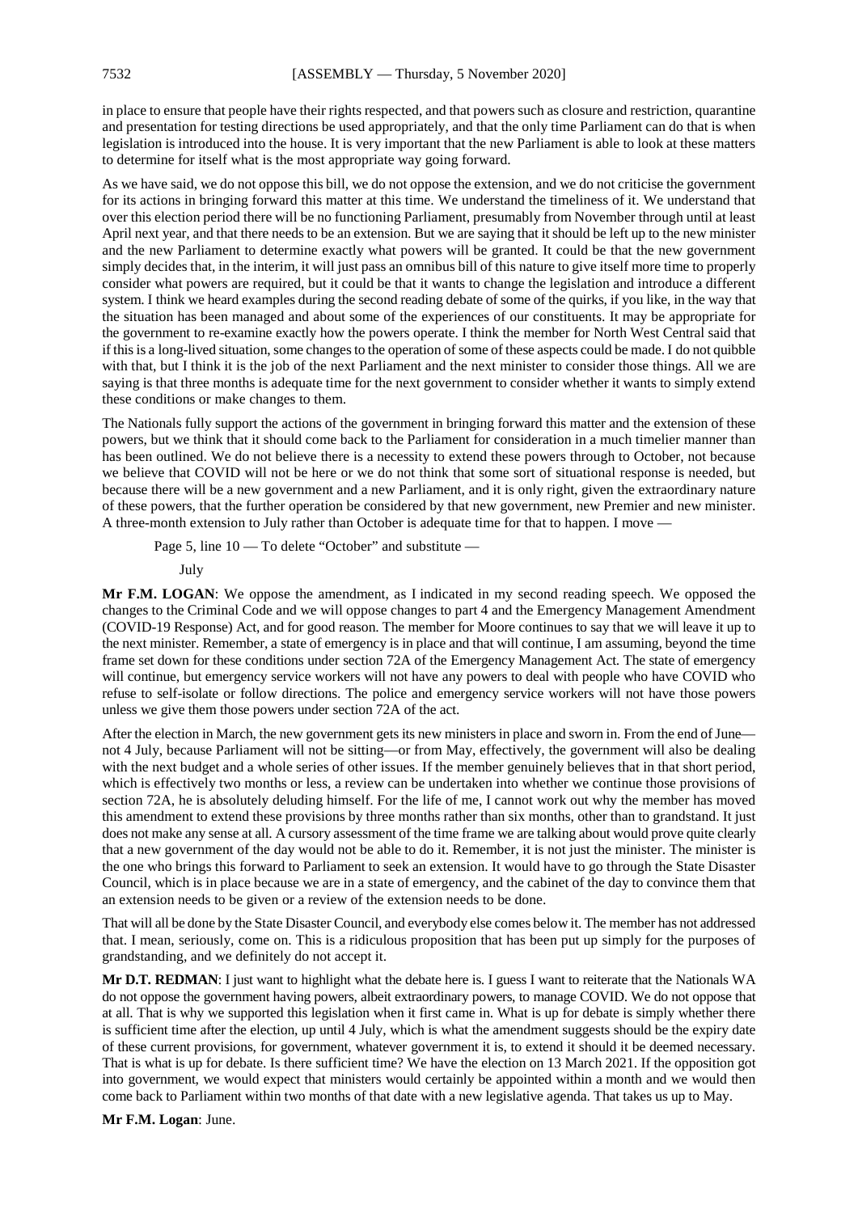in place to ensure that people have their rights respected, and that powers such as closure and restriction, quarantine and presentation for testing directions be used appropriately, and that the only time Parliament can do that is when legislation is introduced into the house. It is very important that the new Parliament is able to look at these matters to determine for itself what is the most appropriate way going forward.

As we have said, we do not oppose this bill, we do not oppose the extension, and we do not criticise the government for its actions in bringing forward this matter at this time. We understand the timeliness of it. We understand that over this election period there will be no functioning Parliament, presumably from November through until at least April next year, and that there needs to be an extension. But we are saying that it should be left up to the new minister and the new Parliament to determine exactly what powers will be granted. It could be that the new government simply decides that, in the interim, it will just pass an omnibus bill of this nature to give itself more time to properly consider what powers are required, but it could be that it wants to change the legislation and introduce a different system. I think we heard examples during the second reading debate of some of the quirks, if you like, in the way that the situation has been managed and about some of the experiences of our constituents. It may be appropriate for the government to re-examine exactly how the powers operate. I think the member for North West Central said that if this is a long-lived situation, some changes to the operation of some of these aspects could be made. I do not quibble with that, but I think it is the job of the next Parliament and the next minister to consider those things. All we are saying is that three months is adequate time for the next government to consider whether it wants to simply extend these conditions or make changes to them.

The Nationals fully support the actions of the government in bringing forward this matter and the extension of these powers, but we think that it should come back to the Parliament for consideration in a much timelier manner than has been outlined. We do not believe there is a necessity to extend these powers through to October, not because we believe that COVID will not be here or we do not think that some sort of situational response is needed, but because there will be a new government and a new Parliament, and it is only right, given the extraordinary nature of these powers, that the further operation be considered by that new government, new Premier and new minister. A three-month extension to July rather than October is adequate time for that to happen. I move —

> Page 5, line 10 — To delete "October" and substitute —
>
> July

**Mr F.M. LOGAN**: We oppose the amendment, as I indicated in my second reading speech. We opposed the changes to the Criminal Code and we will oppose changes to part 4 and the Emergency Management Amendment (COVID-19 Response) Act, and for good reason. The member for Moore continues to say that we will leave it up to the next minister. Remember, a state of emergency is in place and that will continue, I am assuming, beyond the time frame set down for these conditions under section 72A of the Emergency Management Act. The state of emergency will continue, but emergency service workers will not have any powers to deal with people who have COVID who refuse to self-isolate or follow directions. The police and emergency service workers will not have those powers unless we give them those powers under section 72A of the act.

After the election in March, the new government gets its new ministers in place and sworn in. From the end of June—not 4 July, because Parliament will not be sitting—or from May, effectively, the government will also be dealing with the next budget and a whole series of other issues. If the member genuinely believes that in that short period, which is effectively two months or less, a review can be undertaken into whether we continue those provisions of section 72A, he is absolutely deluding himself. For the life of me, I cannot work out why the member has moved this amendment to extend these provisions by three months rather than six months, other than to grandstand. It just does not make any sense at all. A cursory assessment of the time frame we are talking about would prove quite clearly that a new government of the day would not be able to do it. Remember, it is not just the minister. The minister is the one who brings this forward to Parliament to seek an extension. It would have to go through the State Disaster Council, which is in place because we are in a state of emergency, and the cabinet of the day to convince them that an extension needs to be given or a review of the extension needs to be done.

That will all be done by the State Disaster Council, and everybody else comes below it. The member has not addressed that. I mean, seriously, come on. This is a ridiculous proposition that has been put up simply for the purposes of grandstanding, and we definitely do not accept it.

**Mr D.T. REDMAN**: I just want to highlight what the debate here is. I guess I want to reiterate that the Nationals WA do not oppose the government having powers, albeit extraordinary powers, to manage COVID. We do not oppose that at all. That is why we supported this legislation when it first came in. What is up for debate is simply whether there is sufficient time after the election, up until 4 July, which is what the amendment suggests should be the expiry date of these current provisions, for government, whatever government it is, to extend it should it be deemed necessary. That is what is up for debate. Is there sufficient time? We have the election on 13 March 2021. If the opposition got into government, we would expect that ministers would certainly be appointed within a month and we would then come back to Parliament within two months of that date with a new legislative agenda. That takes us up to May.

**Mr F.M. Logan**: June.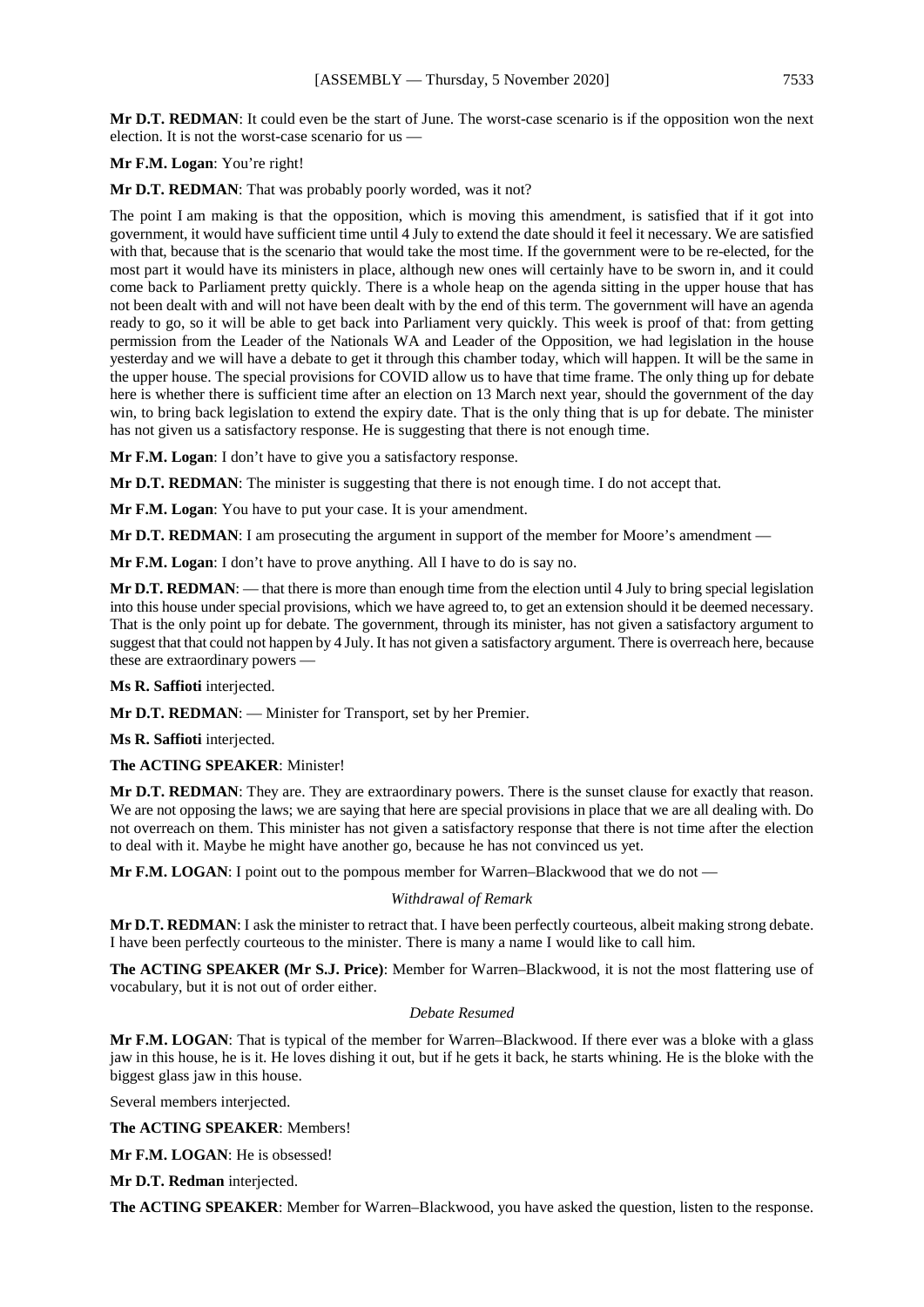**Mr D.T. REDMAN**: It could even be the start of June. The worst-case scenario is if the opposition won the next election. It is not the worst-case scenario for us —

**Mr F.M. Logan**: You're right!

**Mr D.T. REDMAN**: That was probably poorly worded, was it not?

The point I am making is that the opposition, which is moving this amendment, is satisfied that if it got into government, it would have sufficient time until 4 July to extend the date should it feel it necessary. We are satisfied with that, because that is the scenario that would take the most time. If the government were to be re-elected, for the most part it would have its ministers in place, although new ones will certainly have to be sworn in, and it could come back to Parliament pretty quickly. There is a whole heap on the agenda sitting in the upper house that has not been dealt with and will not have been dealt with by the end of this term. The government will have an agenda ready to go, so it will be able to get back into Parliament very quickly. This week is proof of that: from getting permission from the Leader of the Nationals WA and Leader of the Opposition, we had legislation in the house yesterday and we will have a debate to get it through this chamber today, which will happen. It will be the same in the upper house. The special provisions for COVID allow us to have that time frame. The only thing up for debate here is whether there is sufficient time after an election on 13 March next year, should the government of the day win, to bring back legislation to extend the expiry date. That is the only thing that is up for debate. The minister has not given us a satisfactory response. He is suggesting that there is not enough time.

**Mr F.M. Logan**: I don't have to give you a satisfactory response.

**Mr D.T. REDMAN**: The minister is suggesting that there is not enough time. I do not accept that.

**Mr F.M. Logan**: You have to put your case. It is your amendment.

**Mr D.T. REDMAN**: I am prosecuting the argument in support of the member for Moore's amendment —

**Mr F.M. Logan**: I don't have to prove anything. All I have to do is say no.

**Mr D.T. REDMAN**: — that there is more than enough time from the election until 4 July to bring special legislation into this house under special provisions, which we have agreed to, to get an extension should it be deemed necessary. That is the only point up for debate. The government, through its minister, has not given a satisfactory argument to suggest that that could not happen by 4 July. It has not given a satisfactory argument. There is overreach here, because these are extraordinary powers —

**Ms R. Saffioti** interjected.

**Mr D.T. REDMAN**: — Minister for Transport, set by her Premier.

**Ms R. Saffioti** interjected.

**The ACTING SPEAKER**: Minister!

**Mr D.T. REDMAN**: They are. They are extraordinary powers. There is the sunset clause for exactly that reason. We are not opposing the laws; we are saying that here are special provisions in place that we are all dealing with. Do not overreach on them. This minister has not given a satisfactory response that there is not time after the election to deal with it. Maybe he might have another go, because he has not convinced us yet.

**Mr F.M. LOGAN**: I point out to the pompous member for Warren–Blackwood that we do not —

*Withdrawal of Remark*

**Mr D.T. REDMAN**: I ask the minister to retract that. I have been perfectly courteous, albeit making strong debate. I have been perfectly courteous to the minister. There is many a name I would like to call him.

**The ACTING SPEAKER (Mr S.J. Price)**: Member for Warren–Blackwood, it is not the most flattering use of vocabulary, but it is not out of order either.

*Debate Resumed*

**Mr F.M. LOGAN**: That is typical of the member for Warren–Blackwood. If there ever was a bloke with a glass jaw in this house, he is it. He loves dishing it out, but if he gets it back, he starts whining. He is the bloke with the biggest glass jaw in this house.

Several members interjected.

**The ACTING SPEAKER**: Members!

**Mr F.M. LOGAN**: He is obsessed!

**Mr D.T. Redman** interjected.

**The ACTING SPEAKER**: Member for Warren–Blackwood, you have asked the question, listen to the response.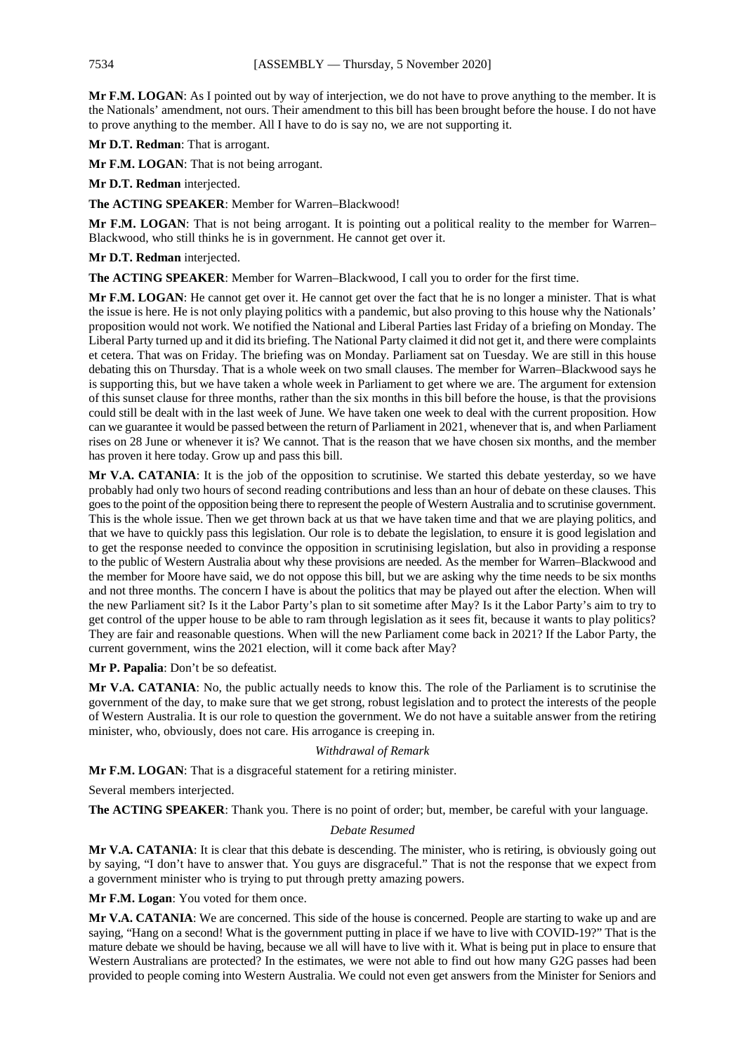**Mr F.M. LOGAN**: As I pointed out by way of interjection, we do not have to prove anything to the member. It is the Nationals' amendment, not ours. Their amendment to this bill has been brought before the house. I do not have to prove anything to the member. All I have to do is say no, we are not supporting it.

**Mr D.T. Redman**: That is arrogant.

**Mr F.M. LOGAN**: That is not being arrogant.

**Mr D.T. Redman** interjected.

**The ACTING SPEAKER**: Member for Warren–Blackwood!

**Mr F.M. LOGAN**: That is not being arrogant. It is pointing out a political reality to the member for Warren–Blackwood, who still thinks he is in government. He cannot get over it.

**Mr D.T. Redman** interjected.

**The ACTING SPEAKER**: Member for Warren–Blackwood, I call you to order for the first time.

**Mr F.M. LOGAN**: He cannot get over it. He cannot get over the fact that he is no longer a minister. That is what the issue is here. He is not only playing politics with a pandemic, but also proving to this house why the Nationals' proposition would not work. We notified the National and Liberal Parties last Friday of a briefing on Monday. The Liberal Party turned up and it did its briefing. The National Party claimed it did not get it, and there were complaints et cetera. That was on Friday. The briefing was on Monday. Parliament sat on Tuesday. We are still in this house debating this on Thursday. That is a whole week on two small clauses. The member for Warren–Blackwood says he is supporting this, but we have taken a whole week in Parliament to get where we are. The argument for extension of this sunset clause for three months, rather than the six months in this bill before the house, is that the provisions could still be dealt with in the last week of June. We have taken one week to deal with the current proposition. How can we guarantee it would be passed between the return of Parliament in 2021, whenever that is, and when Parliament rises on 28 June or whenever it is? We cannot. That is the reason that we have chosen six months, and the member has proven it here today. Grow up and pass this bill.

**Mr V.A. CATANIA**: It is the job of the opposition to scrutinise. We started this debate yesterday, so we have probably had only two hours of second reading contributions and less than an hour of debate on these clauses. This goes to the point of the opposition being there to represent the people of Western Australia and to scrutinise government. This is the whole issue. Then we get thrown back at us that we have taken time and that we are playing politics, and that we have to quickly pass this legislation. Our role is to debate the legislation, to ensure it is good legislation and to get the response needed to convince the opposition in scrutinising legislation, but also in providing a response to the public of Western Australia about why these provisions are needed. As the member for Warren–Blackwood and the member for Moore have said, we do not oppose this bill, but we are asking why the time needs to be six months and not three months. The concern I have is about the politics that may be played out after the election. When will the new Parliament sit? Is it the Labor Party's plan to sit sometime after May? Is it the Labor Party's aim to try to get control of the upper house to be able to ram through legislation as it sees fit, because it wants to play politics? They are fair and reasonable questions. When will the new Parliament come back in 2021? If the Labor Party, the current government, wins the 2021 election, will it come back after May?

**Mr P. Papalia**: Don't be so defeatist.

**Mr V.A. CATANIA**: No, the public actually needs to know this. The role of the Parliament is to scrutinise the government of the day, to make sure that we get strong, robust legislation and to protect the interests of the people of Western Australia. It is our role to question the government. We do not have a suitable answer from the retiring minister, who, obviously, does not care. His arrogance is creeping in.

*Withdrawal of Remark*

**Mr F.M. LOGAN**: That is a disgraceful statement for a retiring minister.

Several members interjected.

**The ACTING SPEAKER**: Thank you. There is no point of order; but, member, be careful with your language.

*Debate Resumed*

**Mr V.A. CATANIA**: It is clear that this debate is descending. The minister, who is retiring, is obviously going out by saying, "I don't have to answer that. You guys are disgraceful." That is not the response that we expect from a government minister who is trying to put through pretty amazing powers.

**Mr F.M. Logan**: You voted for them once.

**Mr V.A. CATANIA**: We are concerned. This side of the house is concerned. People are starting to wake up and are saying, "Hang on a second! What is the government putting in place if we have to live with COVID-19?" That is the mature debate we should be having, because we all will have to live with it. What is being put in place to ensure that Western Australians are protected? In the estimates, we were not able to find out how many G2G passes had been provided to people coming into Western Australia. We could not even get answers from the Minister for Seniors and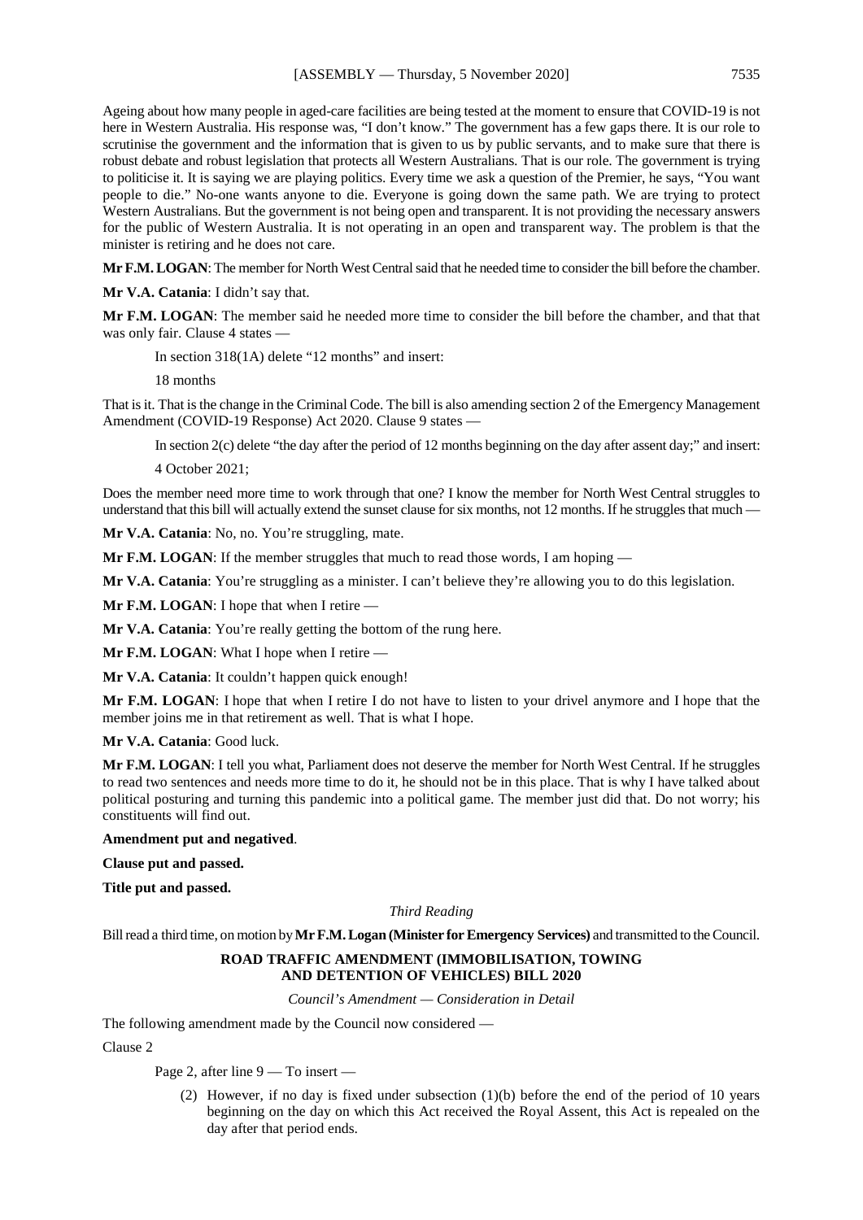Ageing about how many people in aged-care facilities are being tested at the moment to ensure that COVID-19 is not here in Western Australia. His response was, "I don't know." The government has a few gaps there. It is our role to scrutinise the government and the information that is given to us by public servants, and to make sure that there is robust debate and robust legislation that protects all Western Australians. That is our role. The government is trying to politicise it. It is saying we are playing politics. Every time we ask a question of the Premier, he says, "You want people to die." No-one wants anyone to die. Everyone is going down the same path. We are trying to protect Western Australians. But the government is not being open and transparent. It is not providing the necessary answers for the public of Western Australia. It is not operating in an open and transparent way. The problem is that the minister is retiring and he does not care.

**Mr F.M. LOGAN**: The member for North West Central said that he needed time to consider the bill before the chamber.

**Mr V.A. Catania**: I didn't say that.

**Mr F.M. LOGAN**: The member said he needed more time to consider the bill before the chamber, and that that was only fair. Clause 4 states —

> In section 318(1A) delete "12 months" and insert:
>
> 18 months

That is it. That is the change in the Criminal Code. The bill is also amending section 2 of the Emergency Management Amendment (COVID-19 Response) Act 2020. Clause 9 states —

> In section 2(c) delete "the day after the period of 12 months beginning on the day after assent day;" and insert:
>
> 4 October 2021;

Does the member need more time to work through that one? I know the member for North West Central struggles to understand that this bill will actually extend the sunset clause for six months, not 12 months. If he struggles that much —

**Mr V.A. Catania**: No, no. You're struggling, mate.

**Mr F.M. LOGAN**: If the member struggles that much to read those words, I am hoping —

**Mr V.A. Catania**: You're struggling as a minister. I can't believe they're allowing you to do this legislation.

**Mr F.M. LOGAN**: I hope that when I retire —

**Mr V.A. Catania**: You're really getting the bottom of the rung here.

**Mr F.M. LOGAN**: What I hope when I retire —

**Mr V.A. Catania**: It couldn't happen quick enough!

**Mr F.M. LOGAN**: I hope that when I retire I do not have to listen to your drivel anymore and I hope that the member joins me in that retirement as well. That is what I hope.

**Mr V.A. Catania**: Good luck.

**Mr F.M. LOGAN**: I tell you what, Parliament does not deserve the member for North West Central. If he struggles to read two sentences and needs more time to do it, he should not be in this place. That is why I have talked about political posturing and turning this pandemic into a political game. The member just did that. Do not worry; his constituents will find out.

**Amendment put and negatived**.

**Clause put and passed.**

**Title put and passed.**

*Third Reading*

Bill read a third time, on motion by **Mr F.M. Logan (Minister for Emergency Services)** and transmitted to the Council.

## ROAD TRAFFIC AMENDMENT (IMMOBILISATION, TOWING AND DETENTION OF VEHICLES) BILL 2020

*Council's Amendment — Consideration in Detail*

The following amendment made by the Council now considered —

Clause 2

> Page 2, after line 9 — To insert —
>
> (2) However, if no day is fixed under subsection (1)(b) before the end of the period of 10 years beginning on the day on which this Act received the Royal Assent, this Act is repealed on the day after that period ends.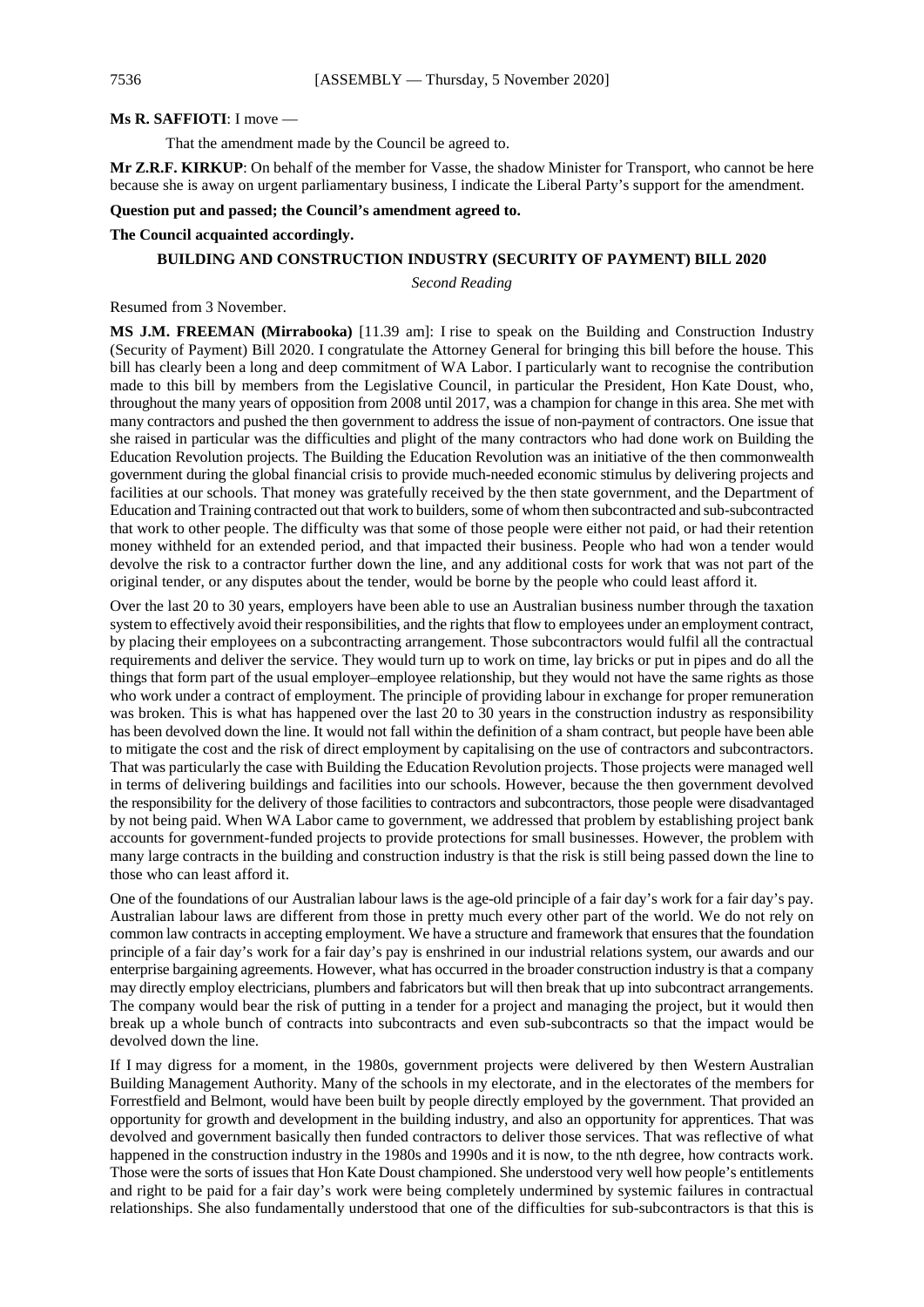**Ms R. SAFFIOTI**: I move —

That the amendment made by the Council be agreed to.

**Mr Z.R.F. KIRKUP**: On behalf of the member for Vasse, the shadow Minister for Transport, who cannot be here because she is away on urgent parliamentary business, I indicate the Liberal Party's support for the amendment.

**Question put and passed; the Council's amendment agreed to.**

**The Council acquainted accordingly.**

## BUILDING AND CONSTRUCTION INDUSTRY (SECURITY OF PAYMENT) BILL 2020

*Second Reading*

Resumed from 3 November.

**MS J.M. FREEMAN (Mirrabooka)** [11.39 am]: I rise to speak on the Building and Construction Industry (Security of Payment) Bill 2020. I congratulate the Attorney General for bringing this bill before the house. This bill has clearly been a long and deep commitment of WA Labor. I particularly want to recognise the contribution made to this bill by members from the Legislative Council, in particular the President, Hon Kate Doust, who, throughout the many years of opposition from 2008 until 2017, was a champion for change in this area. She met with many contractors and pushed the then government to address the issue of non-payment of contractors. One issue that she raised in particular was the difficulties and plight of the many contractors who had done work on Building the Education Revolution projects. The Building the Education Revolution was an initiative of the then commonwealth government during the global financial crisis to provide much-needed economic stimulus by delivering projects and facilities at our schools. That money was gratefully received by the then state government, and the Department of Education and Training contracted out that work to builders, some of whom then subcontracted and sub-subcontracted that work to other people. The difficulty was that some of those people were either not paid, or had their retention money withheld for an extended period, and that impacted their business. People who had won a tender would devolve the risk to a contractor further down the line, and any additional costs for work that was not part of the original tender, or any disputes about the tender, would be borne by the people who could least afford it.

Over the last 20 to 30 years, employers have been able to use an Australian business number through the taxation system to effectively avoid their responsibilities, and the rights that flow to employees under an employment contract, by placing their employees on a subcontracting arrangement. Those subcontractors would fulfil all the contractual requirements and deliver the service. They would turn up to work on time, lay bricks or put in pipes and do all the things that form part of the usual employer–employee relationship, but they would not have the same rights as those who work under a contract of employment. The principle of providing labour in exchange for proper remuneration was broken. This is what has happened over the last 20 to 30 years in the construction industry as responsibility has been devolved down the line. It would not fall within the definition of a sham contract, but people have been able to mitigate the cost and the risk of direct employment by capitalising on the use of contractors and subcontractors. That was particularly the case with Building the Education Revolution projects. Those projects were managed well in terms of delivering buildings and facilities into our schools. However, because the then government devolved the responsibility for the delivery of those facilities to contractors and subcontractors, those people were disadvantaged by not being paid. When WA Labor came to government, we addressed that problem by establishing project bank accounts for government-funded projects to provide protections for small businesses. However, the problem with many large contracts in the building and construction industry is that the risk is still being passed down the line to those who can least afford it.

One of the foundations of our Australian labour laws is the age-old principle of a fair day's work for a fair day's pay. Australian labour laws are different from those in pretty much every other part of the world. We do not rely on common law contracts in accepting employment. We have a structure and framework that ensures that the foundation principle of a fair day's work for a fair day's pay is enshrined in our industrial relations system, our awards and our enterprise bargaining agreements. However, what has occurred in the broader construction industry is that a company may directly employ electricians, plumbers and fabricators but will then break that up into subcontract arrangements. The company would bear the risk of putting in a tender for a project and managing the project, but it would then break up a whole bunch of contracts into subcontracts and even sub-subcontracts so that the impact would be devolved down the line.

If I may digress for a moment, in the 1980s, government projects were delivered by then Western Australian Building Management Authority. Many of the schools in my electorate, and in the electorates of the members for Forrestfield and Belmont, would have been built by people directly employed by the government. That provided an opportunity for growth and development in the building industry, and also an opportunity for apprentices. That was devolved and government basically then funded contractors to deliver those services. That was reflective of what happened in the construction industry in the 1980s and 1990s and it is now, to the nth degree, how contracts work. Those were the sorts of issues that Hon Kate Doust championed. She understood very well how people's entitlements and right to be paid for a fair day's work were being completely undermined by systemic failures in contractual relationships. She also fundamentally understood that one of the difficulties for sub-subcontractors is that this is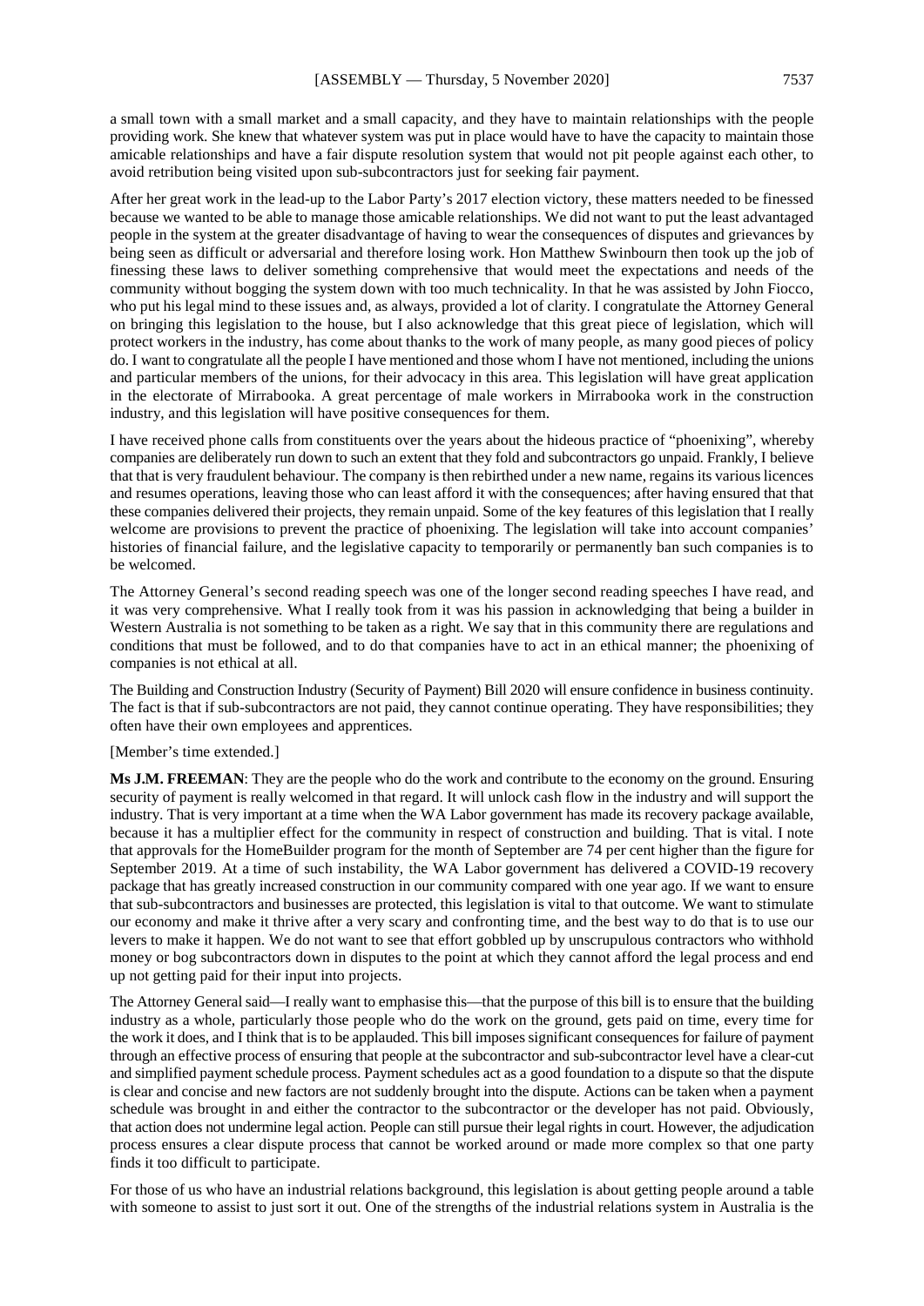a small town with a small market and a small capacity, and they have to maintain relationships with the people providing work. She knew that whatever system was put in place would have to have the capacity to maintain those amicable relationships and have a fair dispute resolution system that would not pit people against each other, to avoid retribution being visited upon sub-subcontractors just for seeking fair payment.

After her great work in the lead-up to the Labor Party's 2017 election victory, these matters needed to be finessed because we wanted to be able to manage those amicable relationships. We did not want to put the least advantaged people in the system at the greater disadvantage of having to wear the consequences of disputes and grievances by being seen as difficult or adversarial and therefore losing work. Hon Matthew Swinbourn then took up the job of finessing these laws to deliver something comprehensive that would meet the expectations and needs of the community without bogging the system down with too much technicality. In that he was assisted by John Fiocco, who put his legal mind to these issues and, as always, provided a lot of clarity. I congratulate the Attorney General on bringing this legislation to the house, but I also acknowledge that this great piece of legislation, which will protect workers in the industry, has come about thanks to the work of many people, as many good pieces of policy do. I want to congratulate all the people I have mentioned and those whom I have not mentioned, including the unions and particular members of the unions, for their advocacy in this area. This legislation will have great application in the electorate of Mirrabooka. A great percentage of male workers in Mirrabooka work in the construction industry, and this legislation will have positive consequences for them.

I have received phone calls from constituents over the years about the hideous practice of "phoenixing", whereby companies are deliberately run down to such an extent that they fold and subcontractors go unpaid. Frankly, I believe that that is very fraudulent behaviour. The company is then rebirthed under a new name, regains its various licences and resumes operations, leaving those who can least afford it with the consequences; after having ensured that that these companies delivered their projects, they remain unpaid. Some of the key features of this legislation that I really welcome are provisions to prevent the practice of phoenixing. The legislation will take into account companies' histories of financial failure, and the legislative capacity to temporarily or permanently ban such companies is to be welcomed.

The Attorney General's second reading speech was one of the longer second reading speeches I have read, and it was very comprehensive. What I really took from it was his passion in acknowledging that being a builder in Western Australia is not something to be taken as a right. We say that in this community there are regulations and conditions that must be followed, and to do that companies have to act in an ethical manner; the phoenixing of companies is not ethical at all.

The Building and Construction Industry (Security of Payment) Bill 2020 will ensure confidence in business continuity. The fact is that if sub-subcontractors are not paid, they cannot continue operating. They have responsibilities; they often have their own employees and apprentices.

[Member's time extended.]

**Ms J.M. FREEMAN**: They are the people who do the work and contribute to the economy on the ground. Ensuring security of payment is really welcomed in that regard. It will unlock cash flow in the industry and will support the industry. That is very important at a time when the WA Labor government has made its recovery package available, because it has a multiplier effect for the community in respect of construction and building. That is vital. I note that approvals for the HomeBuilder program for the month of September are 74 per cent higher than the figure for September 2019. At a time of such instability, the WA Labor government has delivered a COVID-19 recovery package that has greatly increased construction in our community compared with one year ago. If we want to ensure that sub-subcontractors and businesses are protected, this legislation is vital to that outcome. We want to stimulate our economy and make it thrive after a very scary and confronting time, and the best way to do that is to use our levers to make it happen. We do not want to see that effort gobbled up by unscrupulous contractors who withhold money or bog subcontractors down in disputes to the point at which they cannot afford the legal process and end up not getting paid for their input into projects.

The Attorney General said—I really want to emphasise this—that the purpose of this bill is to ensure that the building industry as a whole, particularly those people who do the work on the ground, gets paid on time, every time for the work it does, and I think that is to be applauded. This bill imposes significant consequences for failure of payment through an effective process of ensuring that people at the subcontractor and sub-subcontractor level have a clear-cut and simplified payment schedule process. Payment schedules act as a good foundation to a dispute so that the dispute is clear and concise and new factors are not suddenly brought into the dispute. Actions can be taken when a payment schedule was brought in and either the contractor to the subcontractor or the developer has not paid. Obviously, that action does not undermine legal action. People can still pursue their legal rights in court. However, the adjudication process ensures a clear dispute process that cannot be worked around or made more complex so that one party finds it too difficult to participate.

For those of us who have an industrial relations background, this legislation is about getting people around a table with someone to assist to just sort it out. One of the strengths of the industrial relations system in Australia is the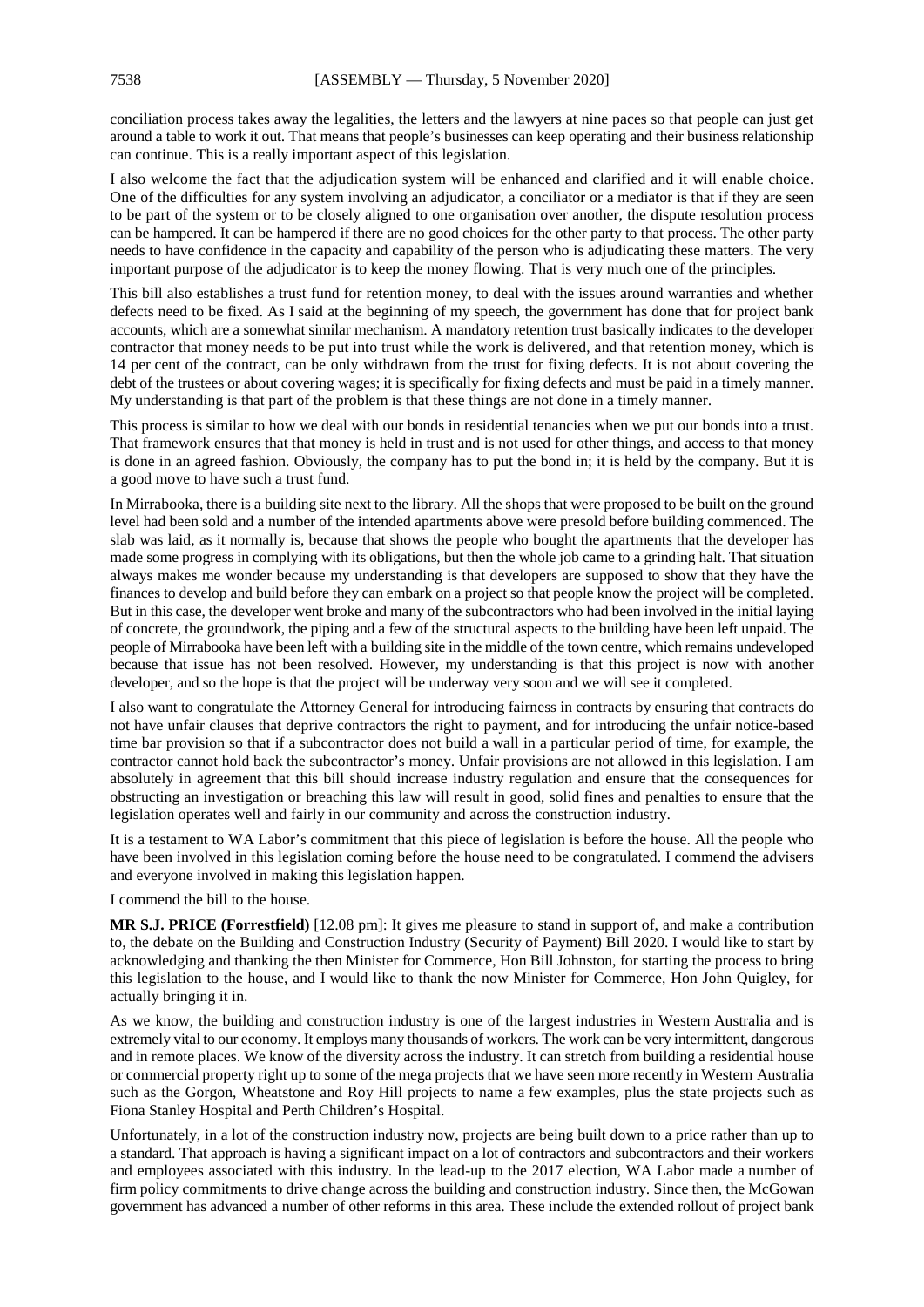conciliation process takes away the legalities, the letters and the lawyers at nine paces so that people can just get around a table to work it out. That means that people's businesses can keep operating and their business relationship can continue. This is a really important aspect of this legislation.

I also welcome the fact that the adjudication system will be enhanced and clarified and it will enable choice. One of the difficulties for any system involving an adjudicator, a conciliator or a mediator is that if they are seen to be part of the system or to be closely aligned to one organisation over another, the dispute resolution process can be hampered. It can be hampered if there are no good choices for the other party to that process. The other party needs to have confidence in the capacity and capability of the person who is adjudicating these matters. The very important purpose of the adjudicator is to keep the money flowing. That is very much one of the principles.

This bill also establishes a trust fund for retention money, to deal with the issues around warranties and whether defects need to be fixed. As I said at the beginning of my speech, the government has done that for project bank accounts, which are a somewhat similar mechanism. A mandatory retention trust basically indicates to the developer contractor that money needs to be put into trust while the work is delivered, and that retention money, which is 14 per cent of the contract, can be only withdrawn from the trust for fixing defects. It is not about covering the debt of the trustees or about covering wages; it is specifically for fixing defects and must be paid in a timely manner. My understanding is that part of the problem is that these things are not done in a timely manner.

This process is similar to how we deal with our bonds in residential tenancies when we put our bonds into a trust. That framework ensures that that money is held in trust and is not used for other things, and access to that money is done in an agreed fashion. Obviously, the company has to put the bond in; it is held by the company. But it is a good move to have such a trust fund.

In Mirrabooka, there is a building site next to the library. All the shops that were proposed to be built on the ground level had been sold and a number of the intended apartments above were presold before building commenced. The slab was laid, as it normally is, because that shows the people who bought the apartments that the developer has made some progress in complying with its obligations, but then the whole job came to a grinding halt. That situation always makes me wonder because my understanding is that developers are supposed to show that they have the finances to develop and build before they can embark on a project so that people know the project will be completed. But in this case, the developer went broke and many of the subcontractors who had been involved in the initial laying of concrete, the groundwork, the piping and a few of the structural aspects to the building have been left unpaid. The people of Mirrabooka have been left with a building site in the middle of the town centre, which remains undeveloped because that issue has not been resolved. However, my understanding is that this project is now with another developer, and so the hope is that the project will be underway very soon and we will see it completed.

I also want to congratulate the Attorney General for introducing fairness in contracts by ensuring that contracts do not have unfair clauses that deprive contractors the right to payment, and for introducing the unfair notice-based time bar provision so that if a subcontractor does not build a wall in a particular period of time, for example, the contractor cannot hold back the subcontractor's money. Unfair provisions are not allowed in this legislation. I am absolutely in agreement that this bill should increase industry regulation and ensure that the consequences for obstructing an investigation or breaching this law will result in good, solid fines and penalties to ensure that the legislation operates well and fairly in our community and across the construction industry.

It is a testament to WA Labor's commitment that this piece of legislation is before the house. All the people who have been involved in this legislation coming before the house need to be congratulated. I commend the advisers and everyone involved in making this legislation happen.

I commend the bill to the house.

**MR S.J. PRICE (Forrestfield)** [12.08 pm]: It gives me pleasure to stand in support of, and make a contribution to, the debate on the Building and Construction Industry (Security of Payment) Bill 2020. I would like to start by acknowledging and thanking the then Minister for Commerce, Hon Bill Johnston, for starting the process to bring this legislation to the house, and I would like to thank the now Minister for Commerce, Hon John Quigley, for actually bringing it in.

As we know, the building and construction industry is one of the largest industries in Western Australia and is extremely vital to our economy. It employs many thousands of workers. The work can be very intermittent, dangerous and in remote places. We know of the diversity across the industry. It can stretch from building a residential house or commercial property right up to some of the mega projects that we have seen more recently in Western Australia such as the Gorgon, Wheatstone and Roy Hill projects to name a few examples, plus the state projects such as Fiona Stanley Hospital and Perth Children's Hospital.

Unfortunately, in a lot of the construction industry now, projects are being built down to a price rather than up to a standard. That approach is having a significant impact on a lot of contractors and subcontractors and their workers and employees associated with this industry. In the lead-up to the 2017 election, WA Labor made a number of firm policy commitments to drive change across the building and construction industry. Since then, the McGowan government has advanced a number of other reforms in this area. These include the extended rollout of project bank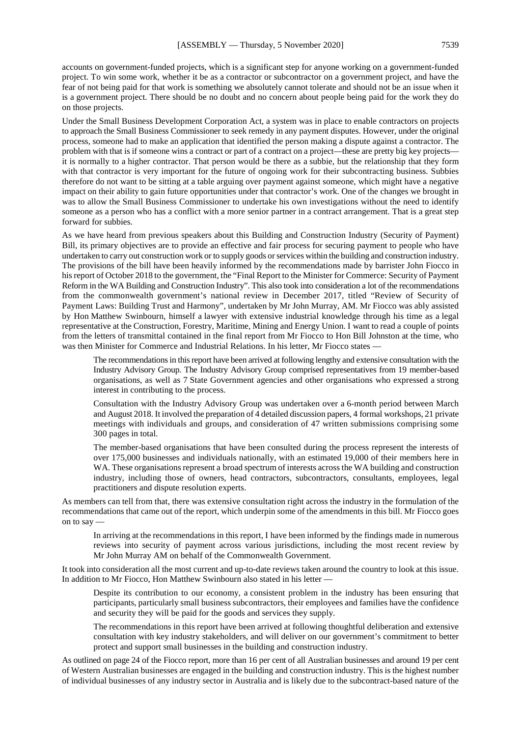accounts on government-funded projects, which is a significant step for anyone working on a government-funded project. To win some work, whether it be as a contractor or subcontractor on a government project, and have the fear of not being paid for that work is something we absolutely cannot tolerate and should not be an issue when it is a government project. There should be no doubt and no concern about people being paid for the work they do on those projects.

Under the Small Business Development Corporation Act, a system was in place to enable contractors on projects to approach the Small Business Commissioner to seek remedy in any payment disputes. However, under the original process, someone had to make an application that identified the person making a dispute against a contractor. The problem with that is if someone wins a contract or part of a contract on a project—these are pretty big key projects—it is normally to a higher contractor. That person would be there as a subbie, but the relationship that they form with that contractor is very important for the future of ongoing work for their subcontracting business. Subbies therefore do not want to be sitting at a table arguing over payment against someone, which might have a negative impact on their ability to gain future opportunities under that contractor's work. One of the changes we brought in was to allow the Small Business Commissioner to undertake his own investigations without the need to identify someone as a person who has a conflict with a more senior partner in a contract arrangement. That is a great step forward for subbies.

As we have heard from previous speakers about this Building and Construction Industry (Security of Payment) Bill, its primary objectives are to provide an effective and fair process for securing payment to people who have undertaken to carry out construction work or to supply goods or services within the building and construction industry. The provisions of the bill have been heavily informed by the recommendations made by barrister John Fiocco in his report of October 2018 to the government, the "Final Report to the Minister for Commerce: Security of Payment Reform in the WA Building and Construction Industry". This also took into consideration a lot of the recommendations from the commonwealth government's national review in December 2017, titled "Review of Security of Payment Laws: Building Trust and Harmony", undertaken by Mr John Murray, AM. Mr Fiocco was ably assisted by Hon Matthew Swinbourn, himself a lawyer with extensive industrial knowledge through his time as a legal representative at the Construction, Forestry, Maritime, Mining and Energy Union. I want to read a couple of points from the letters of transmittal contained in the final report from Mr Fiocco to Hon Bill Johnston at the time, who was then Minister for Commerce and Industrial Relations. In his letter, Mr Fiocco states —

> The recommendations in this report have been arrived at following lengthy and extensive consultation with the Industry Advisory Group. The Industry Advisory Group comprised representatives from 19 member-based organisations, as well as 7 State Government agencies and other organisations who expressed a strong interest in contributing to the process.
>
> Consultation with the Industry Advisory Group was undertaken over a 6-month period between March and August 2018. It involved the preparation of 4 detailed discussion papers, 4 formal workshops, 21 private meetings with individuals and groups, and consideration of 47 written submissions comprising some 300 pages in total.
>
> The member-based organisations that have been consulted during the process represent the interests of over 175,000 businesses and individuals nationally, with an estimated 19,000 of their members here in WA. These organisations represent a broad spectrum of interests across the WA building and construction industry, including those of owners, head contractors, subcontractors, consultants, employees, legal practitioners and dispute resolution experts.

As members can tell from that, there was extensive consultation right across the industry in the formulation of the recommendations that came out of the report, which underpin some of the amendments in this bill. Mr Fiocco goes on to say —

> In arriving at the recommendations in this report, I have been informed by the findings made in numerous reviews into security of payment across various jurisdictions, including the most recent review by Mr John Murray AM on behalf of the Commonwealth Government.

It took into consideration all the most current and up-to-date reviews taken around the country to look at this issue. In addition to Mr Fiocco, Hon Matthew Swinbourn also stated in his letter —

> Despite its contribution to our economy, a consistent problem in the industry has been ensuring that participants, particularly small business subcontractors, their employees and families have the confidence and security they will be paid for the goods and services they supply.
>
> The recommendations in this report have been arrived at following thoughtful deliberation and extensive consultation with key industry stakeholders, and will deliver on our government's commitment to better protect and support small businesses in the building and construction industry.

As outlined on page 24 of the Fiocco report, more than 16 per cent of all Australian businesses and around 19 per cent of Western Australian businesses are engaged in the building and construction industry. This is the highest number of individual businesses of any industry sector in Australia and is likely due to the subcontract-based nature of the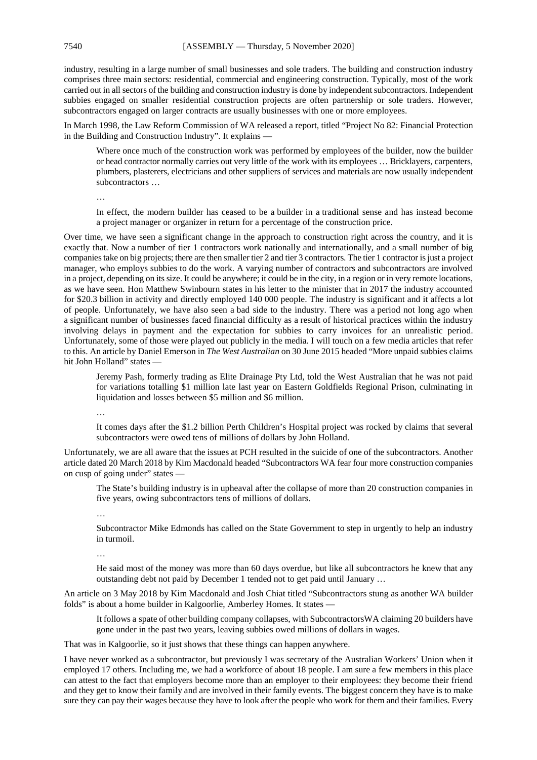industry, resulting in a large number of small businesses and sole traders. The building and construction industry comprises three main sectors: residential, commercial and engineering construction. Typically, most of the work carried out in all sectors of the building and construction industry is done by independent subcontractors. Independent subbies engaged on smaller residential construction projects are often partnership or sole traders. However, subcontractors engaged on larger contracts are usually businesses with one or more employees.

In March 1998, the Law Reform Commission of WA released a report, titled "Project No 82: Financial Protection in the Building and Construction Industry". It explains —

> Where once much of the construction work was performed by employees of the builder, now the builder or head contractor normally carries out very little of the work with its employees … Bricklayers, carpenters, plumbers, plasterers, electricians and other suppliers of services and materials are now usually independent subcontractors …
>
> …
>
> In effect, the modern builder has ceased to be a builder in a traditional sense and has instead become a project manager or organizer in return for a percentage of the construction price.

Over time, we have seen a significant change in the approach to construction right across the country, and it is exactly that. Now a number of tier 1 contractors work nationally and internationally, and a small number of big companies take on big projects; there are then smaller tier 2 and tier 3 contractors. The tier 1 contractor is just a project manager, who employs subbies to do the work. A varying number of contractors and subcontractors are involved in a project, depending on its size. It could be anywhere; it could be in the city, in a region or in very remote locations, as we have seen. Hon Matthew Swinbourn states in his letter to the minister that in 2017 the industry accounted for $20.3 billion in activity and directly employed 140 000 people. The industry is significant and it affects a lot of people. Unfortunately, we have also seen a bad side to the industry. There was a period not long ago when a significant number of businesses faced financial difficulty as a result of historical practices within the industry involving delays in payment and the expectation for subbies to carry invoices for an unrealistic period. Unfortunately, some of those were played out publicly in the media. I will touch on a few media articles that refer to this. An article by Daniel Emerson in *The West Australian* on 30 June 2015 headed "More unpaid subbies claims hit John Holland" states —

> Jeremy Pash, formerly trading as Elite Drainage Pty Ltd, told the West Australian that he was not paid for variations totalling $1 million late last year on Eastern Goldfields Regional Prison, culminating in liquidation and losses between $5 million and $6 million.
>
> …
>
> It comes days after the $1.2 billion Perth Children's Hospital project was rocked by claims that several subcontractors were owed tens of millions of dollars by John Holland.

Unfortunately, we are all aware that the issues at PCH resulted in the suicide of one of the subcontractors. Another article dated 20 March 2018 by Kim Macdonald headed "Subcontractors WA fear four more construction companies on cusp of going under" states —

> The State's building industry is in upheaval after the collapse of more than 20 construction companies in five years, owing subcontractors tens of millions of dollars.
>
> …
>
> Subcontractor Mike Edmonds has called on the State Government to step in urgently to help an industry in turmoil.
>
> …
>
> He said most of the money was more than 60 days overdue, but like all subcontractors he knew that any outstanding debt not paid by December 1 tended not to get paid until January …

An article on 3 May 2018 by Kim Macdonald and Josh Chiat titled "Subcontractors stung as another WA builder folds" is about a home builder in Kalgoorlie, Amberley Homes. It states —

> It follows a spate of other building company collapses, with SubcontractorsWA claiming 20 builders have gone under in the past two years, leaving subbies owed millions of dollars in wages.

That was in Kalgoorlie, so it just shows that these things can happen anywhere.

I have never worked as a subcontractor, but previously I was secretary of the Australian Workers' Union when it employed 17 others. Including me, we had a workforce of about 18 people. I am sure a few members in this place can attest to the fact that employers become more than an employer to their employees: they become their friend and they get to know their family and are involved in their family events. The biggest concern they have is to make sure they can pay their wages because they have to look after the people who work for them and their families. Every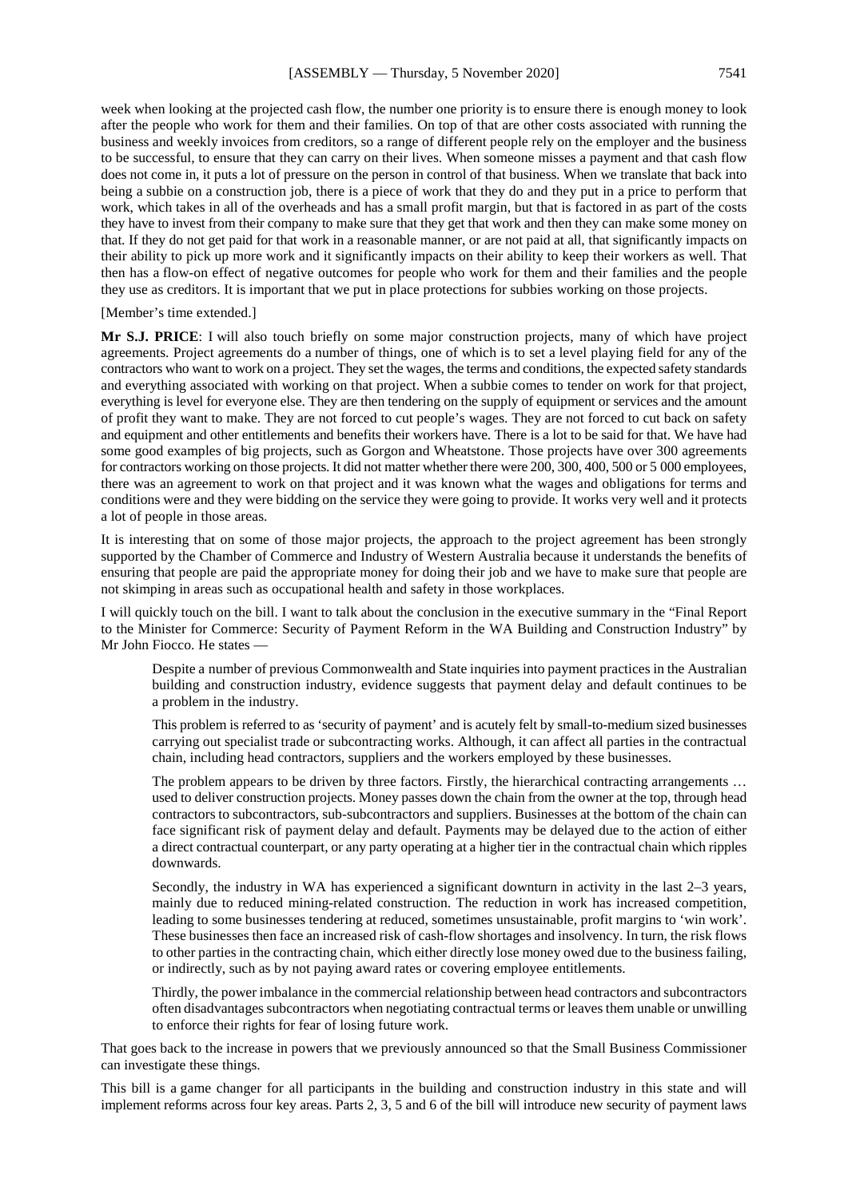week when looking at the projected cash flow, the number one priority is to ensure there is enough money to look after the people who work for them and their families. On top of that are other costs associated with running the business and weekly invoices from creditors, so a range of different people rely on the employer and the business to be successful, to ensure that they can carry on their lives. When someone misses a payment and that cash flow does not come in, it puts a lot of pressure on the person in control of that business. When we translate that back into being a subbie on a construction job, there is a piece of work that they do and they put in a price to perform that work, which takes in all of the overheads and has a small profit margin, but that is factored in as part of the costs they have to invest from their company to make sure that they get that work and then they can make some money on that. If they do not get paid for that work in a reasonable manner, or are not paid at all, that significantly impacts on their ability to pick up more work and it significantly impacts on their ability to keep their workers as well. That then has a flow-on effect of negative outcomes for people who work for them and their families and the people they use as creditors. It is important that we put in place protections for subbies working on those projects.

[Member's time extended.]

**Mr S.J. PRICE**: I will also touch briefly on some major construction projects, many of which have project agreements. Project agreements do a number of things, one of which is to set a level playing field for any of the contractors who want to work on a project. They set the wages, the terms and conditions, the expected safety standards and everything associated with working on that project. When a subbie comes to tender on work for that project, everything is level for everyone else. They are then tendering on the supply of equipment or services and the amount of profit they want to make. They are not forced to cut people's wages. They are not forced to cut back on safety and equipment and other entitlements and benefits their workers have. There is a lot to be said for that. We have had some good examples of big projects, such as Gorgon and Wheatstone. Those projects have over 300 agreements for contractors working on those projects. It did not matter whether there were 200, 300, 400, 500 or 5 000 employees, there was an agreement to work on that project and it was known what the wages and obligations for terms and conditions were and they were bidding on the service they were going to provide. It works very well and it protects a lot of people in those areas.

It is interesting that on some of those major projects, the approach to the project agreement has been strongly supported by the Chamber of Commerce and Industry of Western Australia because it understands the benefits of ensuring that people are paid the appropriate money for doing their job and we have to make sure that people are not skimping in areas such as occupational health and safety in those workplaces.

I will quickly touch on the bill. I want to talk about the conclusion in the executive summary in the "Final Report to the Minister for Commerce: Security of Payment Reform in the WA Building and Construction Industry" by Mr John Fiocco. He states —

> Despite a number of previous Commonwealth and State inquiries into payment practices in the Australian building and construction industry, evidence suggests that payment delay and default continues to be a problem in the industry.
>
> This problem is referred to as 'security of payment' and is acutely felt by small-to-medium sized businesses carrying out specialist trade or subcontracting works. Although, it can affect all parties in the contractual chain, including head contractors, suppliers and the workers employed by these businesses.
>
> The problem appears to be driven by three factors. Firstly, the hierarchical contracting arrangements … used to deliver construction projects. Money passes down the chain from the owner at the top, through head contractors to subcontractors, sub-subcontractors and suppliers. Businesses at the bottom of the chain can face significant risk of payment delay and default. Payments may be delayed due to the action of either a direct contractual counterpart, or any party operating at a higher tier in the contractual chain which ripples downwards.
>
> Secondly, the industry in WA has experienced a significant downturn in activity in the last 2–3 years, mainly due to reduced mining-related construction. The reduction in work has increased competition, leading to some businesses tendering at reduced, sometimes unsustainable, profit margins to 'win work'. These businesses then face an increased risk of cash-flow shortages and insolvency. In turn, the risk flows to other parties in the contracting chain, which either directly lose money owed due to the business failing, or indirectly, such as by not paying award rates or covering employee entitlements.
>
> Thirdly, the power imbalance in the commercial relationship between head contractors and subcontractors often disadvantages subcontractors when negotiating contractual terms or leaves them unable or unwilling to enforce their rights for fear of losing future work.

That goes back to the increase in powers that we previously announced so that the Small Business Commissioner can investigate these things.

This bill is a game changer for all participants in the building and construction industry in this state and will implement reforms across four key areas. Parts 2, 3, 5 and 6 of the bill will introduce new security of payment laws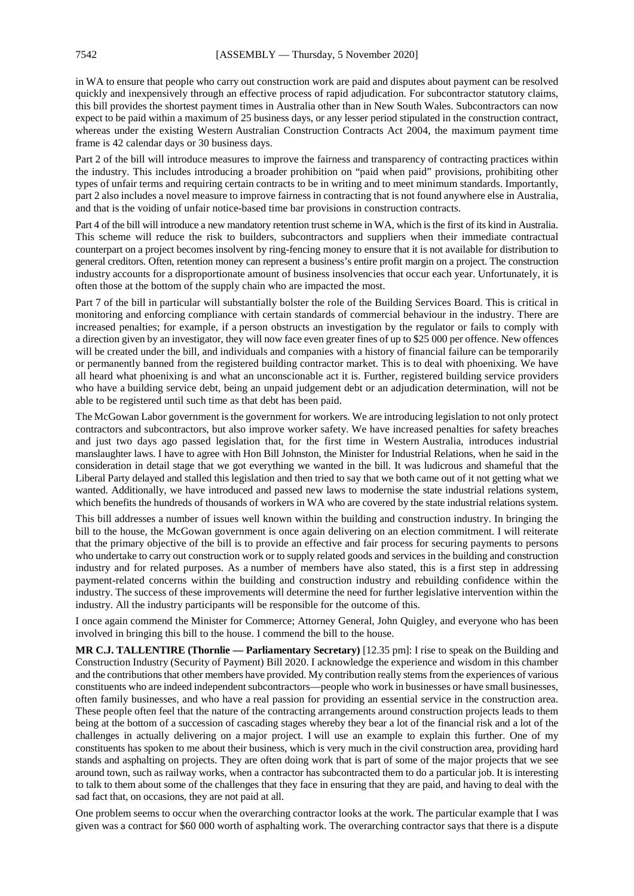in WA to ensure that people who carry out construction work are paid and disputes about payment can be resolved quickly and inexpensively through an effective process of rapid adjudication. For subcontractor statutory claims, this bill provides the shortest payment times in Australia other than in New South Wales. Subcontractors can now expect to be paid within a maximum of 25 business days, or any lesser period stipulated in the construction contract, whereas under the existing Western Australian Construction Contracts Act 2004, the maximum payment time frame is 42 calendar days or 30 business days.

Part 2 of the bill will introduce measures to improve the fairness and transparency of contracting practices within the industry. This includes introducing a broader prohibition on "paid when paid" provisions, prohibiting other types of unfair terms and requiring certain contracts to be in writing and to meet minimum standards. Importantly, part 2 also includes a novel measure to improve fairness in contracting that is not found anywhere else in Australia, and that is the voiding of unfair notice-based time bar provisions in construction contracts.

Part 4 of the bill will introduce a new mandatory retention trust scheme in WA, which is the first of its kind in Australia. This scheme will reduce the risk to builders, subcontractors and suppliers when their immediate contractual counterpart on a project becomes insolvent by ring-fencing money to ensure that it is not available for distribution to general creditors. Often, retention money can represent a business's entire profit margin on a project. The construction industry accounts for a disproportionate amount of business insolvencies that occur each year. Unfortunately, it is often those at the bottom of the supply chain who are impacted the most.

Part 7 of the bill in particular will substantially bolster the role of the Building Services Board. This is critical in monitoring and enforcing compliance with certain standards of commercial behaviour in the industry. There are increased penalties; for example, if a person obstructs an investigation by the regulator or fails to comply with a direction given by an investigator, they will now face even greater fines of up to $25 000 per offence. New offences will be created under the bill, and individuals and companies with a history of financial failure can be temporarily or permanently banned from the registered building contractor market. This is to deal with phoenixing. We have all heard what phoenixing is and what an unconscionable act it is. Further, registered building service providers who have a building service debt, being an unpaid judgement debt or an adjudication determination, will not be able to be registered until such time as that debt has been paid.

The McGowan Labor government is the government for workers. We are introducing legislation to not only protect contractors and subcontractors, but also improve worker safety. We have increased penalties for safety breaches and just two days ago passed legislation that, for the first time in Western Australia, introduces industrial manslaughter laws. I have to agree with Hon Bill Johnston, the Minister for Industrial Relations, when he said in the consideration in detail stage that we got everything we wanted in the bill. It was ludicrous and shameful that the Liberal Party delayed and stalled this legislation and then tried to say that we both came out of it not getting what we wanted. Additionally, we have introduced and passed new laws to modernise the state industrial relations system, which benefits the hundreds of thousands of workers in WA who are covered by the state industrial relations system.

This bill addresses a number of issues well known within the building and construction industry. In bringing the bill to the house, the McGowan government is once again delivering on an election commitment. I will reiterate that the primary objective of the bill is to provide an effective and fair process for securing payments to persons who undertake to carry out construction work or to supply related goods and services in the building and construction industry and for related purposes. As a number of members have also stated, this is a first step in addressing payment-related concerns within the building and construction industry and rebuilding confidence within the industry. The success of these improvements will determine the need for further legislative intervention within the industry. All the industry participants will be responsible for the outcome of this.

I once again commend the Minister for Commerce; Attorney General, John Quigley, and everyone who has been involved in bringing this bill to the house. I commend the bill to the house.

**MR C.J. TALLENTIRE (Thornlie — Parliamentary Secretary)** [12.35 pm]: I rise to speak on the Building and Construction Industry (Security of Payment) Bill 2020. I acknowledge the experience and wisdom in this chamber and the contributions that other members have provided. My contribution really stems from the experiences of various constituents who are indeed independent subcontractors—people who work in businesses or have small businesses, often family businesses, and who have a real passion for providing an essential service in the construction area. These people often feel that the nature of the contracting arrangements around construction projects leads to them being at the bottom of a succession of cascading stages whereby they bear a lot of the financial risk and a lot of the challenges in actually delivering on a major project. I will use an example to explain this further. One of my constituents has spoken to me about their business, which is very much in the civil construction area, providing hard stands and asphalting on projects. They are often doing work that is part of some of the major projects that we see around town, such as railway works, when a contractor has subcontracted them to do a particular job. It is interesting to talk to them about some of the challenges that they face in ensuring that they are paid, and having to deal with the sad fact that, on occasions, they are not paid at all.

One problem seems to occur when the overarching contractor looks at the work. The particular example that I was given was a contract for $60 000 worth of asphalting work. The overarching contractor says that there is a dispute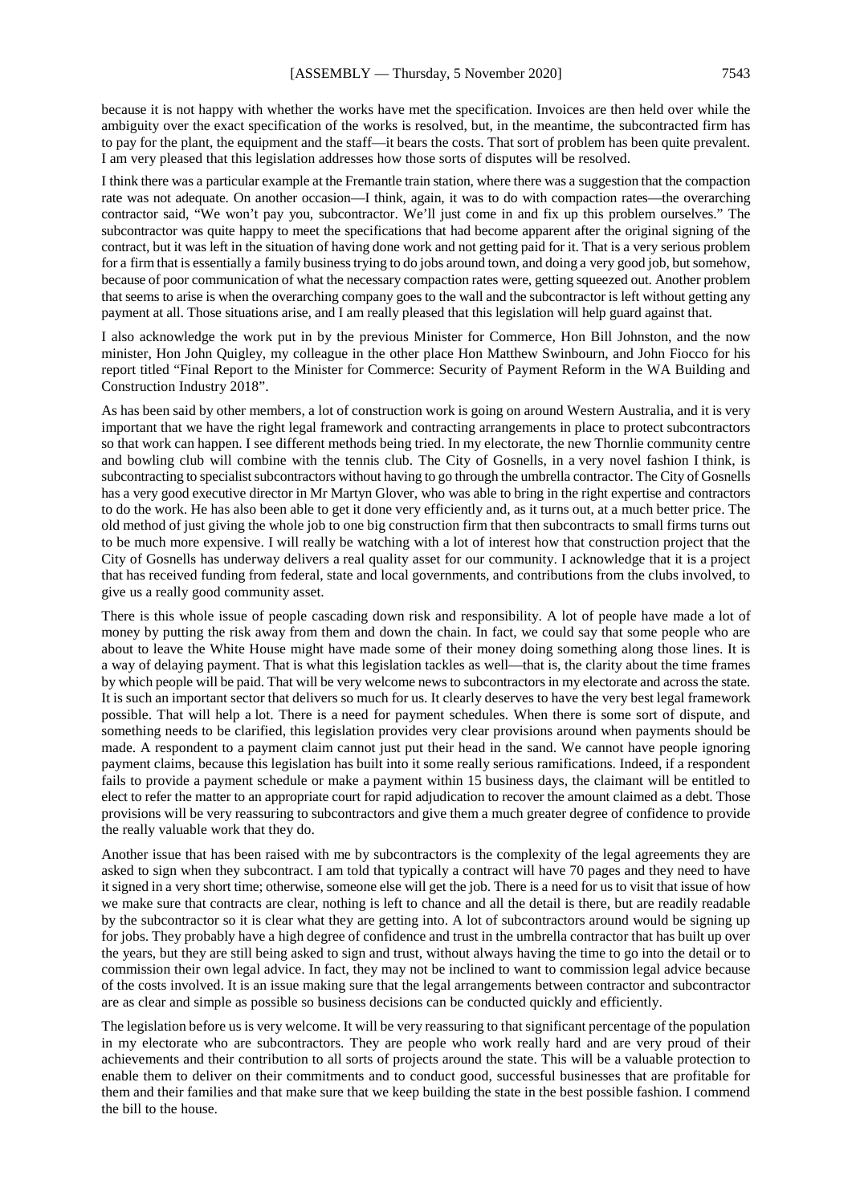because it is not happy with whether the works have met the specification. Invoices are then held over while the ambiguity over the exact specification of the works is resolved, but, in the meantime, the subcontracted firm has to pay for the plant, the equipment and the staff—it bears the costs. That sort of problem has been quite prevalent. I am very pleased that this legislation addresses how those sorts of disputes will be resolved.

I think there was a particular example at the Fremantle train station, where there was a suggestion that the compaction rate was not adequate. On another occasion—I think, again, it was to do with compaction rates—the overarching contractor said, "We won't pay you, subcontractor. We'll just come in and fix up this problem ourselves." The subcontractor was quite happy to meet the specifications that had become apparent after the original signing of the contract, but it was left in the situation of having done work and not getting paid for it. That is a very serious problem for a firm that is essentially a family business trying to do jobs around town, and doing a very good job, but somehow, because of poor communication of what the necessary compaction rates were, getting squeezed out. Another problem that seems to arise is when the overarching company goes to the wall and the subcontractor is left without getting any payment at all. Those situations arise, and I am really pleased that this legislation will help guard against that.

I also acknowledge the work put in by the previous Minister for Commerce, Hon Bill Johnston, and the now minister, Hon John Quigley, my colleague in the other place Hon Matthew Swinbourn, and John Fiocco for his report titled "Final Report to the Minister for Commerce: Security of Payment Reform in the WA Building and Construction Industry 2018".

As has been said by other members, a lot of construction work is going on around Western Australia, and it is very important that we have the right legal framework and contracting arrangements in place to protect subcontractors so that work can happen. I see different methods being tried. In my electorate, the new Thornlie community centre and bowling club will combine with the tennis club. The City of Gosnells, in a very novel fashion I think, is subcontracting to specialist subcontractors without having to go through the umbrella contractor. The City of Gosnells has a very good executive director in Mr Martyn Glover, who was able to bring in the right expertise and contractors to do the work. He has also been able to get it done very efficiently and, as it turns out, at a much better price. The old method of just giving the whole job to one big construction firm that then subcontracts to small firms turns out to be much more expensive. I will really be watching with a lot of interest how that construction project that the City of Gosnells has underway delivers a real quality asset for our community. I acknowledge that it is a project that has received funding from federal, state and local governments, and contributions from the clubs involved, to give us a really good community asset.

There is this whole issue of people cascading down risk and responsibility. A lot of people have made a lot of money by putting the risk away from them and down the chain. In fact, we could say that some people who are about to leave the White House might have made some of their money doing something along those lines. It is a way of delaying payment. That is what this legislation tackles as well—that is, the clarity about the time frames by which people will be paid. That will be very welcome news to subcontractors in my electorate and across the state. It is such an important sector that delivers so much for us. It clearly deserves to have the very best legal framework possible. That will help a lot. There is a need for payment schedules. When there is some sort of dispute, and something needs to be clarified, this legislation provides very clear provisions around when payments should be made. A respondent to a payment claim cannot just put their head in the sand. We cannot have people ignoring payment claims, because this legislation has built into it some really serious ramifications. Indeed, if a respondent fails to provide a payment schedule or make a payment within 15 business days, the claimant will be entitled to elect to refer the matter to an appropriate court for rapid adjudication to recover the amount claimed as a debt. Those provisions will be very reassuring to subcontractors and give them a much greater degree of confidence to provide the really valuable work that they do.

Another issue that has been raised with me by subcontractors is the complexity of the legal agreements they are asked to sign when they subcontract. I am told that typically a contract will have 70 pages and they need to have it signed in a very short time; otherwise, someone else will get the job. There is a need for us to visit that issue of how we make sure that contracts are clear, nothing is left to chance and all the detail is there, but are readily readable by the subcontractor so it is clear what they are getting into. A lot of subcontractors around would be signing up for jobs. They probably have a high degree of confidence and trust in the umbrella contractor that has built up over the years, but they are still being asked to sign and trust, without always having the time to go into the detail or to commission their own legal advice. In fact, they may not be inclined to want to commission legal advice because of the costs involved. It is an issue making sure that the legal arrangements between contractor and subcontractor are as clear and simple as possible so business decisions can be conducted quickly and efficiently.

The legislation before us is very welcome. It will be very reassuring to that significant percentage of the population in my electorate who are subcontractors. They are people who work really hard and are very proud of their achievements and their contribution to all sorts of projects around the state. This will be a valuable protection to enable them to deliver on their commitments and to conduct good, successful businesses that are profitable for them and their families and that make sure that we keep building the state in the best possible fashion. I commend the bill to the house.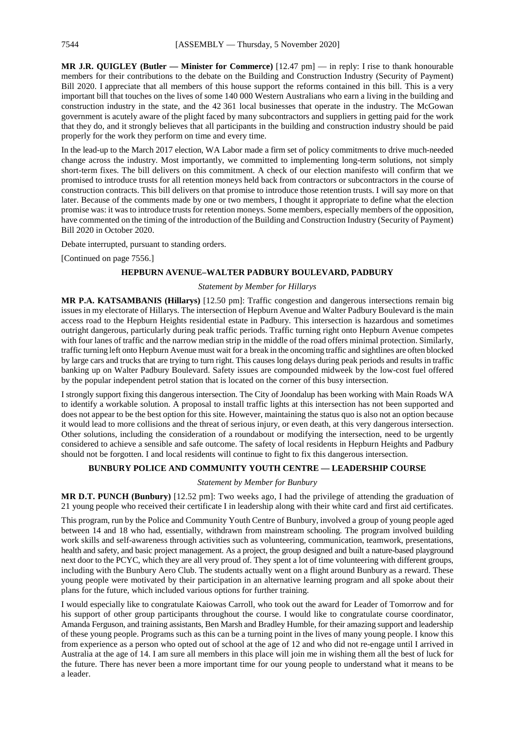**MR J.R. QUIGLEY (Butler — Minister for Commerce)** [12.47 pm] — in reply: I rise to thank honourable members for their contributions to the debate on the Building and Construction Industry (Security of Payment) Bill 2020. I appreciate that all members of this house support the reforms contained in this bill. This is a very important bill that touches on the lives of some 140 000 Western Australians who earn a living in the building and construction industry in the state, and the 42 361 local businesses that operate in the industry. The McGowan government is acutely aware of the plight faced by many subcontractors and suppliers in getting paid for the work that they do, and it strongly believes that all participants in the building and construction industry should be paid properly for the work they perform on time and every time.

In the lead-up to the March 2017 election, WA Labor made a firm set of policy commitments to drive much-needed change across the industry. Most importantly, we committed to implementing long-term solutions, not simply short-term fixes. The bill delivers on this commitment. A check of our election manifesto will confirm that we promised to introduce trusts for all retention moneys held back from contractors or subcontractors in the course of construction contracts. This bill delivers on that promise to introduce those retention trusts. I will say more on that later. Because of the comments made by one or two members, I thought it appropriate to define what the election promise was: it was to introduce trusts for retention moneys. Some members, especially members of the opposition, have commented on the timing of the introduction of the Building and Construction Industry (Security of Payment) Bill 2020 in October 2020.

Debate interrupted, pursuant to standing orders.

[Continued on page 7556.]

## HEPBURN AVENUE–WALTER PADBURY BOULEVARD, PADBURY

*Statement by Member for Hillarys*

**MR P.A. KATSAMBANIS (Hillarys)** [12.50 pm]: Traffic congestion and dangerous intersections remain big issues in my electorate of Hillarys. The intersection of Hepburn Avenue and Walter Padbury Boulevard is the main access road to the Hepburn Heights residential estate in Padbury. This intersection is hazardous and sometimes outright dangerous, particularly during peak traffic periods. Traffic turning right onto Hepburn Avenue competes with four lanes of traffic and the narrow median strip in the middle of the road offers minimal protection. Similarly, traffic turning left onto Hepburn Avenue must wait for a break in the oncoming traffic and sightlines are often blocked by large cars and trucks that are trying to turn right. This causes long delays during peak periods and results in traffic banking up on Walter Padbury Boulevard. Safety issues are compounded midweek by the low-cost fuel offered by the popular independent petrol station that is located on the corner of this busy intersection.

I strongly support fixing this dangerous intersection. The City of Joondalup has been working with Main Roads WA to identify a workable solution. A proposal to install traffic lights at this intersection has not been supported and does not appear to be the best option for this site. However, maintaining the status quo is also not an option because it would lead to more collisions and the threat of serious injury, or even death, at this very dangerous intersection. Other solutions, including the consideration of a roundabout or modifying the intersection, need to be urgently considered to achieve a sensible and safe outcome. The safety of local residents in Hepburn Heights and Padbury should not be forgotten. I and local residents will continue to fight to fix this dangerous intersection.

## BUNBURY POLICE AND COMMUNITY YOUTH CENTRE — LEADERSHIP COURSE

*Statement by Member for Bunbury*

**MR D.T. PUNCH (Bunbury)** [12.52 pm]: Two weeks ago, I had the privilege of attending the graduation of 21 young people who received their certificate I in leadership along with their white card and first aid certificates.

This program, run by the Police and Community Youth Centre of Bunbury, involved a group of young people aged between 14 and 18 who had, essentially, withdrawn from mainstream schooling. The program involved building work skills and self-awareness through activities such as volunteering, communication, teamwork, presentations, health and safety, and basic project management. As a project, the group designed and built a nature-based playground next door to the PCYC, which they are all very proud of. They spent a lot of time volunteering with different groups, including with the Bunbury Aero Club. The students actually went on a flight around Bunbury as a reward. These young people were motivated by their participation in an alternative learning program and all spoke about their plans for the future, which included various options for further training.

I would especially like to congratulate Kaiowas Carroll, who took out the award for Leader of Tomorrow and for his support of other group participants throughout the course. I would like to congratulate course coordinator, Amanda Ferguson, and training assistants, Ben Marsh and Bradley Humble, for their amazing support and leadership of these young people. Programs such as this can be a turning point in the lives of many young people. I know this from experience as a person who opted out of school at the age of 12 and who did not re-engage until I arrived in Australia at the age of 14. I am sure all members in this place will join me in wishing them all the best of luck for the future. There has never been a more important time for our young people to understand what it means to be a leader.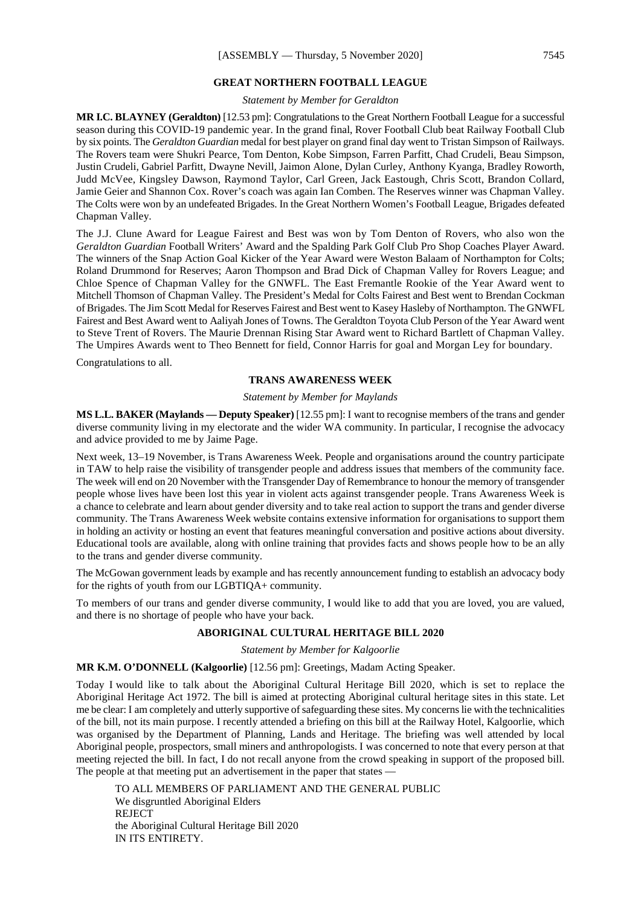## GREAT NORTHERN FOOTBALL LEAGUE

*Statement by Member for Geraldton*

**MR I.C. BLAYNEY (Geraldton)** [12.53 pm]: Congratulations to the Great Northern Football League for a successful season during this COVID-19 pandemic year. In the grand final, Rover Football Club beat Railway Football Club by six points. The *Geraldton Guardian* medal for best player on grand final day went to Tristan Simpson of Railways. The Rovers team were Shukri Pearce, Tom Denton, Kobe Simpson, Farren Parfitt, Chad Crudeli, Beau Simpson, Justin Crudeli, Gabriel Parfitt, Dwayne Nevill, Jaimon Alone, Dylan Curley, Anthony Kyanga, Bradley Roworth, Judd McVee, Kingsley Dawson, Raymond Taylor, Carl Green, Jack Eastough, Chris Scott, Brandon Collard, Jamie Geier and Shannon Cox. Rover's coach was again Ian Comben. The Reserves winner was Chapman Valley. The Colts were won by an undefeated Brigades. In the Great Northern Women's Football League, Brigades defeated Chapman Valley.

The J.J. Clune Award for League Fairest and Best was won by Tom Denton of Rovers, who also won the *Geraldton Guardian* Football Writers' Award and the Spalding Park Golf Club Pro Shop Coaches Player Award. The winners of the Snap Action Goal Kicker of the Year Award were Weston Balaam of Northampton for Colts; Roland Drummond for Reserves; Aaron Thompson and Brad Dick of Chapman Valley for Rovers League; and Chloe Spence of Chapman Valley for the GNWFL. The East Fremantle Rookie of the Year Award went to Mitchell Thomson of Chapman Valley. The President's Medal for Colts Fairest and Best went to Brendan Cockman of Brigades. The Jim Scott Medal for Reserves Fairest and Best went to Kasey Hasleby of Northampton. The GNWFL Fairest and Best Award went to Aaliyah Jones of Towns. The Geraldton Toyota Club Person of the Year Award went to Steve Trent of Rovers. The Maurie Drennan Rising Star Award went to Richard Bartlett of Chapman Valley. The Umpires Awards went to Theo Bennett for field, Connor Harris for goal and Morgan Ley for boundary.

Congratulations to all.

## TRANS AWARENESS WEEK

*Statement by Member for Maylands*

**MS L.L. BAKER (Maylands — Deputy Speaker)** [12.55 pm]: I want to recognise members of the trans and gender diverse community living in my electorate and the wider WA community. In particular, I recognise the advocacy and advice provided to me by Jaime Page.

Next week, 13–19 November, is Trans Awareness Week. People and organisations around the country participate in TAW to help raise the visibility of transgender people and address issues that members of the community face. The week will end on 20 November with the Transgender Day of Remembrance to honour the memory of transgender people whose lives have been lost this year in violent acts against transgender people. Trans Awareness Week is a chance to celebrate and learn about gender diversity and to take real action to support the trans and gender diverse community. The Trans Awareness Week website contains extensive information for organisations to support them in holding an activity or hosting an event that features meaningful conversation and positive actions about diversity. Educational tools are available, along with online training that provides facts and shows people how to be an ally to the trans and gender diverse community.

The McGowan government leads by example and has recently announcement funding to establish an advocacy body for the rights of youth from our LGBTIQA+ community.

To members of our trans and gender diverse community, I would like to add that you are loved, you are valued, and there is no shortage of people who have your back.

## ABORIGINAL CULTURAL HERITAGE BILL 2020

*Statement by Member for Kalgoorlie*

**MR K.M. O'DONNELL (Kalgoorlie)** [12.56 pm]: Greetings, Madam Acting Speaker.

Today I would like to talk about the Aboriginal Cultural Heritage Bill 2020, which is set to replace the Aboriginal Heritage Act 1972. The bill is aimed at protecting Aboriginal cultural heritage sites in this state. Let me be clear: I am completely and utterly supportive of safeguarding these sites. My concerns lie with the technicalities of the bill, not its main purpose. I recently attended a briefing on this bill at the Railway Hotel, Kalgoorlie, which was organised by the Department of Planning, Lands and Heritage. The briefing was well attended by local Aboriginal people, prospectors, small miners and anthropologists. I was concerned to note that every person at that meeting rejected the bill. In fact, I do not recall anyone from the crowd speaking in support of the proposed bill. The people at that meeting put an advertisement in the paper that states —

> TO ALL MEMBERS OF PARLIAMENT AND THE GENERAL PUBLIC
> We disgruntled Aboriginal Elders
> REJECT
> the Aboriginal Cultural Heritage Bill 2020
> IN ITS ENTIRETY.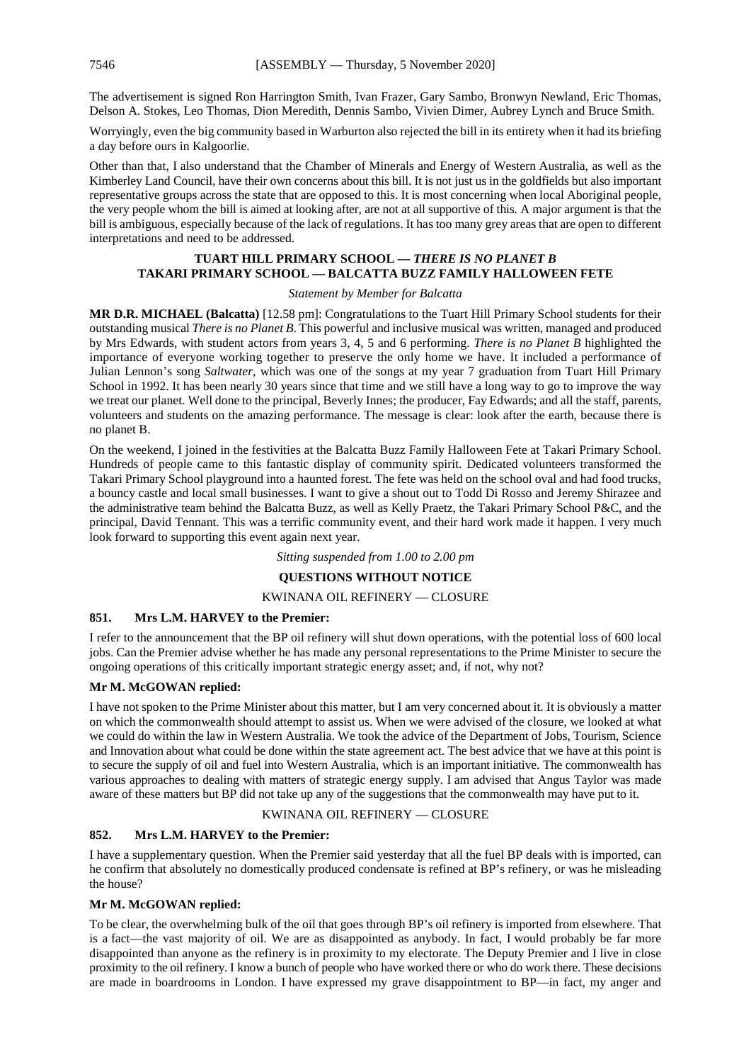The advertisement is signed Ron Harrington Smith, Ivan Frazer, Gary Sambo, Bronwyn Newland, Eric Thomas, Delson A. Stokes, Leo Thomas, Dion Meredith, Dennis Sambo, Vivien Dimer, Aubrey Lynch and Bruce Smith.

Worryingly, even the big community based in Warburton also rejected the bill in its entirety when it had its briefing a day before ours in Kalgoorlie.

Other than that, I also understand that the Chamber of Minerals and Energy of Western Australia, as well as the Kimberley Land Council, have their own concerns about this bill. It is not just us in the goldfields but also important representative groups across the state that are opposed to this. It is most concerning when local Aboriginal people, the very people whom the bill is aimed at looking after, are not at all supportive of this. A major argument is that the bill is ambiguous, especially because of the lack of regulations. It has too many grey areas that are open to different interpretations and need to be addressed.

### TUART HILL PRIMARY SCHOOL — *THERE IS NO PLANET B*
### TAKARI PRIMARY SCHOOL — BALCATTA BUZZ FAMILY HALLOWEEN FETE

*Statement by Member for Balcatta*

**MR D.R. MICHAEL (Balcatta)** [12.58 pm]: Congratulations to the Tuart Hill Primary School students for their outstanding musical *There is no Planet B*. This powerful and inclusive musical was written, managed and produced by Mrs Edwards, with student actors from years 3, 4, 5 and 6 performing. *There is no Planet B* highlighted the importance of everyone working together to preserve the only home we have. It included a performance of Julian Lennon's song *Saltwater*, which was one of the songs at my year 7 graduation from Tuart Hill Primary School in 1992. It has been nearly 30 years since that time and we still have a long way to go to improve the way we treat our planet. Well done to the principal, Beverly Innes; the producer, Fay Edwards; and all the staff, parents, volunteers and students on the amazing performance. The message is clear: look after the earth, because there is no planet B.

On the weekend, I joined in the festivities at the Balcatta Buzz Family Halloween Fete at Takari Primary School. Hundreds of people came to this fantastic display of community spirit. Dedicated volunteers transformed the Takari Primary School playground into a haunted forest. The fete was held on the school oval and had food trucks, a bouncy castle and local small businesses. I want to give a shout out to Todd Di Rosso and Jeremy Shirazee and the administrative team behind the Balcatta Buzz, as well as Kelly Praetz, the Takari Primary School P&C, and the principal, David Tennant. This was a terrific community event, and their hard work made it happen. I very much look forward to supporting this event again next year.

*Sitting suspended from 1.00 to 2.00 pm*

## QUESTIONS WITHOUT NOTICE

KWINANA OIL REFINERY — CLOSURE

**851. Mrs L.M. HARVEY to the Premier:**

I refer to the announcement that the BP oil refinery will shut down operations, with the potential loss of 600 local jobs. Can the Premier advise whether he has made any personal representations to the Prime Minister to secure the ongoing operations of this critically important strategic energy asset; and, if not, why not?

**Mr M. McGOWAN replied:**

I have not spoken to the Prime Minister about this matter, but I am very concerned about it. It is obviously a matter on which the commonwealth should attempt to assist us. When we were advised of the closure, we looked at what we could do within the law in Western Australia. We took the advice of the Department of Jobs, Tourism, Science and Innovation about what could be done within the state agreement act. The best advice that we have at this point is to secure the supply of oil and fuel into Western Australia, which is an important initiative. The commonwealth has various approaches to dealing with matters of strategic energy supply. I am advised that Angus Taylor was made aware of these matters but BP did not take up any of the suggestions that the commonwealth may have put to it.

KWINANA OIL REFINERY — CLOSURE

**852. Mrs L.M. HARVEY to the Premier:**

I have a supplementary question. When the Premier said yesterday that all the fuel BP deals with is imported, can he confirm that absolutely no domestically produced condensate is refined at BP's refinery, or was he misleading the house?

**Mr M. McGOWAN replied:**

To be clear, the overwhelming bulk of the oil that goes through BP's oil refinery is imported from elsewhere. That is a fact—the vast majority of oil. We are as disappointed as anybody. In fact, I would probably be far more disappointed than anyone as the refinery is in proximity to my electorate. The Deputy Premier and I live in close proximity to the oil refinery. I know a bunch of people who have worked there or who do work there. These decisions are made in boardrooms in London. I have expressed my grave disappointment to BP—in fact, my anger and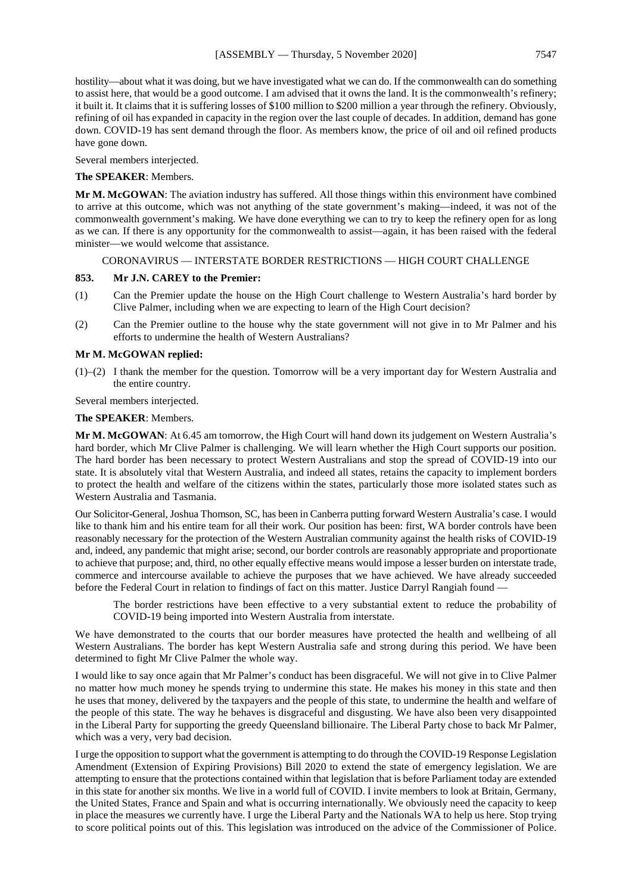hostility—about what it was doing, but we have investigated what we can do. If the commonwealth can do something to assist here, that would be a good outcome. I am advised that it owns the land. It is the commonwealth's refinery; it built it. It claims that it is suffering losses of $100 million to $200 million a year through the refinery. Obviously, refining of oil has expanded in capacity in the region over the last couple of decades. In addition, demand has gone down. COVID-19 has sent demand through the floor. As members know, the price of oil and oil refined products have gone down.

Several members interjected.

**The SPEAKER**: Members.

**Mr M. McGOWAN**: The aviation industry has suffered. All those things within this environment have combined to arrive at this outcome, which was not anything of the state government's making—indeed, it was not of the commonwealth government's making. We have done everything we can to try to keep the refinery open for as long as we can. If there is any opportunity for the commonwealth to assist—again, it has been raised with the federal minister—we would welcome that assistance.

CORONAVIRUS — INTERSTATE BORDER RESTRICTIONS — HIGH COURT CHALLENGE

**853. Mr J.N. CAREY to the Premier:**

(1) Can the Premier update the house on the High Court challenge to Western Australia's hard border by Clive Palmer, including when we are expecting to learn of the High Court decision?

(2) Can the Premier outline to the house why the state government will not give in to Mr Palmer and his efforts to undermine the health of Western Australians?

**Mr M. McGOWAN replied:**

(1)–(2) I thank the member for the question. Tomorrow will be a very important day for Western Australia and the entire country.

Several members interjected.

**The SPEAKER**: Members.

**Mr M. McGOWAN**: At 6.45 am tomorrow, the High Court will hand down its judgement on Western Australia's hard border, which Mr Clive Palmer is challenging. We will learn whether the High Court supports our position. The hard border has been necessary to protect Western Australians and stop the spread of COVID-19 into our state. It is absolutely vital that Western Australia, and indeed all states, retains the capacity to implement borders to protect the health and welfare of the citizens within the states, particularly those more isolated states such as Western Australia and Tasmania.

Our Solicitor-General, Joshua Thomson, SC, has been in Canberra putting forward Western Australia's case. I would like to thank him and his entire team for all their work. Our position has been: first, WA border controls have been reasonably necessary for the protection of the Western Australian community against the health risks of COVID-19 and, indeed, any pandemic that might arise; second, our border controls are reasonably appropriate and proportionate to achieve that purpose; and, third, no other equally effective means would impose a lesser burden on interstate trade, commerce and intercourse available to achieve the purposes that we have achieved. We have already succeeded before the Federal Court in relation to findings of fact on this matter. Justice Darryl Rangiah found —

> The border restrictions have been effective to a very substantial extent to reduce the probability of COVID-19 being imported into Western Australia from interstate.

We have demonstrated to the courts that our border measures have protected the health and wellbeing of all Western Australians. The border has kept Western Australia safe and strong during this period. We have been determined to fight Mr Clive Palmer the whole way.

I would like to say once again that Mr Palmer's conduct has been disgraceful. We will not give in to Clive Palmer no matter how much money he spends trying to undermine this state. He makes his money in this state and then he uses that money, delivered by the taxpayers and the people of this state, to undermine the health and welfare of the people of this state. The way he behaves is disgraceful and disgusting. We have also been very disappointed in the Liberal Party for supporting the greedy Queensland billionaire. The Liberal Party chose to back Mr Palmer, which was a very, very bad decision.

I urge the opposition to support what the government is attempting to do through the COVID-19 Response Legislation Amendment (Extension of Expiring Provisions) Bill 2020 to extend the state of emergency legislation. We are attempting to ensure that the protections contained within that legislation that is before Parliament today are extended in this state for another six months. We live in a world full of COVID. I invite members to look at Britain, Germany, the United States, France and Spain and what is occurring internationally. We obviously need the capacity to keep in place the measures we currently have. I urge the Liberal Party and the Nationals WA to help us here. Stop trying to score political points out of this. This legislation was introduced on the advice of the Commissioner of Police.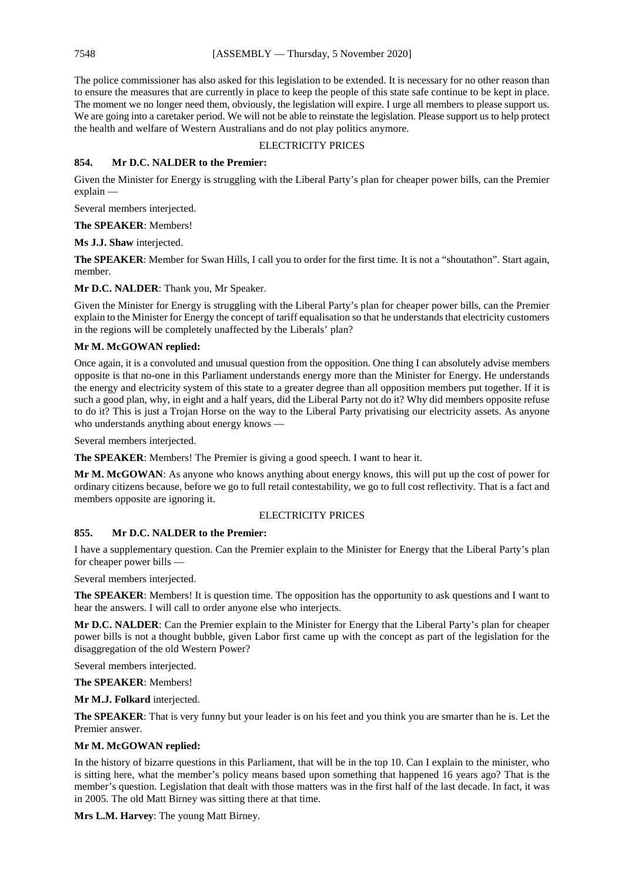The police commissioner has also asked for this legislation to be extended. It is necessary for no other reason than to ensure the measures that are currently in place to keep the people of this state safe continue to be kept in place. The moment we no longer need them, obviously, the legislation will expire. I urge all members to please support us. We are going into a caretaker period. We will not be able to reinstate the legislation. Please support us to help protect the health and welfare of Western Australians and do not play politics anymore.

## ELECTRICITY PRICES

### 854. Mr D.C. NALDER to the Premier:

Given the Minister for Energy is struggling with the Liberal Party's plan for cheaper power bills, can the Premier explain —

Several members interjected.

**The SPEAKER**: Members!

**Ms J.J. Shaw** interjected.

**The SPEAKER**: Member for Swan Hills, I call you to order for the first time. It is not a "shoutathon". Start again, member.

**Mr D.C. NALDER**: Thank you, Mr Speaker.

Given the Minister for Energy is struggling with the Liberal Party's plan for cheaper power bills, can the Premier explain to the Minister for Energy the concept of tariff equalisation so that he understands that electricity customers in the regions will be completely unaffected by the Liberals' plan?

**Mr M. McGOWAN replied:**

Once again, it is a convoluted and unusual question from the opposition. One thing I can absolutely advise members opposite is that no-one in this Parliament understands energy more than the Minister for Energy. He understands the energy and electricity system of this state to a greater degree than all opposition members put together. If it is such a good plan, why, in eight and a half years, did the Liberal Party not do it? Why did members opposite refuse to do it? This is just a Trojan Horse on the way to the Liberal Party privatising our electricity assets. As anyone who understands anything about energy knows —

Several members interjected.

**The SPEAKER**: Members! The Premier is giving a good speech. I want to hear it.

**Mr M. McGOWAN**: As anyone who knows anything about energy knows, this will put up the cost of power for ordinary citizens because, before we go to full retail contestability, we go to full cost reflectivity. That is a fact and members opposite are ignoring it.

## ELECTRICITY PRICES

### 855. Mr D.C. NALDER to the Premier:

I have a supplementary question. Can the Premier explain to the Minister for Energy that the Liberal Party's plan for cheaper power bills —

Several members interjected.

**The SPEAKER**: Members! It is question time. The opposition has the opportunity to ask questions and I want to hear the answers. I will call to order anyone else who interjects.

**Mr D.C. NALDER**: Can the Premier explain to the Minister for Energy that the Liberal Party's plan for cheaper power bills is not a thought bubble, given Labor first came up with the concept as part of the legislation for the disaggregation of the old Western Power?

Several members interjected.

**The SPEAKER**: Members!

**Mr M.J. Folkard** interjected.

**The SPEAKER**: That is very funny but your leader is on his feet and you think you are smarter than he is. Let the Premier answer.

**Mr M. McGOWAN replied:**

In the history of bizarre questions in this Parliament, that will be in the top 10. Can I explain to the minister, who is sitting here, what the member's policy means based upon something that happened 16 years ago? That is the member's question. Legislation that dealt with those matters was in the first half of the last decade. In fact, it was in 2005. The old Matt Birney was sitting there at that time.

**Mrs L.M. Harvey**: The young Matt Birney.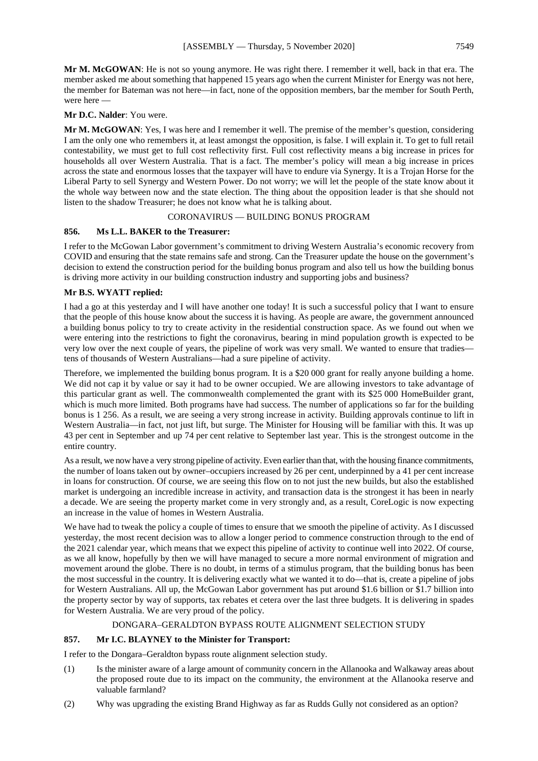**Mr M. McGOWAN**: He is not so young anymore. He was right there. I remember it well, back in that era. The member asked me about something that happened 15 years ago when the current Minister for Energy was not here, the member for Bateman was not here—in fact, none of the opposition members, bar the member for South Perth, were here —

**Mr D.C. Nalder**: You were.

**Mr M. McGOWAN**: Yes, I was here and I remember it well. The premise of the member's question, considering I am the only one who remembers it, at least amongst the opposition, is false. I will explain it. To get to full retail contestability, we must get to full cost reflectivity first. Full cost reflectivity means a big increase in prices for households all over Western Australia. That is a fact. The member's policy will mean a big increase in prices across the state and enormous losses that the taxpayer will have to endure via Synergy. It is a Trojan Horse for the Liberal Party to sell Synergy and Western Power. Do not worry; we will let the people of the state know about it the whole way between now and the state election. The thing about the opposition leader is that she should not listen to the shadow Treasurer; he does not know what he is talking about.

CORONAVIRUS — BUILDING BONUS PROGRAM

**856. Ms L.L. BAKER to the Treasurer:**

I refer to the McGowan Labor government's commitment to driving Western Australia's economic recovery from COVID and ensuring that the state remains safe and strong. Can the Treasurer update the house on the government's decision to extend the construction period for the building bonus program and also tell us how the building bonus is driving more activity in our building construction industry and supporting jobs and business?

**Mr B.S. WYATT replied:**

I had a go at this yesterday and I will have another one today! It is such a successful policy that I want to ensure that the people of this house know about the success it is having. As people are aware, the government announced a building bonus policy to try to create activity in the residential construction space. As we found out when we were entering into the restrictions to fight the coronavirus, bearing in mind population growth is expected to be very low over the next couple of years, the pipeline of work was very small. We wanted to ensure that tradies—tens of thousands of Western Australians—had a sure pipeline of activity.

Therefore, we implemented the building bonus program. It is a $20 000 grant for really anyone building a home. We did not cap it by value or say it had to be owner occupied. We are allowing investors to take advantage of this particular grant as well. The commonwealth complemented the grant with its $25 000 HomeBuilder grant, which is much more limited. Both programs have had success. The number of applications so far for the building bonus is 1 256. As a result, we are seeing a very strong increase in activity. Building approvals continue to lift in Western Australia—in fact, not just lift, but surge. The Minister for Housing will be familiar with this. It was up 43 per cent in September and up 74 per cent relative to September last year. This is the strongest outcome in the entire country.

As a result, we now have a very strong pipeline of activity. Even earlier than that, with the housing finance commitments, the number of loans taken out by owner–occupiers increased by 26 per cent, underpinned by a 41 per cent increase in loans for construction. Of course, we are seeing this flow on to not just the new builds, but also the established market is undergoing an incredible increase in activity, and transaction data is the strongest it has been in nearly a decade. We are seeing the property market come in very strongly and, as a result, CoreLogic is now expecting an increase in the value of homes in Western Australia.

We have had to tweak the policy a couple of times to ensure that we smooth the pipeline of activity. As I discussed yesterday, the most recent decision was to allow a longer period to commence construction through to the end of the 2021 calendar year, which means that we expect this pipeline of activity to continue well into 2022. Of course, as we all know, hopefully by then we will have managed to secure a more normal environment of migration and movement around the globe. There is no doubt, in terms of a stimulus program, that the building bonus has been the most successful in the country. It is delivering exactly what we wanted it to do—that is, create a pipeline of jobs for Western Australians. All up, the McGowan Labor government has put around $1.6 billion or $1.7 billion into the property sector by way of supports, tax rebates et cetera over the last three budgets. It is delivering in spades for Western Australia. We are very proud of the policy.

DONGARA–GERALDTON BYPASS ROUTE ALIGNMENT SELECTION STUDY

**857. Mr I.C. BLAYNEY to the Minister for Transport:**

I refer to the Dongara–Geraldton bypass route alignment selection study.

(1) Is the minister aware of a large amount of community concern in the Allanooka and Walkaway areas about the proposed route due to its impact on the community, the environment at the Allanooka reserve and valuable farmland?

(2) Why was upgrading the existing Brand Highway as far as Rudds Gully not considered as an option?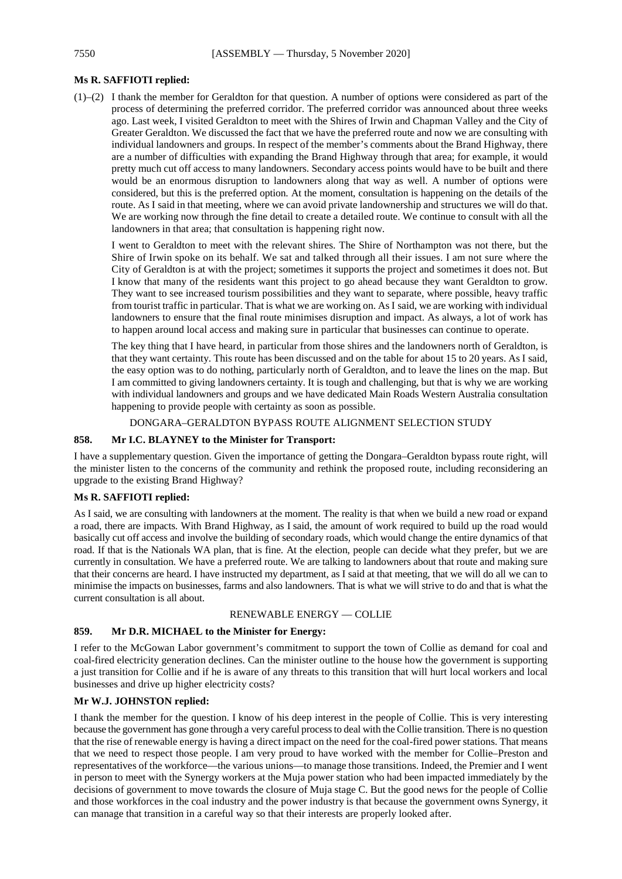**Ms R. SAFFIOTI replied:**

(1)–(2) I thank the member for Geraldton for that question. A number of options were considered as part of the process of determining the preferred corridor. The preferred corridor was announced about three weeks ago. Last week, I visited Geraldton to meet with the Shires of Irwin and Chapman Valley and the City of Greater Geraldton. We discussed the fact that we have the preferred route and now we are consulting with individual landowners and groups. In respect of the member's comments about the Brand Highway, there are a number of difficulties with expanding the Brand Highway through that area; for example, it would pretty much cut off access to many landowners. Secondary access points would have to be built and there would be an enormous disruption to landowners along that way as well. A number of options were considered, but this is the preferred option. At the moment, consultation is happening on the details of the route. As I said in that meeting, where we can avoid private landownership and structures we will do that. We are working now through the fine detail to create a detailed route. We continue to consult with all the landowners in that area; that consultation is happening right now.

I went to Geraldton to meet with the relevant shires. The Shire of Northampton was not there, but the Shire of Irwin spoke on its behalf. We sat and talked through all their issues. I am not sure where the City of Geraldton is at with the project; sometimes it supports the project and sometimes it does not. But I know that many of the residents want this project to go ahead because they want Geraldton to grow. They want to see increased tourism possibilities and they want to separate, where possible, heavy traffic from tourist traffic in particular. That is what we are working on. As I said, we are working with individual landowners to ensure that the final route minimises disruption and impact. As always, a lot of work has to happen around local access and making sure in particular that businesses can continue to operate.

The key thing that I have heard, in particular from those shires and the landowners north of Geraldton, is that they want certainty. This route has been discussed and on the table for about 15 to 20 years. As I said, the easy option was to do nothing, particularly north of Geraldton, and to leave the lines on the map. But I am committed to giving landowners certainty. It is tough and challenging, but that is why we are working with individual landowners and groups and we have dedicated Main Roads Western Australia consultation happening to provide people with certainty as soon as possible.

DONGARA–GERALDTON BYPASS ROUTE ALIGNMENT SELECTION STUDY

**858. Mr I.C. BLAYNEY to the Minister for Transport:**

I have a supplementary question. Given the importance of getting the Dongara–Geraldton bypass route right, will the minister listen to the concerns of the community and rethink the proposed route, including reconsidering an upgrade to the existing Brand Highway?

**Ms R. SAFFIOTI replied:**

As I said, we are consulting with landowners at the moment. The reality is that when we build a new road or expand a road, there are impacts. With Brand Highway, as I said, the amount of work required to build up the road would basically cut off access and involve the building of secondary roads, which would change the entire dynamics of that road. If that is the Nationals WA plan, that is fine. At the election, people can decide what they prefer, but we are currently in consultation. We have a preferred route. We are talking to landowners about that route and making sure that their concerns are heard. I have instructed my department, as I said at that meeting, that we will do all we can to minimise the impacts on businesses, farms and also landowners. That is what we will strive to do and that is what the current consultation is all about.

RENEWABLE ENERGY — COLLIE

**859. Mr D.R. MICHAEL to the Minister for Energy:**

I refer to the McGowan Labor government's commitment to support the town of Collie as demand for coal and coal-fired electricity generation declines. Can the minister outline to the house how the government is supporting a just transition for Collie and if he is aware of any threats to this transition that will hurt local workers and local businesses and drive up higher electricity costs?

**Mr W.J. JOHNSTON replied:**

I thank the member for the question. I know of his deep interest in the people of Collie. This is very interesting because the government has gone through a very careful process to deal with the Collie transition. There is no question that the rise of renewable energy is having a direct impact on the need for the coal-fired power stations. That means that we need to respect those people. I am very proud to have worked with the member for Collie–Preston and representatives of the workforce—the various unions—to manage those transitions. Indeed, the Premier and I went in person to meet with the Synergy workers at the Muja power station who had been impacted immediately by the decisions of government to move towards the closure of Muja stage C. But the good news for the people of Collie and those workforces in the coal industry and the power industry is that because the government owns Synergy, it can manage that transition in a careful way so that their interests are properly looked after.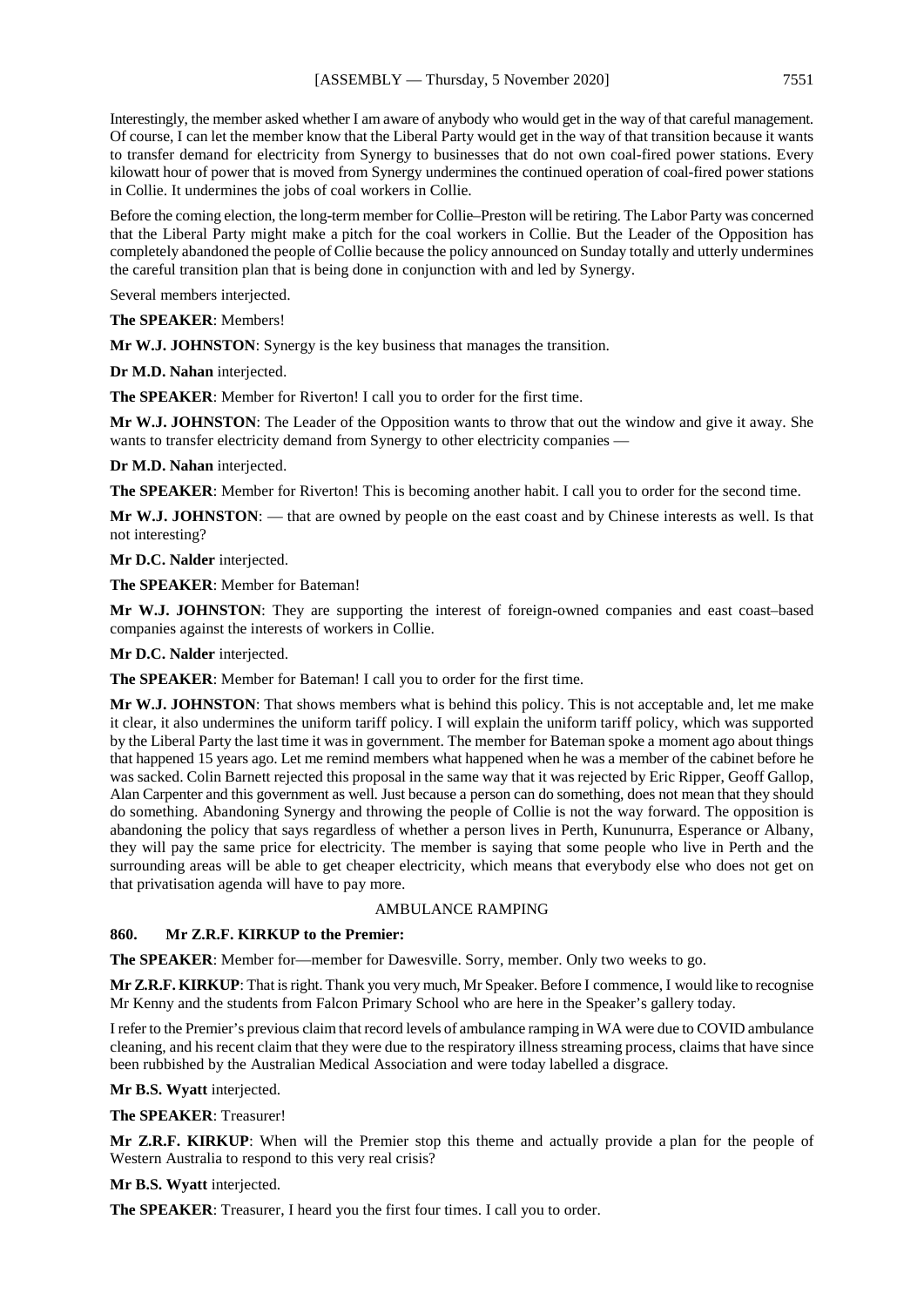Interestingly, the member asked whether I am aware of anybody who would get in the way of that careful management. Of course, I can let the member know that the Liberal Party would get in the way of that transition because it wants to transfer demand for electricity from Synergy to businesses that do not own coal-fired power stations. Every kilowatt hour of power that is moved from Synergy undermines the continued operation of coal-fired power stations in Collie. It undermines the jobs of coal workers in Collie.

Before the coming election, the long-term member for Collie–Preston will be retiring. The Labor Party was concerned that the Liberal Party might make a pitch for the coal workers in Collie. But the Leader of the Opposition has completely abandoned the people of Collie because the policy announced on Sunday totally and utterly undermines the careful transition plan that is being done in conjunction with and led by Synergy.

Several members interjected.

**The SPEAKER**: Members!

**Mr W.J. JOHNSTON**: Synergy is the key business that manages the transition.

**Dr M.D. Nahan** interjected.

**The SPEAKER**: Member for Riverton! I call you to order for the first time.

**Mr W.J. JOHNSTON**: The Leader of the Opposition wants to throw that out the window and give it away. She wants to transfer electricity demand from Synergy to other electricity companies —

**Dr M.D. Nahan** interjected.

**The SPEAKER**: Member for Riverton! This is becoming another habit. I call you to order for the second time.

**Mr W.J. JOHNSTON**: — that are owned by people on the east coast and by Chinese interests as well. Is that not interesting?

**Mr D.C. Nalder** interjected.

**The SPEAKER**: Member for Bateman!

**Mr W.J. JOHNSTON**: They are supporting the interest of foreign-owned companies and east coast–based companies against the interests of workers in Collie.

**Mr D.C. Nalder** interjected.

**The SPEAKER**: Member for Bateman! I call you to order for the first time.

**Mr W.J. JOHNSTON**: That shows members what is behind this policy. This is not acceptable and, let me make it clear, it also undermines the uniform tariff policy. I will explain the uniform tariff policy, which was supported by the Liberal Party the last time it was in government. The member for Bateman spoke a moment ago about things that happened 15 years ago. Let me remind members what happened when he was a member of the cabinet before he was sacked. Colin Barnett rejected this proposal in the same way that it was rejected by Eric Ripper, Geoff Gallop, Alan Carpenter and this government as well. Just because a person can do something, does not mean that they should do something. Abandoning Synergy and throwing the people of Collie is not the way forward. The opposition is abandoning the policy that says regardless of whether a person lives in Perth, Kununurra, Esperance or Albany, they will pay the same price for electricity. The member is saying that some people who live in Perth and the surrounding areas will be able to get cheaper electricity, which means that everybody else who does not get on that privatisation agenda will have to pay more.

## AMBULANCE RAMPING

**860. Mr Z.R.F. KIRKUP to the Premier:**

**The SPEAKER**: Member for—member for Dawesville. Sorry, member. Only two weeks to go.

**Mr Z.R.F. KIRKUP**: That is right. Thank you very much, Mr Speaker. Before I commence, I would like to recognise Mr Kenny and the students from Falcon Primary School who are here in the Speaker's gallery today.

I refer to the Premier's previous claim that record levels of ambulance ramping in WA were due to COVID ambulance cleaning, and his recent claim that they were due to the respiratory illness streaming process, claims that have since been rubbished by the Australian Medical Association and were today labelled a disgrace.

**Mr B.S. Wyatt** interjected.

**The SPEAKER**: Treasurer!

**Mr Z.R.F. KIRKUP**: When will the Premier stop this theme and actually provide a plan for the people of Western Australia to respond to this very real crisis?

**Mr B.S. Wyatt** interjected.

**The SPEAKER**: Treasurer, I heard you the first four times. I call you to order.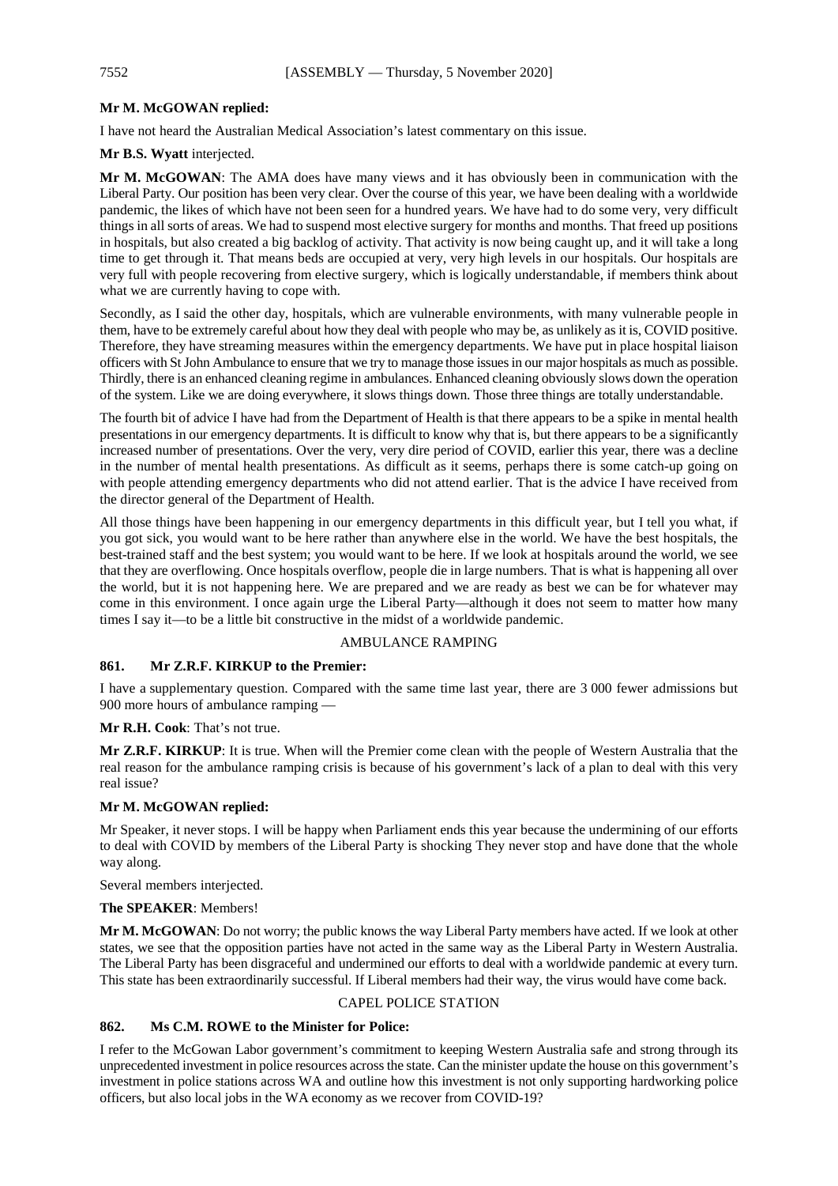**Mr M. McGOWAN replied:**

I have not heard the Australian Medical Association's latest commentary on this issue.

**Mr B.S. Wyatt** interjected.

**Mr M. McGOWAN**: The AMA does have many views and it has obviously been in communication with the Liberal Party. Our position has been very clear. Over the course of this year, we have been dealing with a worldwide pandemic, the likes of which have not been seen for a hundred years. We have had to do some very, very difficult things in all sorts of areas. We had to suspend most elective surgery for months and months. That freed up positions in hospitals, but also created a big backlog of activity. That activity is now being caught up, and it will take a long time to get through it. That means beds are occupied at very, very high levels in our hospitals. Our hospitals are very full with people recovering from elective surgery, which is logically understandable, if members think about what we are currently having to cope with.

Secondly, as I said the other day, hospitals, which are vulnerable environments, with many vulnerable people in them, have to be extremely careful about how they deal with people who may be, as unlikely as it is, COVID positive. Therefore, they have streaming measures within the emergency departments. We have put in place hospital liaison officers with St John Ambulance to ensure that we try to manage those issues in our major hospitals as much as possible. Thirdly, there is an enhanced cleaning regime in ambulances. Enhanced cleaning obviously slows down the operation of the system. Like we are doing everywhere, it slows things down. Those three things are totally understandable.

The fourth bit of advice I have had from the Department of Health is that there appears to be a spike in mental health presentations in our emergency departments. It is difficult to know why that is, but there appears to be a significantly increased number of presentations. Over the very, very dire period of COVID, earlier this year, there was a decline in the number of mental health presentations. As difficult as it seems, perhaps there is some catch-up going on with people attending emergency departments who did not attend earlier. That is the advice I have received from the director general of the Department of Health.

All those things have been happening in our emergency departments in this difficult year, but I tell you what, if you got sick, you would want to be here rather than anywhere else in the world. We have the best hospitals, the best-trained staff and the best system; you would want to be here. If we look at hospitals around the world, we see that they are overflowing. Once hospitals overflow, people die in large numbers. That is what is happening all over the world, but it is not happening here. We are prepared and we are ready as best we can be for whatever may come in this environment. I once again urge the Liberal Party—although it does not seem to matter how many times I say it—to be a little bit constructive in the midst of a worldwide pandemic.

## AMBULANCE RAMPING

### 861. Mr Z.R.F. KIRKUP to the Premier:

I have a supplementary question. Compared with the same time last year, there are 3 000 fewer admissions but 900 more hours of ambulance ramping —

**Mr R.H. Cook**: That's not true.

**Mr Z.R.F. KIRKUP**: It is true. When will the Premier come clean with the people of Western Australia that the real reason for the ambulance ramping crisis is because of his government's lack of a plan to deal with this very real issue?

**Mr M. McGOWAN replied:**

Mr Speaker, it never stops. I will be happy when Parliament ends this year because the undermining of our efforts to deal with COVID by members of the Liberal Party is shocking They never stop and have done that the whole way along.

Several members interjected.

**The SPEAKER**: Members!

**Mr M. McGOWAN**: Do not worry; the public knows the way Liberal Party members have acted. If we look at other states, we see that the opposition parties have not acted in the same way as the Liberal Party in Western Australia. The Liberal Party has been disgraceful and undermined our efforts to deal with a worldwide pandemic at every turn. This state has been extraordinarily successful. If Liberal members had their way, the virus would have come back.

## CAPEL POLICE STATION

### 862. Ms C.M. ROWE to the Minister for Police:

I refer to the McGowan Labor government's commitment to keeping Western Australia safe and strong through its unprecedented investment in police resources across the state. Can the minister update the house on this government's investment in police stations across WA and outline how this investment is not only supporting hardworking police officers, but also local jobs in the WA economy as we recover from COVID-19?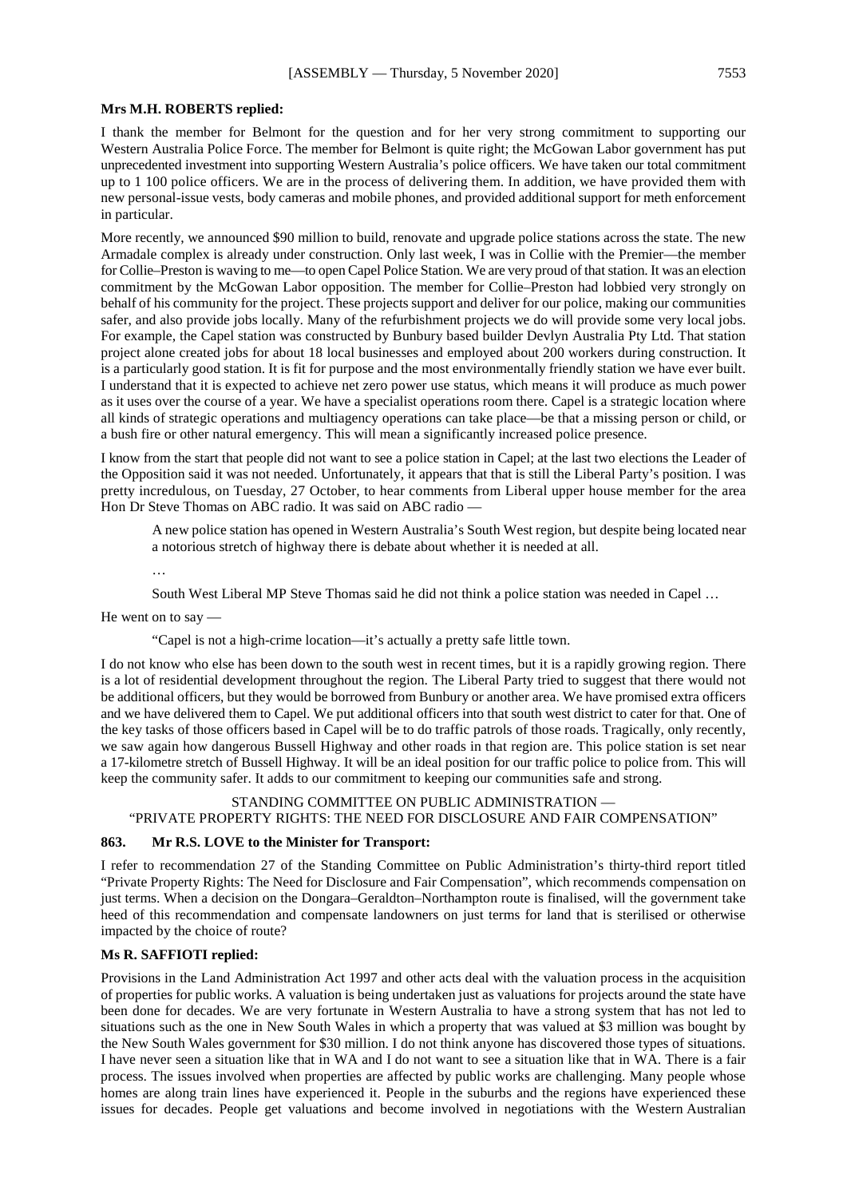**Mrs M.H. ROBERTS replied:**

I thank the member for Belmont for the question and for her very strong commitment to supporting our Western Australia Police Force. The member for Belmont is quite right; the McGowan Labor government has put unprecedented investment into supporting Western Australia's police officers. We have taken our total commitment up to 1 100 police officers. We are in the process of delivering them. In addition, we have provided them with new personal-issue vests, body cameras and mobile phones, and provided additional support for meth enforcement in particular.

More recently, we announced $90 million to build, renovate and upgrade police stations across the state. The new Armadale complex is already under construction. Only last week, I was in Collie with the Premier—the member for Collie–Preston is waving to me—to open Capel Police Station. We are very proud of that station. It was an election commitment by the McGowan Labor opposition. The member for Collie–Preston had lobbied very strongly on behalf of his community for the project. These projects support and deliver for our police, making our communities safer, and also provide jobs locally. Many of the refurbishment projects we do will provide some very local jobs. For example, the Capel station was constructed by Bunbury based builder Devlyn Australia Pty Ltd. That station project alone created jobs for about 18 local businesses and employed about 200 workers during construction. It is a particularly good station. It is fit for purpose and the most environmentally friendly station we have ever built. I understand that it is expected to achieve net zero power use status, which means it will produce as much power as it uses over the course of a year. We have a specialist operations room there. Capel is a strategic location where all kinds of strategic operations and multiagency operations can take place—be that a missing person or child, or a bush fire or other natural emergency. This will mean a significantly increased police presence.

I know from the start that people did not want to see a police station in Capel; at the last two elections the Leader of the Opposition said it was not needed. Unfortunately, it appears that that is still the Liberal Party's position. I was pretty incredulous, on Tuesday, 27 October, to hear comments from Liberal upper house member for the area Hon Dr Steve Thomas on ABC radio. It was said on ABC radio —

> A new police station has opened in Western Australia's South West region, but despite being located near a notorious stretch of highway there is debate about whether it is needed at all.
>
> …
>
> South West Liberal MP Steve Thomas said he did not think a police station was needed in Capel …

He went on to say —

> "Capel is not a high-crime location—it's actually a pretty safe little town.

I do not know who else has been down to the south west in recent times, but it is a rapidly growing region. There is a lot of residential development throughout the region. The Liberal Party tried to suggest that there would not be additional officers, but they would be borrowed from Bunbury or another area. We have promised extra officers and we have delivered them to Capel. We put additional officers into that south west district to cater for that. One of the key tasks of those officers based in Capel will be to do traffic patrols of those roads. Tragically, only recently, we saw again how dangerous Bussell Highway and other roads in that region are. This police station is set near a 17-kilometre stretch of Bussell Highway. It will be an ideal position for our traffic police to police from. This will keep the community safer. It adds to our commitment to keeping our communities safe and strong.

STANDING COMMITTEE ON PUBLIC ADMINISTRATION —
"PRIVATE PROPERTY RIGHTS: THE NEED FOR DISCLOSURE AND FAIR COMPENSATION"

**863. Mr R.S. LOVE to the Minister for Transport:**

I refer to recommendation 27 of the Standing Committee on Public Administration's thirty-third report titled "Private Property Rights: The Need for Disclosure and Fair Compensation", which recommends compensation on just terms. When a decision on the Dongara–Geraldton–Northampton route is finalised, will the government take heed of this recommendation and compensate landowners on just terms for land that is sterilised or otherwise impacted by the choice of route?

**Ms R. SAFFIOTI replied:**

Provisions in the Land Administration Act 1997 and other acts deal with the valuation process in the acquisition of properties for public works. A valuation is being undertaken just as valuations for projects around the state have been done for decades. We are very fortunate in Western Australia to have a strong system that has not led to situations such as the one in New South Wales in which a property that was valued at $3 million was bought by the New South Wales government for $30 million. I do not think anyone has discovered those types of situations. I have never seen a situation like that in WA and I do not want to see a situation like that in WA. There is a fair process. The issues involved when properties are affected by public works are challenging. Many people whose homes are along train lines have experienced it. People in the suburbs and the regions have experienced these issues for decades. People get valuations and become involved in negotiations with the Western Australian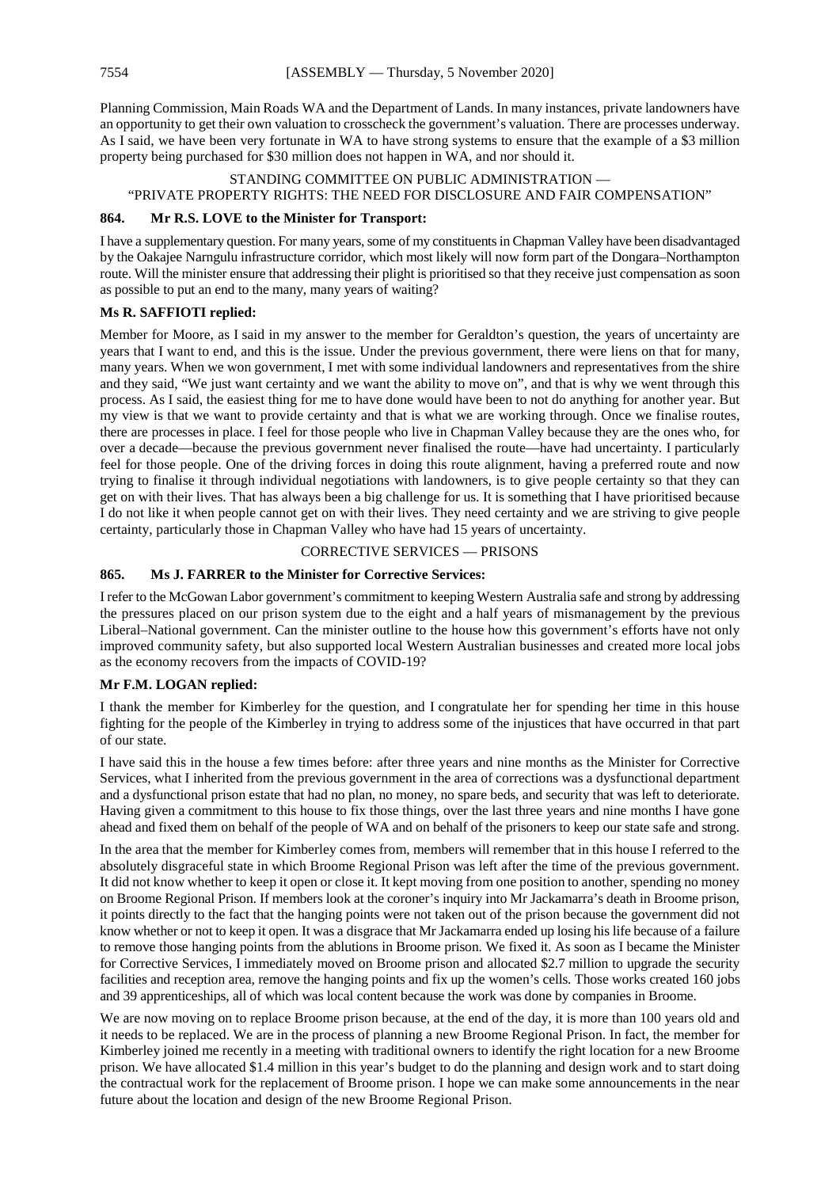Planning Commission, Main Roads WA and the Department of Lands. In many instances, private landowners have an opportunity to get their own valuation to crosscheck the government's valuation. There are processes underway. As I said, we have been very fortunate in WA to have strong systems to ensure that the example of a $3 million property being purchased for $30 million does not happen in WA, and nor should it.

STANDING COMMITTEE ON PUBLIC ADMINISTRATION —
"PRIVATE PROPERTY RIGHTS: THE NEED FOR DISCLOSURE AND FAIR COMPENSATION"

### 864. Mr R.S. LOVE to the Minister for Transport:

I have a supplementary question. For many years, some of my constituents in Chapman Valley have been disadvantaged by the Oakajee Narngulu infrastructure corridor, which most likely will now form part of the Dongara–Northampton route. Will the minister ensure that addressing their plight is prioritised so that they receive just compensation as soon as possible to put an end to the many, many years of waiting?

**Ms R. SAFFIOTI replied:**

Member for Moore, as I said in my answer to the member for Geraldton's question, the years of uncertainty are years that I want to end, and this is the issue. Under the previous government, there were liens on that for many, many years. When we won government, I met with some individual landowners and representatives from the shire and they said, "We just want certainty and we want the ability to move on", and that is why we went through this process. As I said, the easiest thing for me to have done would have been to not do anything for another year. But my view is that we want to provide certainty and that is what we are working through. Once we finalise routes, there are processes in place. I feel for those people who live in Chapman Valley because they are the ones who, for over a decade—because the previous government never finalised the route—have had uncertainty. I particularly feel for those people. One of the driving forces in doing this route alignment, having a preferred route and now trying to finalise it through individual negotiations with landowners, is to give people certainty so that they can get on with their lives. That has always been a big challenge for us. It is something that I have prioritised because I do not like it when people cannot get on with their lives. They need certainty and we are striving to give people certainty, particularly those in Chapman Valley who have had 15 years of uncertainty.

CORRECTIVE SERVICES — PRISONS

### 865. Ms J. FARRER to the Minister for Corrective Services:

I refer to the McGowan Labor government's commitment to keeping Western Australia safe and strong by addressing the pressures placed on our prison system due to the eight and a half years of mismanagement by the previous Liberal–National government. Can the minister outline to the house how this government's efforts have not only improved community safety, but also supported local Western Australian businesses and created more local jobs as the economy recovers from the impacts of COVID-19?

**Mr F.M. LOGAN replied:**

I thank the member for Kimberley for the question, and I congratulate her for spending her time in this house fighting for the people of the Kimberley in trying to address some of the injustices that have occurred in that part of our state.

I have said this in the house a few times before: after three years and nine months as the Minister for Corrective Services, what I inherited from the previous government in the area of corrections was a dysfunctional department and a dysfunctional prison estate that had no plan, no money, no spare beds, and security that was left to deteriorate. Having given a commitment to this house to fix those things, over the last three years and nine months I have gone ahead and fixed them on behalf of the people of WA and on behalf of the prisoners to keep our state safe and strong.

In the area that the member for Kimberley comes from, members will remember that in this house I referred to the absolutely disgraceful state in which Broome Regional Prison was left after the time of the previous government. It did not know whether to keep it open or close it. It kept moving from one position to another, spending no money on Broome Regional Prison. If members look at the coroner's inquiry into Mr Jackamarra's death in Broome prison, it points directly to the fact that the hanging points were not taken out of the prison because the government did not know whether or not to keep it open. It was a disgrace that Mr Jackamarra ended up losing his life because of a failure to remove those hanging points from the ablutions in Broome prison. We fixed it. As soon as I became the Minister for Corrective Services, I immediately moved on Broome prison and allocated $2.7 million to upgrade the security facilities and reception area, remove the hanging points and fix up the women's cells. Those works created 160 jobs and 39 apprenticeships, all of which was local content because the work was done by companies in Broome.

We are now moving on to replace Broome prison because, at the end of the day, it is more than 100 years old and it needs to be replaced. We are in the process of planning a new Broome Regional Prison. In fact, the member for Kimberley joined me recently in a meeting with traditional owners to identify the right location for a new Broome prison. We have allocated $1.4 million in this year's budget to do the planning and design work and to start doing the contractual work for the replacement of Broome prison. I hope we can make some announcements in the near future about the location and design of the new Broome Regional Prison.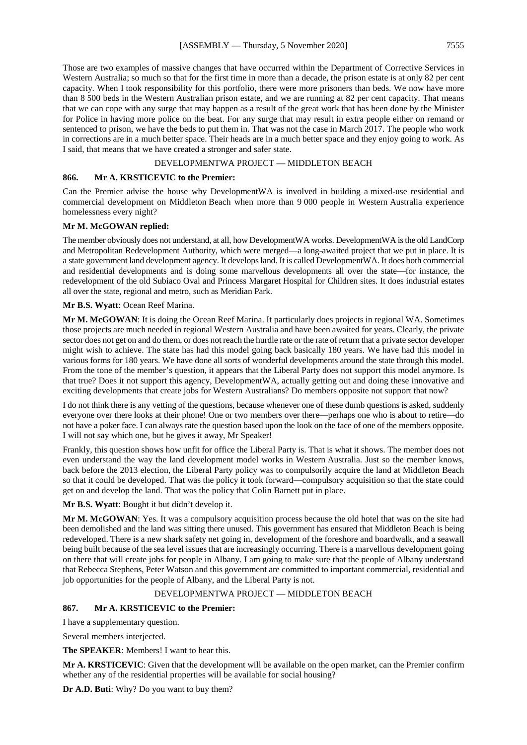Those are two examples of massive changes that have occurred within the Department of Corrective Services in Western Australia; so much so that for the first time in more than a decade, the prison estate is at only 82 per cent capacity. When I took responsibility for this portfolio, there were more prisoners than beds. We now have more than 8 500 beds in the Western Australian prison estate, and we are running at 82 per cent capacity. That means that we can cope with any surge that may happen as a result of the great work that has been done by the Minister for Police in having more police on the beat. For any surge that may result in extra people either on remand or sentenced to prison, we have the beds to put them in. That was not the case in March 2017. The people who work in corrections are in a much better space. Their heads are in a much better space and they enjoy going to work. As I said, that means that we have created a stronger and safer state.

## DEVELOPMENTWA PROJECT — MIDDLETON BEACH

### 866. Mr A. KRSTICEVIC to the Premier:

Can the Premier advise the house why DevelopmentWA is involved in building a mixed-use residential and commercial development on Middleton Beach when more than 9 000 people in Western Australia experience homelessness every night?

**Mr M. McGOWAN replied:**

The member obviously does not understand, at all, how DevelopmentWA works. DevelopmentWA is the old LandCorp and Metropolitan Redevelopment Authority, which were merged—a long-awaited project that we put in place. It is a state government land development agency. It develops land. It is called DevelopmentWA. It does both commercial and residential developments and is doing some marvellous developments all over the state—for instance, the redevelopment of the old Subiaco Oval and Princess Margaret Hospital for Children sites. It does industrial estates all over the state, regional and metro, such as Meridian Park.

**Mr B.S. Wyatt**: Ocean Reef Marina.

**Mr M. McGOWAN**: It is doing the Ocean Reef Marina. It particularly does projects in regional WA. Sometimes those projects are much needed in regional Western Australia and have been awaited for years. Clearly, the private sector does not get on and do them, or does not reach the hurdle rate or the rate of return that a private sector developer might wish to achieve. The state has had this model going back basically 180 years. We have had this model in various forms for 180 years. We have done all sorts of wonderful developments around the state through this model. From the tone of the member's question, it appears that the Liberal Party does not support this model anymore. Is that true? Does it not support this agency, DevelopmentWA, actually getting out and doing these innovative and exciting developments that create jobs for Western Australians? Do members opposite not support that now?

I do not think there is any vetting of the questions, because whenever one of these dumb questions is asked, suddenly everyone over there looks at their phone! One or two members over there—perhaps one who is about to retire—do not have a poker face. I can always rate the question based upon the look on the face of one of the members opposite. I will not say which one, but he gives it away, Mr Speaker!

Frankly, this question shows how unfit for office the Liberal Party is. That is what it shows. The member does not even understand the way the land development model works in Western Australia. Just so the member knows, back before the 2013 election, the Liberal Party policy was to compulsorily acquire the land at Middleton Beach so that it could be developed. That was the policy it took forward—compulsory acquisition so that the state could get on and develop the land. That was the policy that Colin Barnett put in place.

**Mr B.S. Wyatt**: Bought it but didn't develop it.

**Mr M. McGOWAN**: Yes. It was a compulsory acquisition process because the old hotel that was on the site had been demolished and the land was sitting there unused. This government has ensured that Middleton Beach is being redeveloped. There is a new shark safety net going in, development of the foreshore and boardwalk, and a seawall being built because of the sea level issues that are increasingly occurring. There is a marvellous development going on there that will create jobs for people in Albany. I am going to make sure that the people of Albany understand that Rebecca Stephens, Peter Watson and this government are committed to important commercial, residential and job opportunities for the people of Albany, and the Liberal Party is not.

## DEVELOPMENTWA PROJECT — MIDDLETON BEACH

### 867. Mr A. KRSTICEVIC to the Premier:

I have a supplementary question.

Several members interjected.

**The SPEAKER**: Members! I want to hear this.

**Mr A. KRSTICEVIC**: Given that the development will be available on the open market, can the Premier confirm whether any of the residential properties will be available for social housing?

**Dr A.D. Buti**: Why? Do you want to buy them?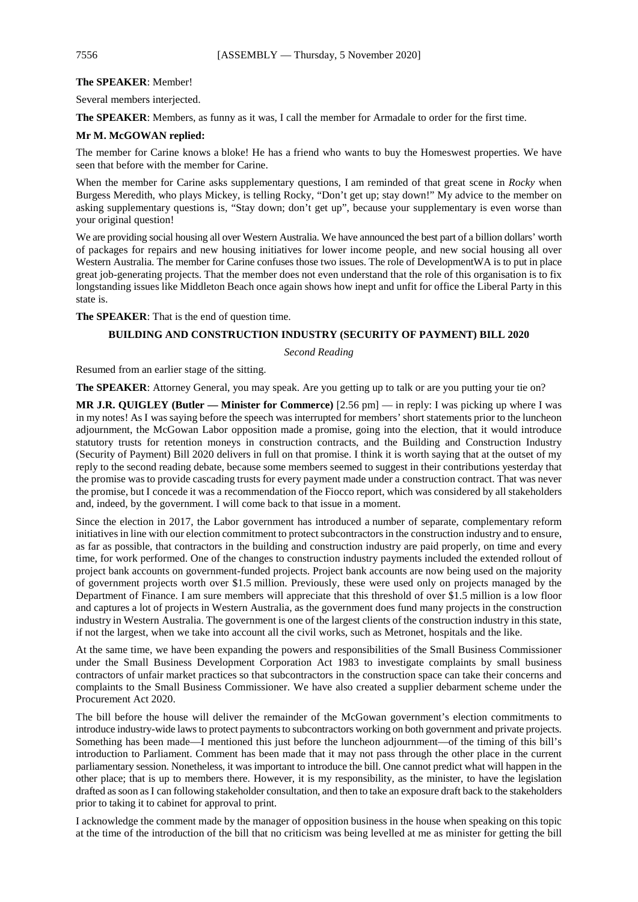**The SPEAKER**: Member!

Several members interjected.

**The SPEAKER**: Members, as funny as it was, I call the member for Armadale to order for the first time.

**Mr M. McGOWAN replied:**

The member for Carine knows a bloke! He has a friend who wants to buy the Homeswest properties. We have seen that before with the member for Carine.

When the member for Carine asks supplementary questions, I am reminded of that great scene in *Rocky* when Burgess Meredith, who plays Mickey, is telling Rocky, "Don't get up; stay down!" My advice to the member on asking supplementary questions is, "Stay down; don't get up", because your supplementary is even worse than your original question!

We are providing social housing all over Western Australia. We have announced the best part of a billion dollars' worth of packages for repairs and new housing initiatives for lower income people, and new social housing all over Western Australia. The member for Carine confuses those two issues. The role of DevelopmentWA is to put in place great job-generating projects. That the member does not even understand that the role of this organisation is to fix longstanding issues like Middleton Beach once again shows how inept and unfit for office the Liberal Party in this state is.

**The SPEAKER**: That is the end of question time.

## BUILDING AND CONSTRUCTION INDUSTRY (SECURITY OF PAYMENT) BILL 2020

*Second Reading*

Resumed from an earlier stage of the sitting.

**The SPEAKER**: Attorney General, you may speak. Are you getting up to talk or are you putting your tie on?

**MR J.R. QUIGLEY (Butler — Minister for Commerce)** [2.56 pm] — in reply: I was picking up where I was in my notes! As I was saying before the speech was interrupted for members' short statements prior to the luncheon adjournment, the McGowan Labor opposition made a promise, going into the election, that it would introduce statutory trusts for retention moneys in construction contracts, and the Building and Construction Industry (Security of Payment) Bill 2020 delivers in full on that promise. I think it is worth saying that at the outset of my reply to the second reading debate, because some members seemed to suggest in their contributions yesterday that the promise was to provide cascading trusts for every payment made under a construction contract. That was never the promise, but I concede it was a recommendation of the Fiocco report, which was considered by all stakeholders and, indeed, by the government. I will come back to that issue in a moment.

Since the election in 2017, the Labor government has introduced a number of separate, complementary reform initiatives in line with our election commitment to protect subcontractors in the construction industry and to ensure, as far as possible, that contractors in the building and construction industry are paid properly, on time and every time, for work performed. One of the changes to construction industry payments included the extended rollout of project bank accounts on government-funded projects. Project bank accounts are now being used on the majority of government projects worth over $1.5 million. Previously, these were used only on projects managed by the Department of Finance. I am sure members will appreciate that this threshold of over $1.5 million is a low floor and captures a lot of projects in Western Australia, as the government does fund many projects in the construction industry in Western Australia. The government is one of the largest clients of the construction industry in this state, if not the largest, when we take into account all the civil works, such as Metronet, hospitals and the like.

At the same time, we have been expanding the powers and responsibilities of the Small Business Commissioner under the Small Business Development Corporation Act 1983 to investigate complaints by small business contractors of unfair market practices so that subcontractors in the construction space can take their concerns and complaints to the Small Business Commissioner. We have also created a supplier debarment scheme under the Procurement Act 2020.

The bill before the house will deliver the remainder of the McGowan government's election commitments to introduce industry-wide laws to protect payments to subcontractors working on both government and private projects. Something has been made—I mentioned this just before the luncheon adjournment—of the timing of this bill's introduction to Parliament. Comment has been made that it may not pass through the other place in the current parliamentary session. Nonetheless, it was important to introduce the bill. One cannot predict what will happen in the other place; that is up to members there. However, it is my responsibility, as the minister, to have the legislation drafted as soon as I can following stakeholder consultation, and then to take an exposure draft back to the stakeholders prior to taking it to cabinet for approval to print.

I acknowledge the comment made by the manager of opposition business in the house when speaking on this topic at the time of the introduction of the bill that no criticism was being levelled at me as minister for getting the bill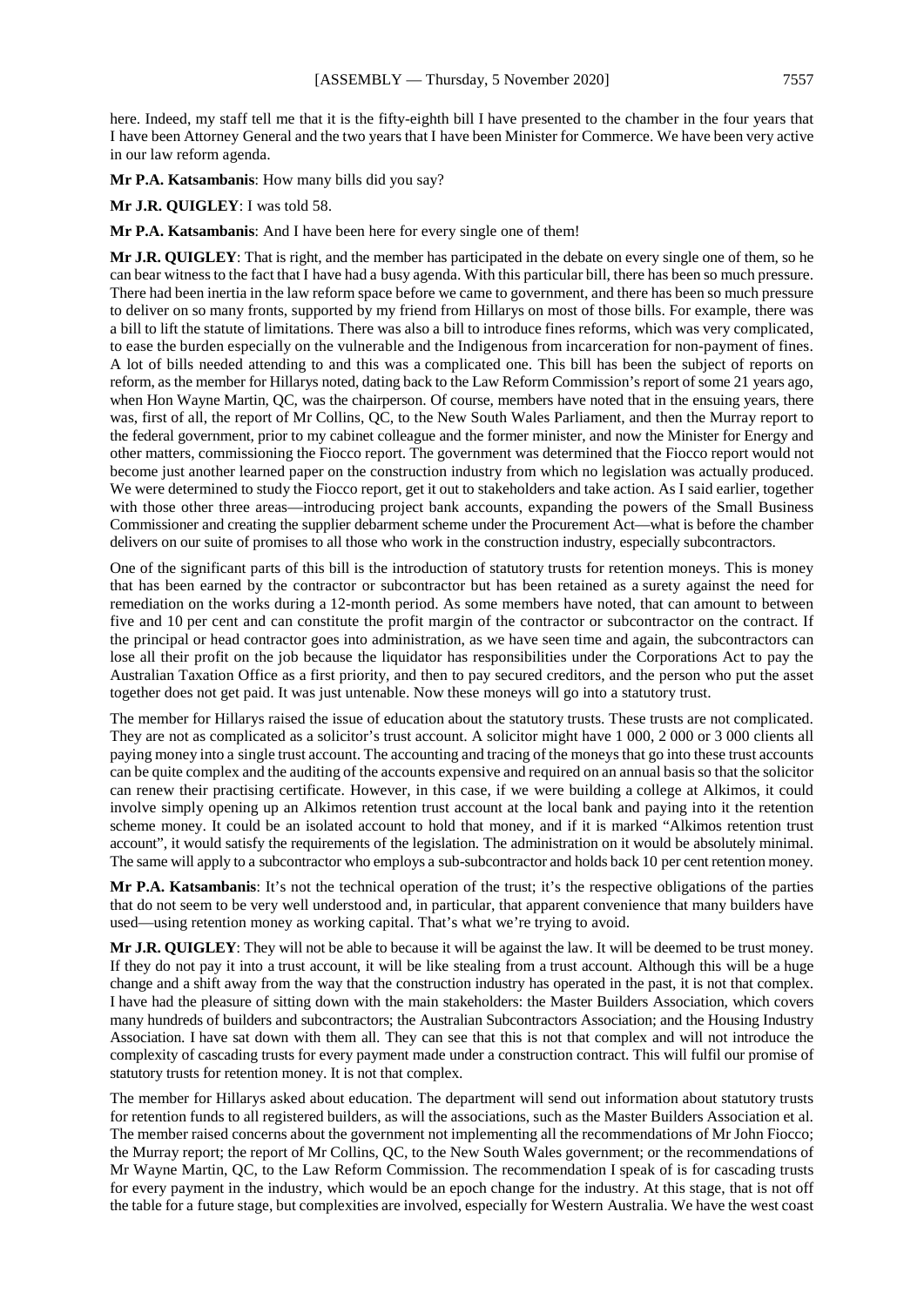here. Indeed, my staff tell me that it is the fifty-eighth bill I have presented to the chamber in the four years that I have been Attorney General and the two years that I have been Minister for Commerce. We have been very active in our law reform agenda.

**Mr P.A. Katsambanis**: How many bills did you say?

**Mr J.R. QUIGLEY**: I was told 58.

**Mr P.A. Katsambanis**: And I have been here for every single one of them!

**Mr J.R. QUIGLEY**: That is right, and the member has participated in the debate on every single one of them, so he can bear witness to the fact that I have had a busy agenda. With this particular bill, there has been so much pressure. There had been inertia in the law reform space before we came to government, and there has been so much pressure to deliver on so many fronts, supported by my friend from Hillarys on most of those bills. For example, there was a bill to lift the statute of limitations. There was also a bill to introduce fines reforms, which was very complicated, to ease the burden especially on the vulnerable and the Indigenous from incarceration for non-payment of fines. A lot of bills needed attending to and this was a complicated one. This bill has been the subject of reports on reform, as the member for Hillarys noted, dating back to the Law Reform Commission's report of some 21 years ago, when Hon Wayne Martin, QC, was the chairperson. Of course, members have noted that in the ensuing years, there was, first of all, the report of Mr Collins, QC, to the New South Wales Parliament, and then the Murray report to the federal government, prior to my cabinet colleague and the former minister, and now the Minister for Energy and other matters, commissioning the Fiocco report. The government was determined that the Fiocco report would not become just another learned paper on the construction industry from which no legislation was actually produced. We were determined to study the Fiocco report, get it out to stakeholders and take action. As I said earlier, together with those other three areas—introducing project bank accounts, expanding the powers of the Small Business Commissioner and creating the supplier debarment scheme under the Procurement Act—what is before the chamber delivers on our suite of promises to all those who work in the construction industry, especially subcontractors.

One of the significant parts of this bill is the introduction of statutory trusts for retention moneys. This is money that has been earned by the contractor or subcontractor but has been retained as a surety against the need for remediation on the works during a 12-month period. As some members have noted, that can amount to between five and 10 per cent and can constitute the profit margin of the contractor or subcontractor on the contract. If the principal or head contractor goes into administration, as we have seen time and again, the subcontractors can lose all their profit on the job because the liquidator has responsibilities under the Corporations Act to pay the Australian Taxation Office as a first priority, and then to pay secured creditors, and the person who put the asset together does not get paid. It was just untenable. Now these moneys will go into a statutory trust.

The member for Hillarys raised the issue of education about the statutory trusts. These trusts are not complicated. They are not as complicated as a solicitor's trust account. A solicitor might have 1 000, 2 000 or 3 000 clients all paying money into a single trust account. The accounting and tracing of the moneys that go into these trust accounts can be quite complex and the auditing of the accounts expensive and required on an annual basis so that the solicitor can renew their practising certificate. However, in this case, if we were building a college at Alkimos, it could involve simply opening up an Alkimos retention trust account at the local bank and paying into it the retention scheme money. It could be an isolated account to hold that money, and if it is marked "Alkimos retention trust account", it would satisfy the requirements of the legislation. The administration on it would be absolutely minimal. The same will apply to a subcontractor who employs a sub-subcontractor and holds back 10 per cent retention money.

**Mr P.A. Katsambanis**: It's not the technical operation of the trust; it's the respective obligations of the parties that do not seem to be very well understood and, in particular, that apparent convenience that many builders have used—using retention money as working capital. That's what we're trying to avoid.

**Mr J.R. QUIGLEY**: They will not be able to because it will be against the law. It will be deemed to be trust money. If they do not pay it into a trust account, it will be like stealing from a trust account. Although this will be a huge change and a shift away from the way that the construction industry has operated in the past, it is not that complex. I have had the pleasure of sitting down with the main stakeholders: the Master Builders Association, which covers many hundreds of builders and subcontractors; the Australian Subcontractors Association; and the Housing Industry Association. I have sat down with them all. They can see that this is not that complex and will not introduce the complexity of cascading trusts for every payment made under a construction contract. This will fulfil our promise of statutory trusts for retention money. It is not that complex.

The member for Hillarys asked about education. The department will send out information about statutory trusts for retention funds to all registered builders, as will the associations, such as the Master Builders Association et al. The member raised concerns about the government not implementing all the recommendations of Mr John Fiocco; the Murray report; the report of Mr Collins, QC, to the New South Wales government; or the recommendations of Mr Wayne Martin, QC, to the Law Reform Commission. The recommendation I speak of is for cascading trusts for every payment in the industry, which would be an epoch change for the industry. At this stage, that is not off the table for a future stage, but complexities are involved, especially for Western Australia. We have the west coast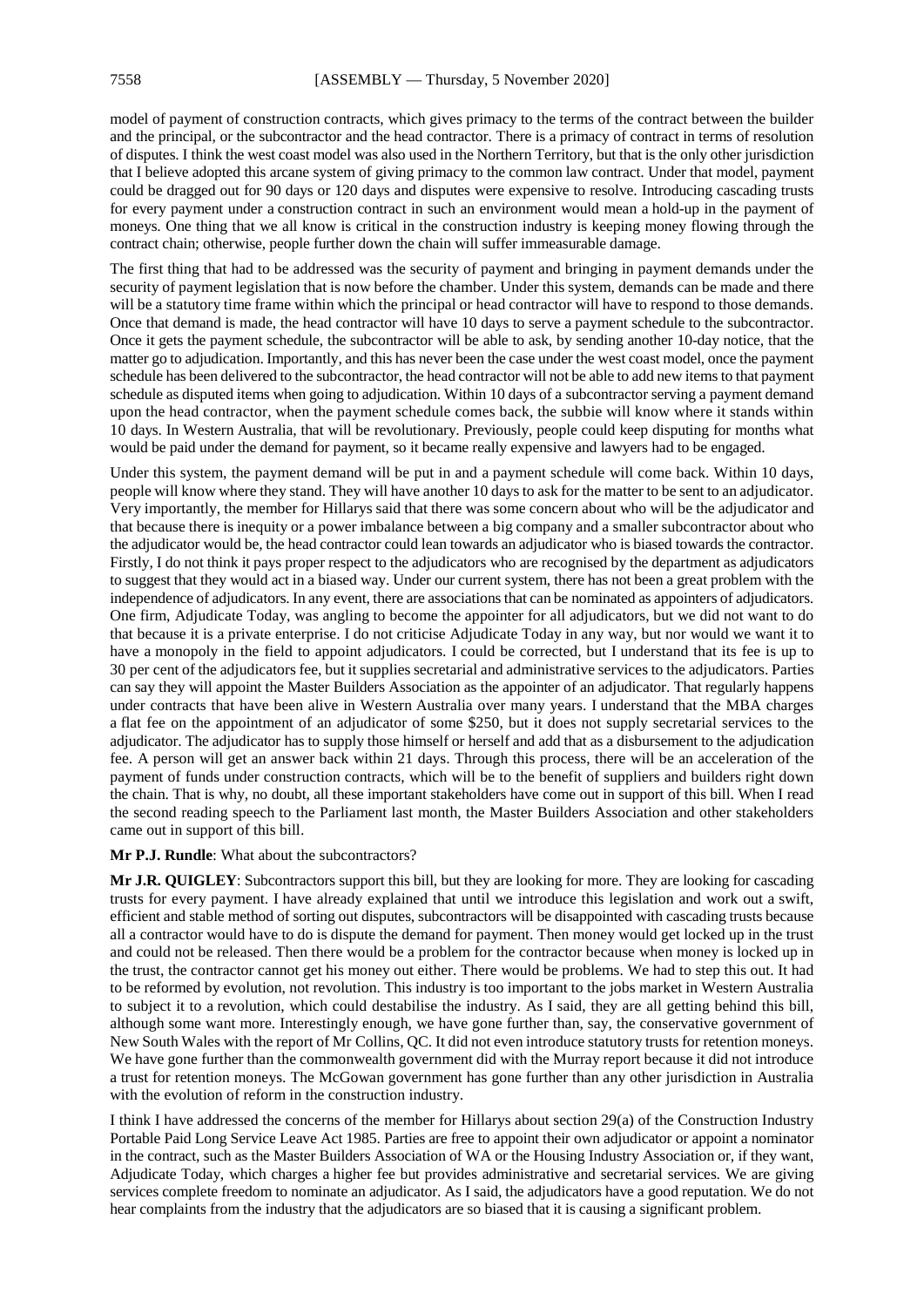model of payment of construction contracts, which gives primacy to the terms of the contract between the builder and the principal, or the subcontractor and the head contractor. There is a primacy of contract in terms of resolution of disputes. I think the west coast model was also used in the Northern Territory, but that is the only other jurisdiction that I believe adopted this arcane system of giving primacy to the common law contract. Under that model, payment could be dragged out for 90 days or 120 days and disputes were expensive to resolve. Introducing cascading trusts for every payment under a construction contract in such an environment would mean a hold-up in the payment of moneys. One thing that we all know is critical in the construction industry is keeping money flowing through the contract chain; otherwise, people further down the chain will suffer immeasurable damage.

The first thing that had to be addressed was the security of payment and bringing in payment demands under the security of payment legislation that is now before the chamber. Under this system, demands can be made and there will be a statutory time frame within which the principal or head contractor will have to respond to those demands. Once that demand is made, the head contractor will have 10 days to serve a payment schedule to the subcontractor. Once it gets the payment schedule, the subcontractor will be able to ask, by sending another 10-day notice, that the matter go to adjudication. Importantly, and this has never been the case under the west coast model, once the payment schedule has been delivered to the subcontractor, the head contractor will not be able to add new items to that payment schedule as disputed items when going to adjudication. Within 10 days of a subcontractor serving a payment demand upon the head contractor, when the payment schedule comes back, the subbie will know where it stands within 10 days. In Western Australia, that will be revolutionary. Previously, people could keep disputing for months what would be paid under the demand for payment, so it became really expensive and lawyers had to be engaged.

Under this system, the payment demand will be put in and a payment schedule will come back. Within 10 days, people will know where they stand. They will have another 10 days to ask for the matter to be sent to an adjudicator. Very importantly, the member for Hillarys said that there was some concern about who will be the adjudicator and that because there is inequity or a power imbalance between a big company and a smaller subcontractor about who the adjudicator would be, the head contractor could lean towards an adjudicator who is biased towards the contractor. Firstly, I do not think it pays proper respect to the adjudicators who are recognised by the department as adjudicators to suggest that they would act in a biased way. Under our current system, there has not been a great problem with the independence of adjudicators. In any event, there are associations that can be nominated as appointers of adjudicators. One firm, Adjudicate Today, was angling to become the appointer for all adjudicators, but we did not want to do that because it is a private enterprise. I do not criticise Adjudicate Today in any way, but nor would we want it to have a monopoly in the field to appoint adjudicators. I could be corrected, but I understand that its fee is up to 30 per cent of the adjudicators fee, but it supplies secretarial and administrative services to the adjudicators. Parties can say they will appoint the Master Builders Association as the appointer of an adjudicator. That regularly happens under contracts that have been alive in Western Australia over many years. I understand that the MBA charges a flat fee on the appointment of an adjudicator of some $250, but it does not supply secretarial services to the adjudicator. The adjudicator has to supply those himself or herself and add that as a disbursement to the adjudication fee. A person will get an answer back within 21 days. Through this process, there will be an acceleration of the payment of funds under construction contracts, which will be to the benefit of suppliers and builders right down the chain. That is why, no doubt, all these important stakeholders have come out in support of this bill. When I read the second reading speech to the Parliament last month, the Master Builders Association and other stakeholders came out in support of this bill.

**Mr P.J. Rundle**: What about the subcontractors?

**Mr J.R. QUIGLEY**: Subcontractors support this bill, but they are looking for more. They are looking for cascading trusts for every payment. I have already explained that until we introduce this legislation and work out a swift, efficient and stable method of sorting out disputes, subcontractors will be disappointed with cascading trusts because all a contractor would have to do is dispute the demand for payment. Then money would get locked up in the trust and could not be released. Then there would be a problem for the contractor because when money is locked up in the trust, the contractor cannot get his money out either. There would be problems. We had to step this out. It had to be reformed by evolution, not revolution. This industry is too important to the jobs market in Western Australia to subject it to a revolution, which could destabilise the industry. As I said, they are all getting behind this bill, although some want more. Interestingly enough, we have gone further than, say, the conservative government of New South Wales with the report of Mr Collins, QC. It did not even introduce statutory trusts for retention moneys. We have gone further than the commonwealth government did with the Murray report because it did not introduce a trust for retention moneys. The McGowan government has gone further than any other jurisdiction in Australia with the evolution of reform in the construction industry.

I think I have addressed the concerns of the member for Hillarys about section 29(a) of the Construction Industry Portable Paid Long Service Leave Act 1985. Parties are free to appoint their own adjudicator or appoint a nominator in the contract, such as the Master Builders Association of WA or the Housing Industry Association or, if they want, Adjudicate Today, which charges a higher fee but provides administrative and secretarial services. We are giving services complete freedom to nominate an adjudicator. As I said, the adjudicators have a good reputation. We do not hear complaints from the industry that the adjudicators are so biased that it is causing a significant problem.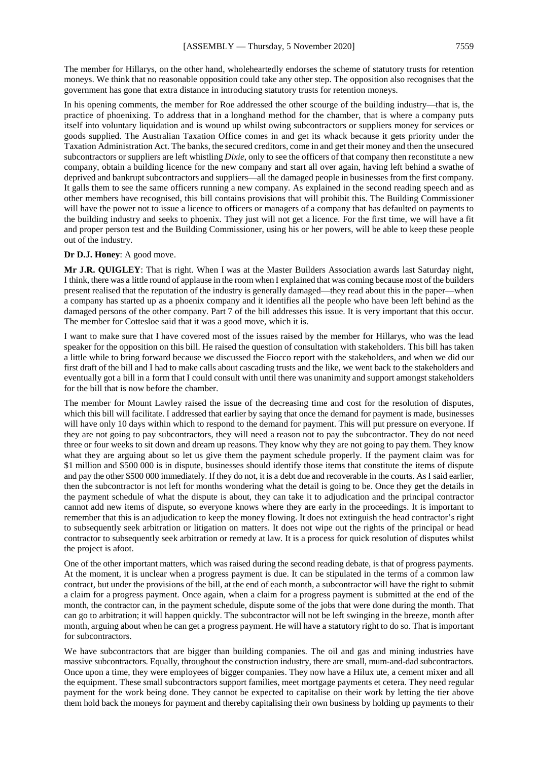The member for Hillarys, on the other hand, wholeheartedly endorses the scheme of statutory trusts for retention moneys. We think that no reasonable opposition could take any other step. The opposition also recognises that the government has gone that extra distance in introducing statutory trusts for retention moneys.

In his opening comments, the member for Roe addressed the other scourge of the building industry—that is, the practice of phoenixing. To address that in a longhand method for the chamber, that is where a company puts itself into voluntary liquidation and is wound up whilst owing subcontractors or suppliers money for services or goods supplied. The Australian Taxation Office comes in and get its whack because it gets priority under the Taxation Administration Act. The banks, the secured creditors, come in and get their money and then the unsecured subcontractors or suppliers are left whistling *Dixie*, only to see the officers of that company then reconstitute a new company, obtain a building licence for the new company and start all over again, having left behind a swathe of deprived and bankrupt subcontractors and suppliers—all the damaged people in businesses from the first company. It galls them to see the same officers running a new company. As explained in the second reading speech and as other members have recognised, this bill contains provisions that will prohibit this. The Building Commissioner will have the power not to issue a licence to officers or managers of a company that has defaulted on payments to the building industry and seeks to phoenix. They just will not get a licence. For the first time, we will have a fit and proper person test and the Building Commissioner, using his or her powers, will be able to keep these people out of the industry.

**Dr D.J. Honey**: A good move.

**Mr J.R. QUIGLEY**: That is right. When I was at the Master Builders Association awards last Saturday night, I think, there was a little round of applause in the room when I explained that was coming because most of the builders present realised that the reputation of the industry is generally damaged—they read about this in the paper—when a company has started up as a phoenix company and it identifies all the people who have been left behind as the damaged persons of the other company. Part 7 of the bill addresses this issue. It is very important that this occur. The member for Cottesloe said that it was a good move, which it is.

I want to make sure that I have covered most of the issues raised by the member for Hillarys, who was the lead speaker for the opposition on this bill. He raised the question of consultation with stakeholders. This bill has taken a little while to bring forward because we discussed the Fiocco report with the stakeholders, and when we did our first draft of the bill and I had to make calls about cascading trusts and the like, we went back to the stakeholders and eventually got a bill in a form that I could consult with until there was unanimity and support amongst stakeholders for the bill that is now before the chamber.

The member for Mount Lawley raised the issue of the decreasing time and cost for the resolution of disputes, which this bill will facilitate. I addressed that earlier by saying that once the demand for payment is made, businesses will have only 10 days within which to respond to the demand for payment. This will put pressure on everyone. If they are not going to pay subcontractors, they will need a reason not to pay the subcontractor. They do not need three or four weeks to sit down and dream up reasons. They know why they are not going to pay them. They know what they are arguing about so let us give them the payment schedule properly. If the payment claim was for \$1 million and \$500 000 is in dispute, businesses should identify those items that constitute the items of dispute and pay the other \$500 000 immediately. If they do not, it is a debt due and recoverable in the courts. As I said earlier, then the subcontractor is not left for months wondering what the detail is going to be. Once they get the details in the payment schedule of what the dispute is about, they can take it to adjudication and the principal contractor cannot add new items of dispute, so everyone knows where they are early in the proceedings. It is important to remember that this is an adjudication to keep the money flowing. It does not extinguish the head contractor's right to subsequently seek arbitration or litigation on matters. It does not wipe out the rights of the principal or head contractor to subsequently seek arbitration or remedy at law. It is a process for quick resolution of disputes whilst the project is afoot.

One of the other important matters, which was raised during the second reading debate, is that of progress payments. At the moment, it is unclear when a progress payment is due. It can be stipulated in the terms of a common law contract, but under the provisions of the bill, at the end of each month, a subcontractor will have the right to submit a claim for a progress payment. Once again, when a claim for a progress payment is submitted at the end of the month, the contractor can, in the payment schedule, dispute some of the jobs that were done during the month. That can go to arbitration; it will happen quickly. The subcontractor will not be left swinging in the breeze, month after month, arguing about when he can get a progress payment. He will have a statutory right to do so. That is important for subcontractors.

We have subcontractors that are bigger than building companies. The oil and gas and mining industries have massive subcontractors. Equally, throughout the construction industry, there are small, mum-and-dad subcontractors. Once upon a time, they were employees of bigger companies. They now have a Hilux ute, a cement mixer and all the equipment. These small subcontractors support families, meet mortgage payments et cetera. They need regular payment for the work being done. They cannot be expected to capitalise on their work by letting the tier above them hold back the moneys for payment and thereby capitalising their own business by holding up payments to their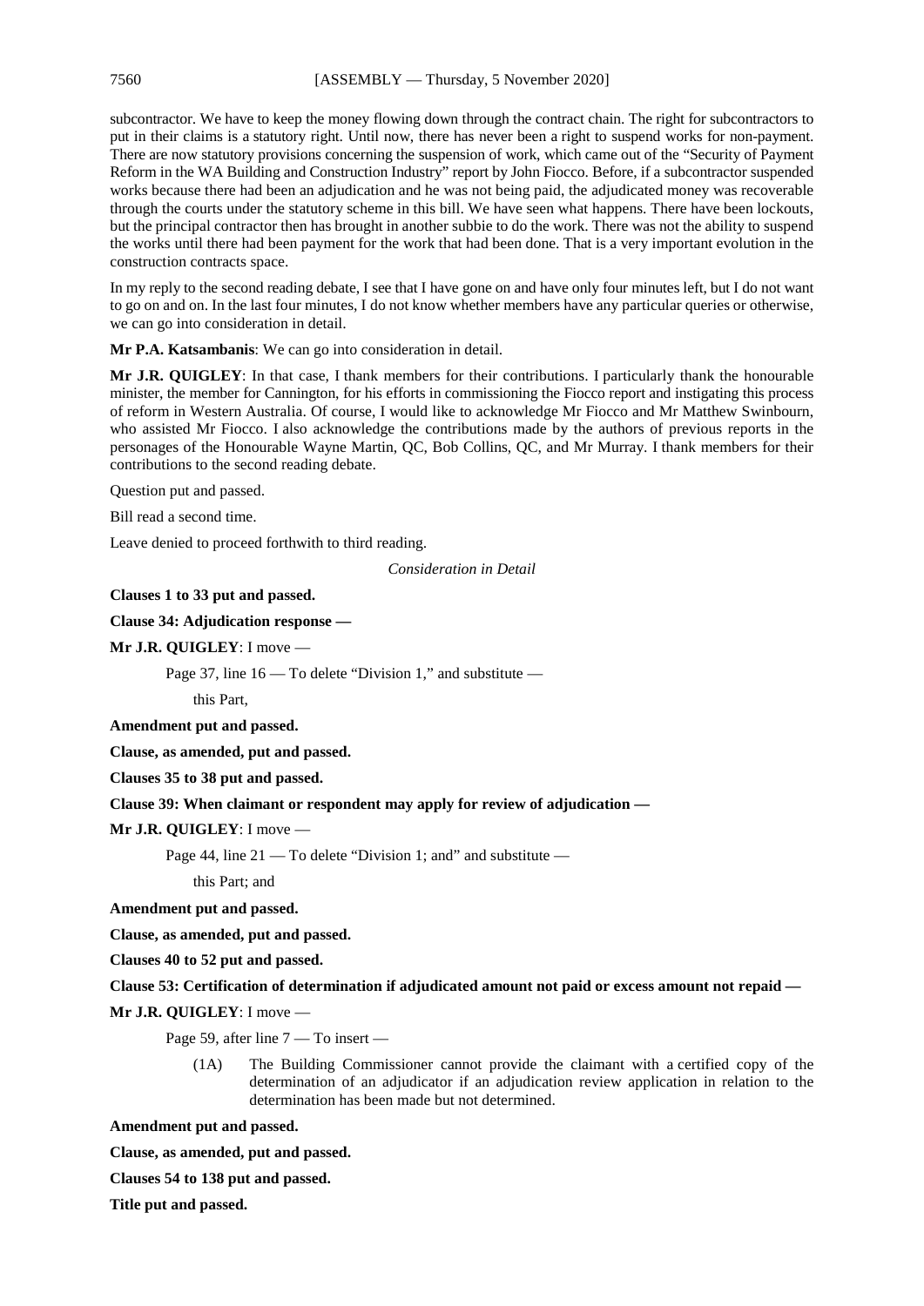subcontractor. We have to keep the money flowing down through the contract chain. The right for subcontractors to put in their claims is a statutory right. Until now, there has never been a right to suspend works for non-payment. There are now statutory provisions concerning the suspension of work, which came out of the "Security of Payment Reform in the WA Building and Construction Industry" report by John Fiocco. Before, if a subcontractor suspended works because there had been an adjudication and he was not being paid, the adjudicated money was recoverable through the courts under the statutory scheme in this bill. We have seen what happens. There have been lockouts, but the principal contractor then has brought in another subbie to do the work. There was not the ability to suspend the works until there had been payment for the work that had been done. That is a very important evolution in the construction contracts space.

In my reply to the second reading debate, I see that I have gone on and have only four minutes left, but I do not want to go on and on. In the last four minutes, I do not know whether members have any particular queries or otherwise, we can go into consideration in detail.

**Mr P.A. Katsambanis**: We can go into consideration in detail.

**Mr J.R. QUIGLEY**: In that case, I thank members for their contributions. I particularly thank the honourable minister, the member for Cannington, for his efforts in commissioning the Fiocco report and instigating this process of reform in Western Australia. Of course, I would like to acknowledge Mr Fiocco and Mr Matthew Swinbourn, who assisted Mr Fiocco. I also acknowledge the contributions made by the authors of previous reports in the personages of the Honourable Wayne Martin, QC, Bob Collins, QC, and Mr Murray. I thank members for their contributions to the second reading debate.

Question put and passed.

Bill read a second time.

Leave denied to proceed forthwith to third reading.

*Consideration in Detail*

**Clauses 1 to 33 put and passed.**

**Clause 34: Adjudication response —**

**Mr J.R. QUIGLEY**: I move —

Page 37, line 16 — To delete "Division 1," and substitute —

this Part,

**Amendment put and passed.**

**Clause, as amended, put and passed.**

**Clauses 35 to 38 put and passed.**

**Clause 39: When claimant or respondent may apply for review of adjudication —**

**Mr J.R. QUIGLEY**: I move —

Page 44, line 21 — To delete "Division 1; and" and substitute —

this Part; and

**Amendment put and passed.**

**Clause, as amended, put and passed.**

**Clauses 40 to 52 put and passed.**

**Clause 53: Certification of determination if adjudicated amount not paid or excess amount not repaid —**

**Mr J.R. QUIGLEY**: I move —

Page 59, after line 7 — To insert —

(1A) The Building Commissioner cannot provide the claimant with a certified copy of the determination of an adjudicator if an adjudication review application in relation to the determination has been made but not determined.

**Amendment put and passed.**

**Clause, as amended, put and passed.**

**Clauses 54 to 138 put and passed.**

**Title put and passed.**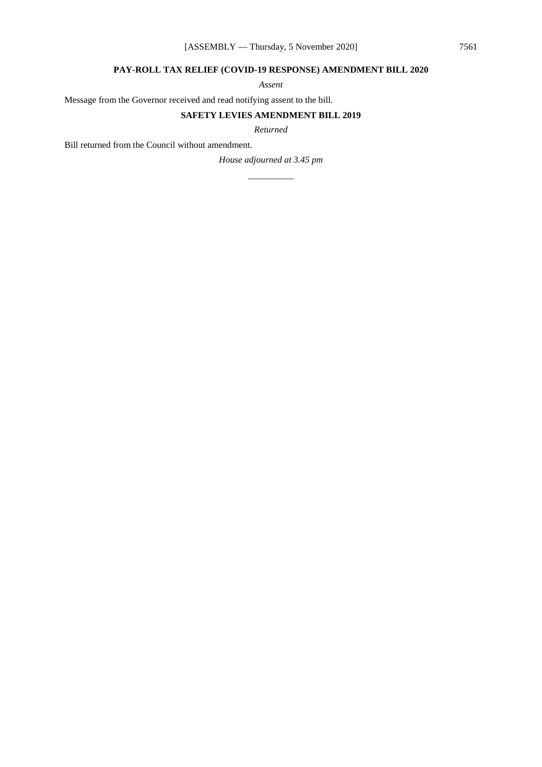### PAY-ROLL TAX RELIEF (COVID-19 RESPONSE) AMENDMENT BILL 2020

*Assent*

Message from the Governor received and read notifying assent to the bill.

### SAFETY LEVIES AMENDMENT BILL 2019

*Returned*

Bill returned from the Council without amendment.

*House adjourned at 3.45 pm*

__________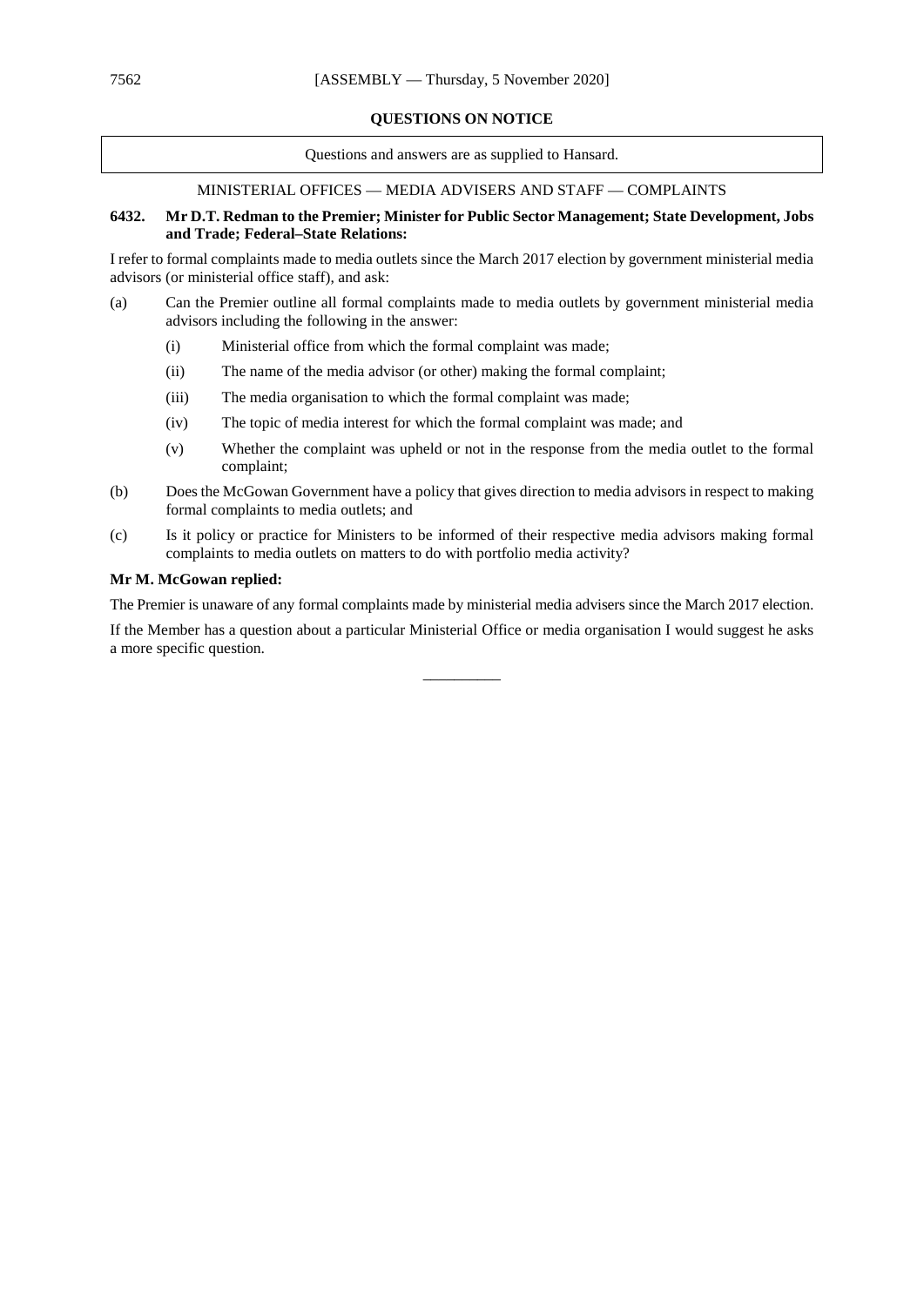## QUESTIONS ON NOTICE

Questions and answers are as supplied to Hansard.

MINISTERIAL OFFICES — MEDIA ADVISERS AND STAFF — COMPLAINTS

**6432. Mr D.T. Redman to the Premier; Minister for Public Sector Management; State Development, Jobs and Trade; Federal–State Relations:**

I refer to formal complaints made to media outlets since the March 2017 election by government ministerial media advisors (or ministerial office staff), and ask:

(a) Can the Premier outline all formal complaints made to media outlets by government ministerial media advisors including the following in the answer:

 (i) Ministerial office from which the formal complaint was made;

 (ii) The name of the media advisor (or other) making the formal complaint;

 (iii) The media organisation to which the formal complaint was made;

 (iv) The topic of media interest for which the formal complaint was made; and

 (v) Whether the complaint was upheld or not in the response from the media outlet to the formal complaint;

(b) Does the McGowan Government have a policy that gives direction to media advisors in respect to making formal complaints to media outlets; and

(c) Is it policy or practice for Ministers to be informed of their respective media advisors making formal complaints to media outlets on matters to do with portfolio media activity?

**Mr M. McGowan replied:**

The Premier is unaware of any formal complaints made by ministerial media advisers since the March 2017 election.

If the Member has a question about a particular Ministerial Office or media organisation I would suggest he asks a more specific question.